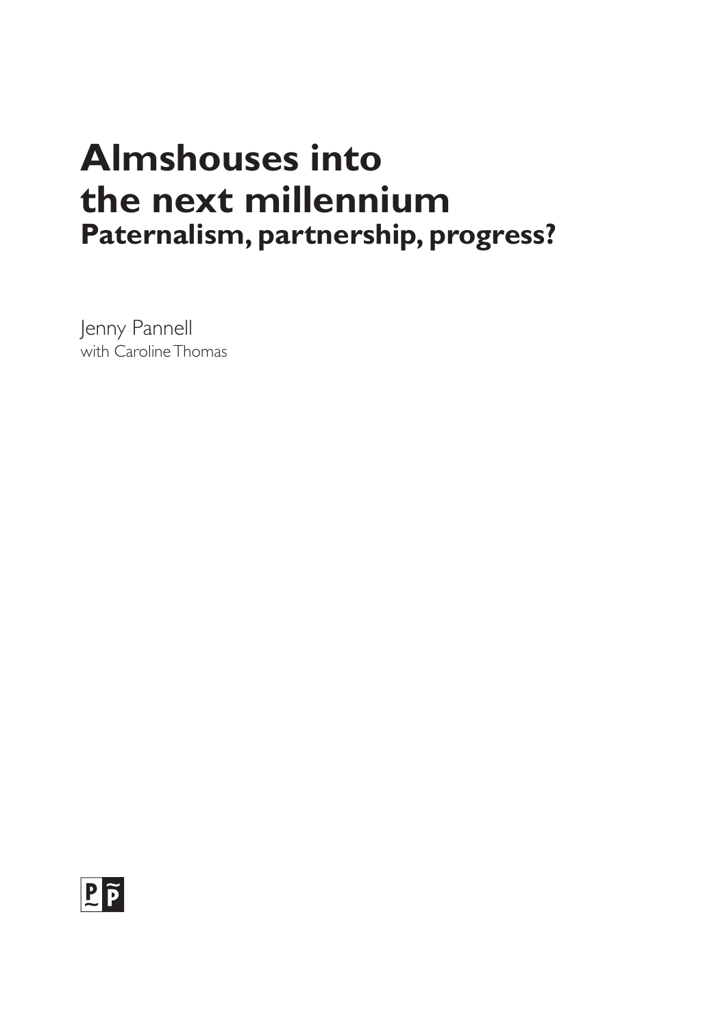# Almshouses into the next millennium

## Paternalism, partnership, progress?

Jenny Pannell
with Caroline Thomas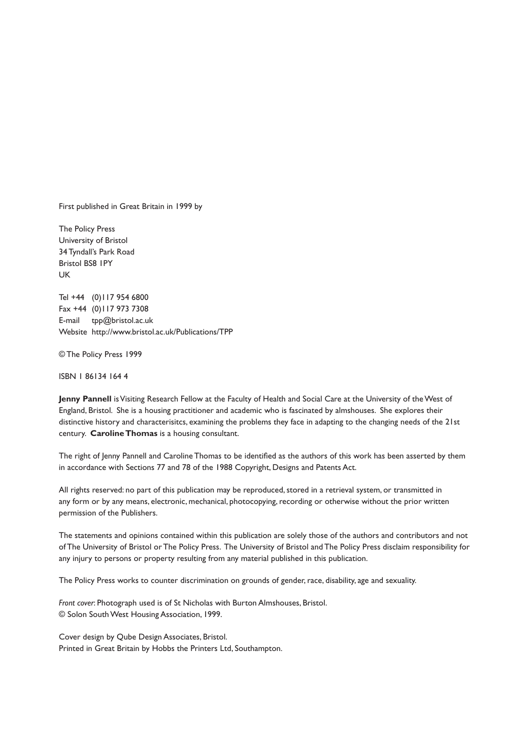First published in Great Britain in 1999 by

The Policy Press
University of Bristol
34 Tyndall's Park Road
Bristol BS8 1PY
UK

Tel +44 (0)117 954 6800
Fax +44 (0)117 973 7308
E-mail tpp@bristol.ac.uk
Website http://www.bristol.ac.uk/Publications/TPP

© The Policy Press 1999

ISBN 1 86134 164 4

**Jenny Pannell** is Visiting Research Fellow at the Faculty of Health and Social Care at the University of the West of England, Bristol. She is a housing practitioner and academic who is fascinated by almshouses. She explores their distinctive history and characterisitcs, examining the problems they face in adapting to the changing needs of the 21st century. **Caroline Thomas** is a housing consultant.

The right of Jenny Pannell and Caroline Thomas to be identified as the authors of this work has been asserted by them in accordance with Sections 77 and 78 of the 1988 Copyright, Designs and Patents Act.

All rights reserved: no part of this publication may be reproduced, stored in a retrieval system, or transmitted in any form or by any means, electronic, mechanical, photocopying, recording or otherwise without the prior written permission of the Publishers.

The statements and opinions contained within this publication are solely those of the authors and contributors and not of The University of Bristol or The Policy Press. The University of Bristol and The Policy Press disclaim responsibility for any injury to persons or property resulting from any material published in this publication.

The Policy Press works to counter discrimination on grounds of gender, race, disability, age and sexuality.

*Front cover*: Photograph used is of St Nicholas with Burton Almshouses, Bristol.
© Solon South West Housing Association, 1999.

Cover design by Qube Design Associates, Bristol.
Printed in Great Britain by Hobbs the Printers Ltd, Southampton.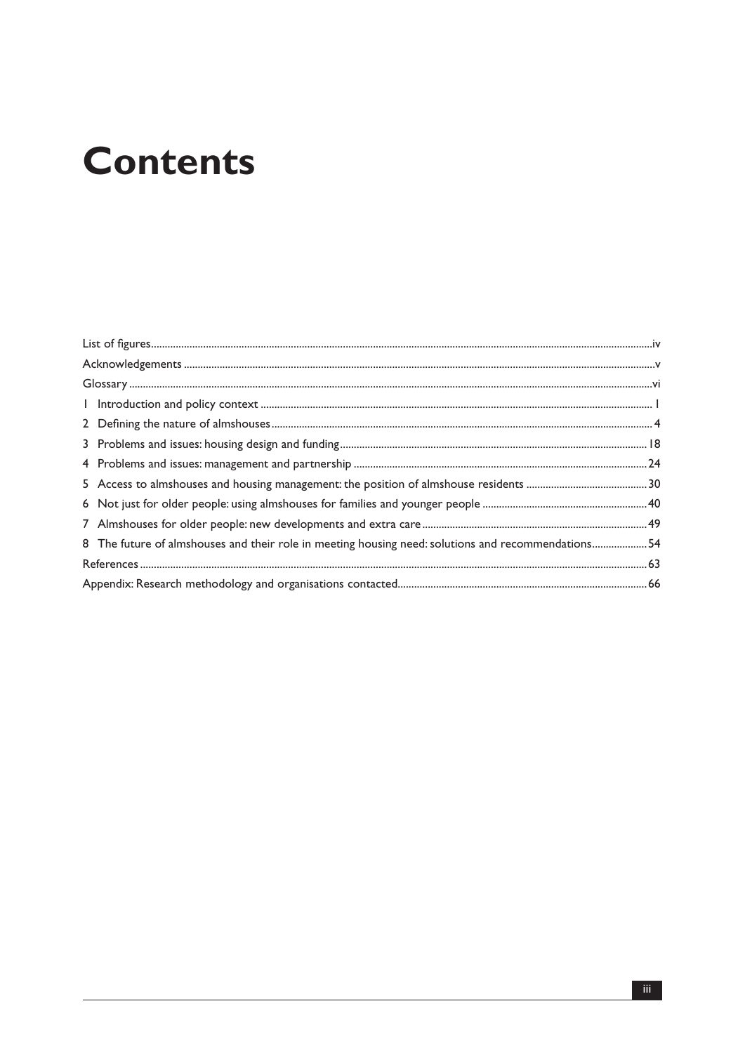# Contents

| | |
|---|---|
| List of figures | iv |
| Acknowledgements | v |
| Glossary | vi |
| 1 Introduction and policy context | 1 |
| 2 Defining the nature of almshouses | 4 |
| 3 Problems and issues: housing design and funding | 18 |
| 4 Problems and issues: management and partnership | 24 |
| 5 Access to almshouses and housing management: the position of almshouse residents | 30 |
| 6 Not just for older people: using almshouses for families and younger people | 40 |
| 7 Almshouses for older people: new developments and extra care | 49 |
| 8 The future of almshouses and their role in meeting housing need: solutions and recommendations | 54 |
| References | 63 |
| Appendix: Research methodology and organisations contacted | 66 |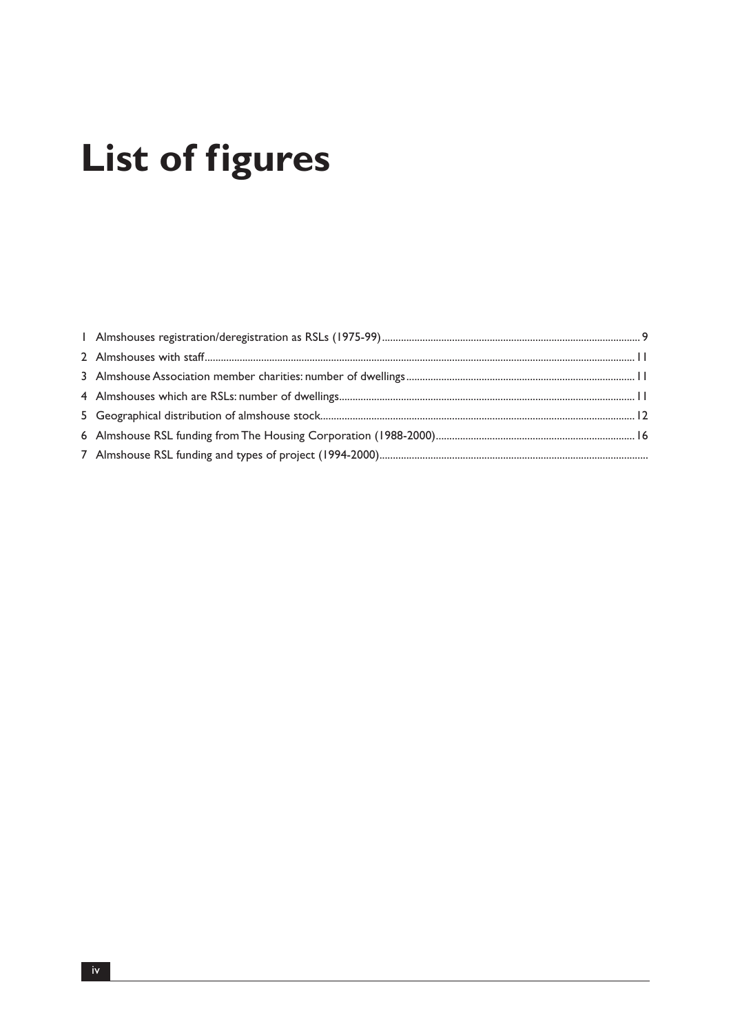# List of figures

1 Almshouses registration/deregistration as RSLs (1975-99) ........ 9
2 Almshouses with staff ........ 11
3 Almshouse Association member charities: number of dwellings ........ 11
4 Almshouses which are RSLs: number of dwellings ........ 11
5 Geographical distribution of almshouse stock ........ 12
6 Almshouse RSL funding from The Housing Corporation (1988-2000) ........ 16
7 Almshouse RSL funding and types of project (1994-2000) ........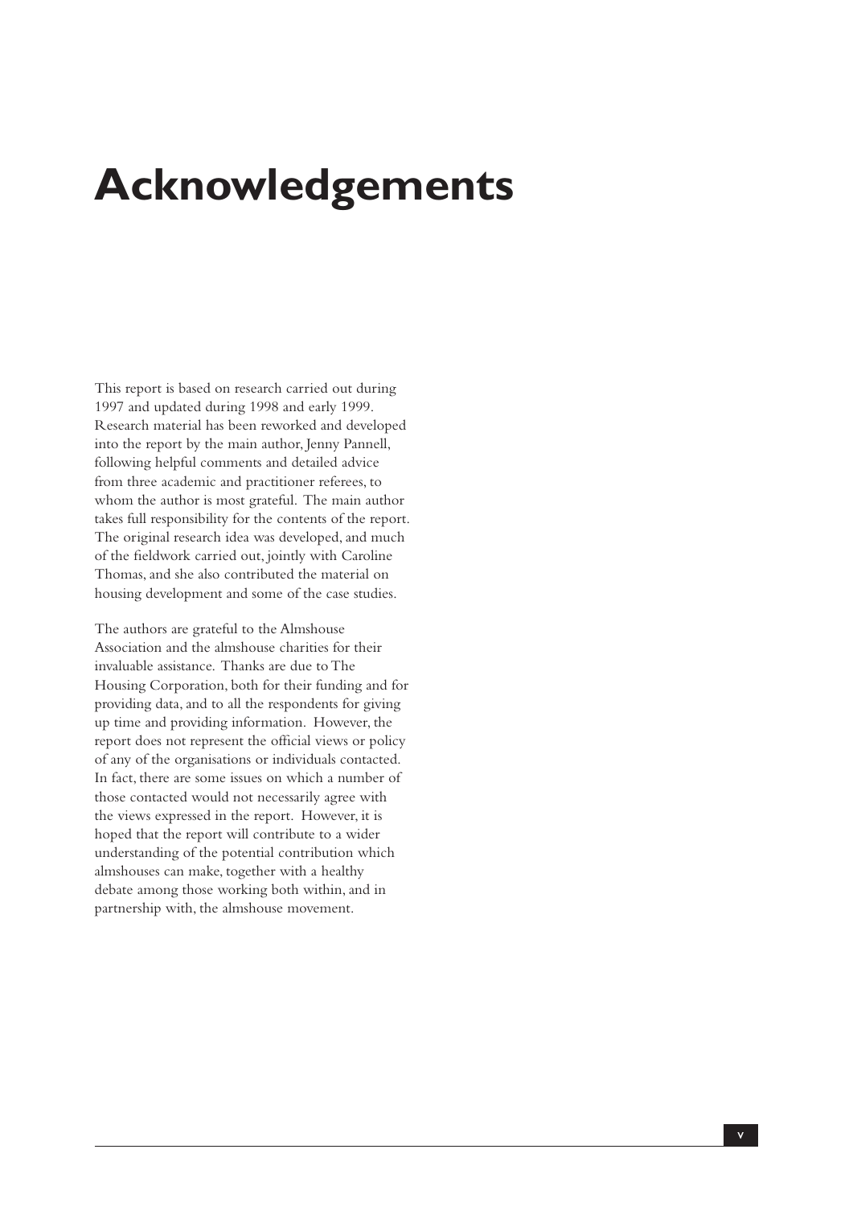# Acknowledgements

This report is based on research carried out during 1997 and updated during 1998 and early 1999. Research material has been reworked and developed into the report by the main author, Jenny Pannell, following helpful comments and detailed advice from three academic and practitioner referees, to whom the author is most grateful. The main author takes full responsibility for the contents of the report. The original research idea was developed, and much of the fieldwork carried out, jointly with Caroline Thomas, and she also contributed the material on housing development and some of the case studies.

The authors are grateful to the Almshouse Association and the almshouse charities for their invaluable assistance. Thanks are due to The Housing Corporation, both for their funding and for providing data, and to all the respondents for giving up time and providing information. However, the report does not represent the official views or policy of any of the organisations or individuals contacted. In fact, there are some issues on which a number of those contacted would not necessarily agree with the views expressed in the report. However, it is hoped that the report will contribute to a wider understanding of the potential contribution which almshouses can make, together with a healthy debate among those working both within, and in partnership with, the almshouse movement.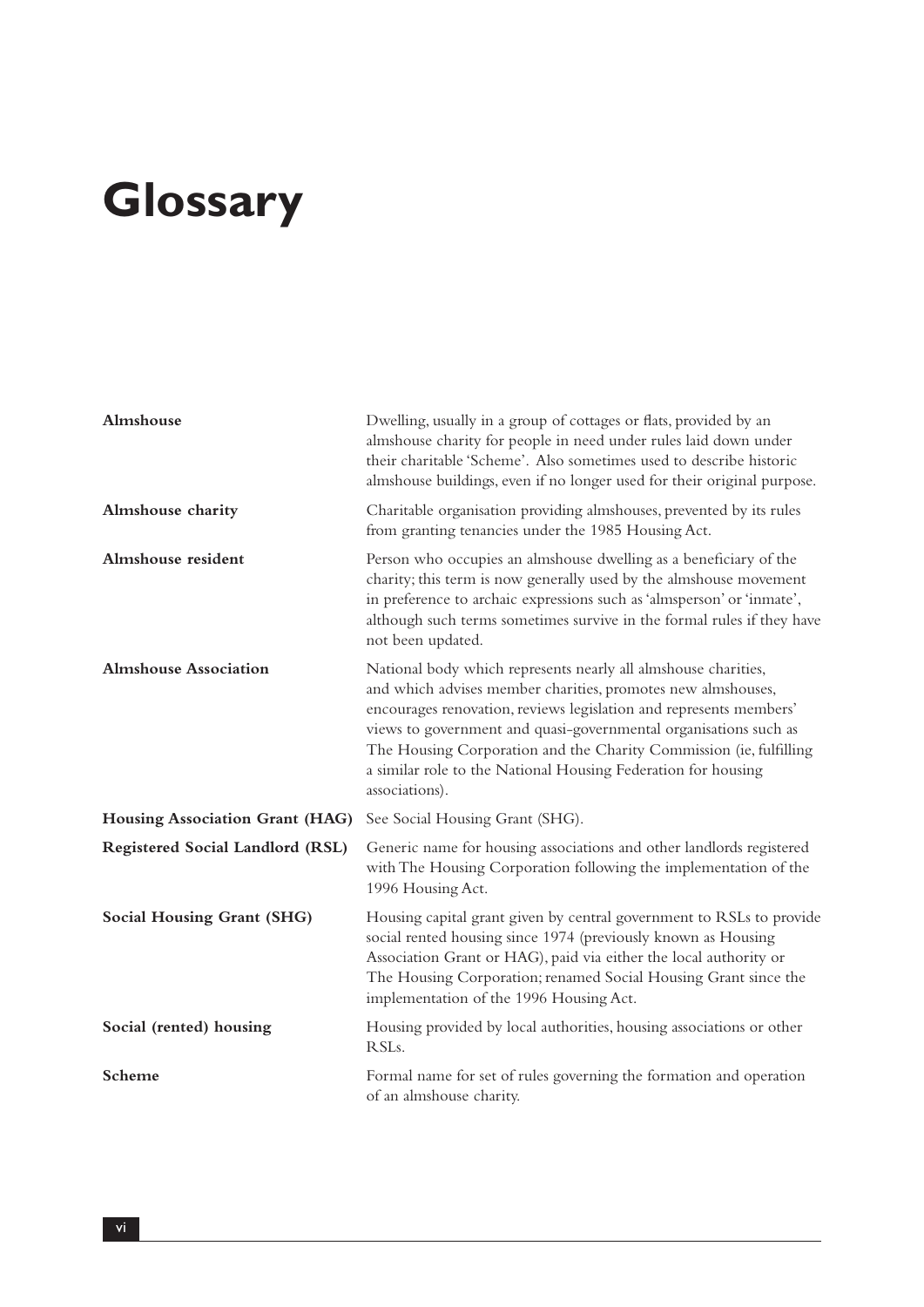# Glossary

| | |
|---|---|
| **Almshouse** | Dwelling, usually in a group of cottages or flats, provided by an almshouse charity for people in need under rules laid down under their charitable 'Scheme'. Also sometimes used to describe historic almshouse buildings, even if no longer used for their original purpose. |
| **Almshouse charity** | Charitable organisation providing almshouses, prevented by its rules from granting tenancies under the 1985 Housing Act. |
| **Almshouse resident** | Person who occupies an almshouse dwelling as a beneficiary of the charity; this term is now generally used by the almshouse movement in preference to archaic expressions such as 'almsperson' or 'inmate', although such terms sometimes survive in the formal rules if they have not been updated. |
| **Almshouse Association** | National body which represents nearly all almshouse charities, and which advises member charities, promotes new almshouses, encourages renovation, reviews legislation and represents members' views to government and quasi-governmental organisations such as The Housing Corporation and the Charity Commission (ie, fulfilling a similar role to the National Housing Federation for housing associations). |
| **Housing Association Grant (HAG)** | See Social Housing Grant (SHG). |
| **Registered Social Landlord (RSL)** | Generic name for housing associations and other landlords registered with The Housing Corporation following the implementation of the 1996 Housing Act. |
| **Social Housing Grant (SHG)** | Housing capital grant given by central government to RSLs to provide social rented housing since 1974 (previously known as Housing Association Grant or HAG), paid via either the local authority or The Housing Corporation; renamed Social Housing Grant since the implementation of the 1996 Housing Act. |
| **Social (rented) housing** | Housing provided by local authorities, housing associations or other RSLs. |
| **Scheme** | Formal name for set of rules governing the formation and operation of an almshouse charity. |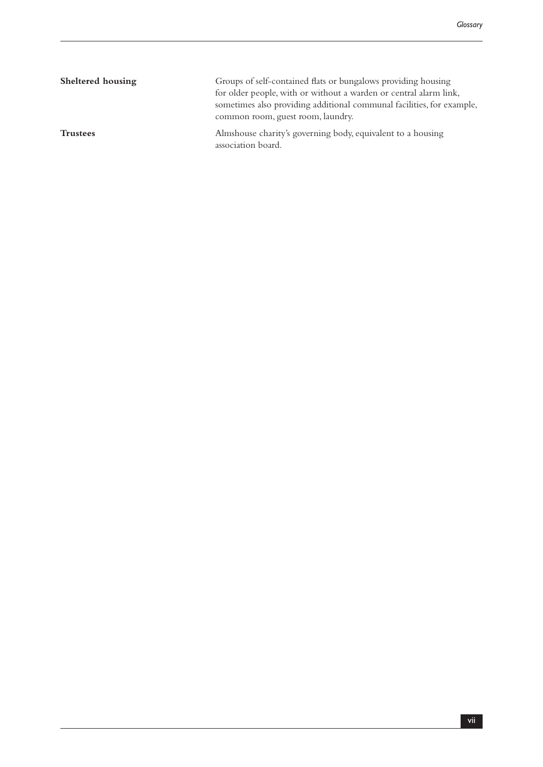**Sheltered housing** Groups of self-contained flats or bungalows providing housing for older people, with or without a warden or central alarm link, sometimes also providing additional communal facilities, for example, common room, guest room, laundry.

**Trustees** Almshouse charity's governing body, equivalent to a housing association board.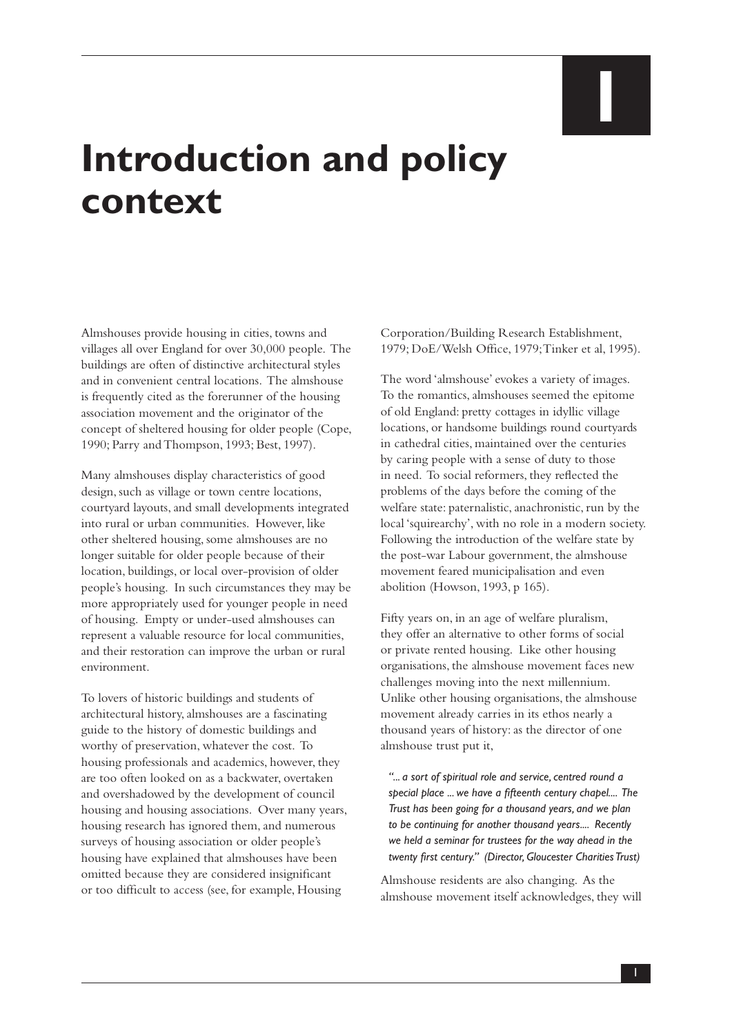# 1

# Introduction and policy context

Almshouses provide housing in cities, towns and villages all over England for over 30,000 people. The buildings are often of distinctive architectural styles and in convenient central locations. The almshouse is frequently cited as the forerunner of the housing association movement and the originator of the concept of sheltered housing for older people (Cope, 1990; Parry and Thompson, 1993; Best, 1997).

Many almshouses display characteristics of good design, such as village or town centre locations, courtyard layouts, and small developments integrated into rural or urban communities. However, like other sheltered housing, some almshouses are no longer suitable for older people because of their location, buildings, or local over-provision of older people's housing. In such circumstances they may be more appropriately used for younger people in need of housing. Empty or under-used almshouses can represent a valuable resource for local communities, and their restoration can improve the urban or rural environment.

To lovers of historic buildings and students of architectural history, almshouses are a fascinating guide to the history of domestic buildings and worthy of preservation, whatever the cost. To housing professionals and academics, however, they are too often looked on as a backwater, overtaken and overshadowed by the development of council housing and housing associations. Over many years, housing research has ignored them, and numerous surveys of housing association or older people's housing have explained that almshouses have been omitted because they are considered insignificant or too difficult to access (see, for example, Housing Corporation/Building Research Establishment, 1979; DoE/Welsh Office, 1979; Tinker et al, 1995).

The word 'almshouse' evokes a variety of images. To the romantics, almshouses seemed the epitome of old England: pretty cottages in idyllic village locations, or handsome buildings round courtyards in cathedral cities, maintained over the centuries by caring people with a sense of duty to those in need. To social reformers, they reflected the problems of the days before the coming of the welfare state: paternalistic, anachronistic, run by the local 'squirearchy', with no role in a modern society. Following the introduction of the welfare state by the post-war Labour government, the almshouse movement feared municipalisation and even abolition (Howson, 1993, p 165).

Fifty years on, in an age of welfare pluralism, they offer an alternative to other forms of social or private rented housing. Like other housing organisations, the almshouse movement faces new challenges moving into the next millennium. Unlike other housing organisations, the almshouse movement already carries in its ethos nearly a thousand years of history: as the director of one almshouse trust put it,

> *"... a sort of spiritual role and service, centred round a special place ... we have a fifteenth century chapel.... The Trust has been going for a thousand years, and we plan to be continuing for another thousand years.... Recently we held a seminar for trustees for the way ahead in the twenty first century." (Director, Gloucester Charities Trust)*

Almshouse residents are also changing. As the almshouse movement itself acknowledges, they will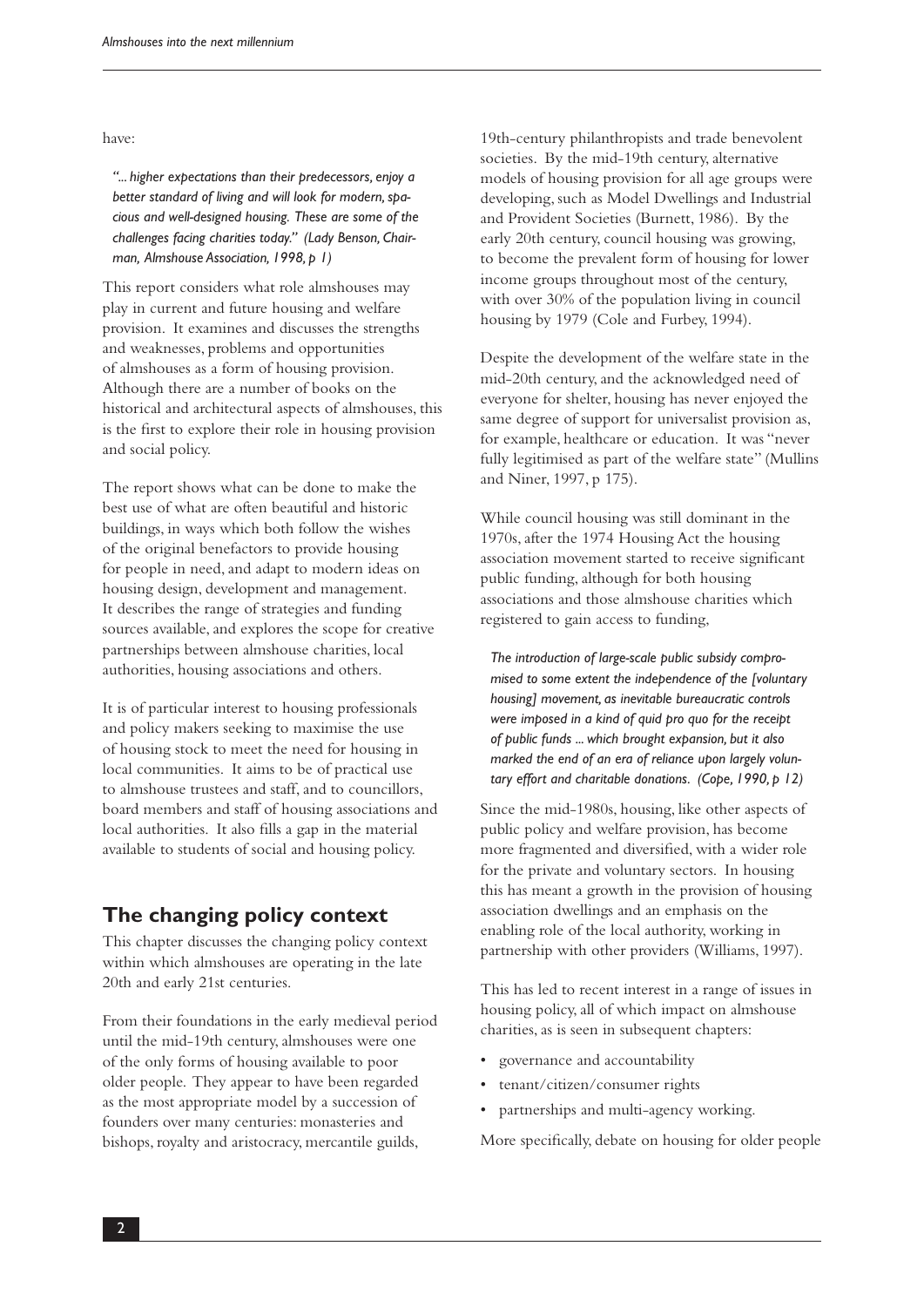have:

> *"... higher expectations than their predecessors, enjoy a better standard of living and will look for modern, spacious and well-designed housing. These are some of the challenges facing charities today." (Lady Benson, Chairman, Almshouse Association, 1998, p 1)*

This report considers what role almshouses may play in current and future housing and welfare provision. It examines and discusses the strengths and weaknesses, problems and opportunities of almshouses as a form of housing provision. Although there are a number of books on the historical and architectural aspects of almshouses, this is the first to explore their role in housing provision and social policy.

The report shows what can be done to make the best use of what are often beautiful and historic buildings, in ways which both follow the wishes of the original benefactors to provide housing for people in need, and adapt to modern ideas on housing design, development and management. It describes the range of strategies and funding sources available, and explores the scope for creative partnerships between almshouse charities, local authorities, housing associations and others.

It is of particular interest to housing professionals and policy makers seeking to maximise the use of housing stock to meet the need for housing in local communities. It aims to be of practical use to almshouse trustees and staff, and to councillors, board members and staff of housing associations and local authorities. It also fills a gap in the material available to students of social and housing policy.

## The changing policy context

This chapter discusses the changing policy context within which almshouses are operating in the late 20th and early 21st centuries.

From their foundations in the early medieval period until the mid-19th century, almshouses were one of the only forms of housing available to poor older people. They appear to have been regarded as the most appropriate model by a succession of founders over many centuries: monasteries and bishops, royalty and aristocracy, mercantile guilds, 19th-century philanthropists and trade benevolent societies. By the mid-19th century, alternative models of housing provision for all age groups were developing, such as Model Dwellings and Industrial and Provident Societies (Burnett, 1986). By the early 20th century, council housing was growing, to become the prevalent form of housing for lower income groups throughout most of the century, with over 30% of the population living in council housing by 1979 (Cole and Furbey, 1994).

Despite the development of the welfare state in the mid-20th century, and the acknowledged need of everyone for shelter, housing has never enjoyed the same degree of support for universalist provision as, for example, healthcare or education. It was "never fully legitimised as part of the welfare state" (Mullins and Niner, 1997, p 175).

While council housing was still dominant in the 1970s, after the 1974 Housing Act the housing association movement started to receive significant public funding, although for both housing associations and those almshouse charities which registered to gain access to funding,

> *The introduction of large-scale public subsidy compromised to some extent the independence of the [voluntary housing] movement, as inevitable bureaucratic controls were imposed in a kind of quid pro quo for the receipt of public funds ... which brought expansion, but it also marked the end of an era of reliance upon largely voluntary effort and charitable donations. (Cope, 1990, p 12)*

Since the mid-1980s, housing, like other aspects of public policy and welfare provision, has become more fragmented and diversified, with a wider role for the private and voluntary sectors. In housing this has meant a growth in the provision of housing association dwellings and an emphasis on the enabling role of the local authority, working in partnership with other providers (Williams, 1997).

This has led to recent interest in a range of issues in housing policy, all of which impact on almshouse charities, as is seen in subsequent chapters:

- governance and accountability
- tenant/citizen/consumer rights
- partnerships and multi-agency working.

More specifically, debate on housing for older people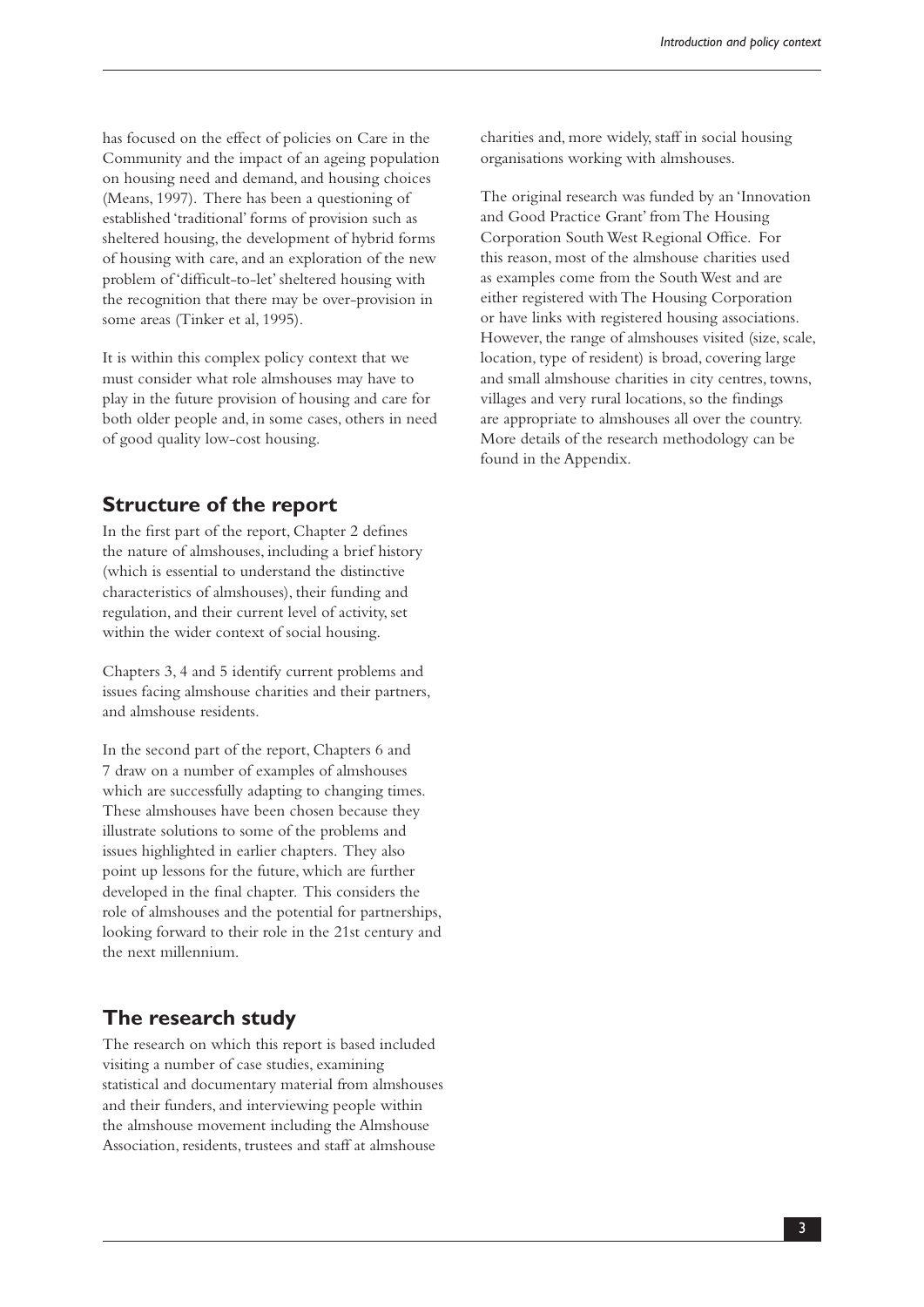has focused on the effect of policies on Care in the Community and the impact of an ageing population on housing need and demand, and housing choices (Means, 1997). There has been a questioning of established 'traditional' forms of provision such as sheltered housing, the development of hybrid forms of housing with care, and an exploration of the new problem of 'difficult-to-let' sheltered housing with the recognition that there may be over-provision in some areas (Tinker et al, 1995).

It is within this complex policy context that we must consider what role almshouses may have to play in the future provision of housing and care for both older people and, in some cases, others in need of good quality low-cost housing.

## Structure of the report

In the first part of the report, Chapter 2 defines the nature of almshouses, including a brief history (which is essential to understand the distinctive characteristics of almshouses), their funding and regulation, and their current level of activity, set within the wider context of social housing.

Chapters 3, 4 and 5 identify current problems and issues facing almshouse charities and their partners, and almshouse residents.

In the second part of the report, Chapters 6 and 7 draw on a number of examples of almshouses which are successfully adapting to changing times. These almshouses have been chosen because they illustrate solutions to some of the problems and issues highlighted in earlier chapters. They also point up lessons for the future, which are further developed in the final chapter. This considers the role of almshouses and the potential for partnerships, looking forward to their role in the 21st century and the next millennium.

## The research study

The research on which this report is based included visiting a number of case studies, examining statistical and documentary material from almshouses and their funders, and interviewing people within the almshouse movement including the Almshouse Association, residents, trustees and staff at almshouse charities and, more widely, staff in social housing organisations working with almshouses.

The original research was funded by an 'Innovation and Good Practice Grant' from The Housing Corporation South West Regional Office. For this reason, most of the almshouse charities used as examples come from the South West and are either registered with The Housing Corporation or have links with registered housing associations. However, the range of almshouses visited (size, scale, location, type of resident) is broad, covering large and small almshouse charities in city centres, towns, villages and very rural locations, so the findings are appropriate to almshouses all over the country. More details of the research methodology can be found in the Appendix.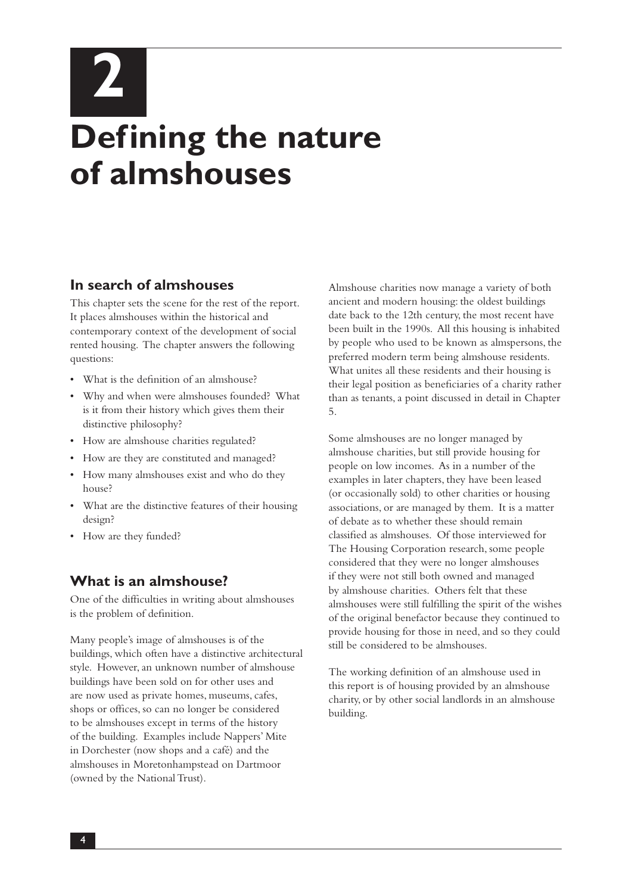# 2

# Defining the nature of almshouses

## In search of almshouses

This chapter sets the scene for the rest of the report. It places almshouses within the historical and contemporary context of the development of social rented housing. The chapter answers the following questions:

- What is the definition of an almshouse?
- Why and when were almshouses founded? What is it from their history which gives them their distinctive philosophy?
- How are almshouse charities regulated?
- How are they are constituted and managed?
- How many almshouses exist and who do they house?
- What are the distinctive features of their housing design?
- How are they funded?

## What is an almshouse?

One of the difficulties in writing about almshouses is the problem of definition.

Many people's image of almshouses is of the buildings, which often have a distinctive architectural style. However, an unknown number of almshouse buildings have been sold on for other uses and are now used as private homes, museums, cafes, shops or offices, so can no longer be considered to be almshouses except in terms of the history of the building. Examples include Nappers' Mite in Dorchester (now shops and a café) and the almshouses in Moretonhampstead on Dartmoor (owned by the National Trust).

Almshouse charities now manage a variety of both ancient and modern housing: the oldest buildings date back to the 12th century, the most recent have been built in the 1990s. All this housing is inhabited by people who used to be known as almspersons, the preferred modern term being almshouse residents. What unites all these residents and their housing is their legal position as beneficiaries of a charity rather than as tenants, a point discussed in detail in Chapter 5.

Some almshouses are no longer managed by almshouse charities, but still provide housing for people on low incomes. As in a number of the examples in later chapters, they have been leased (or occasionally sold) to other charities or housing associations, or are managed by them. It is a matter of debate as to whether these should remain classified as almshouses. Of those interviewed for The Housing Corporation research, some people considered that they were no longer almshouses if they were not still both owned and managed by almshouse charities. Others felt that these almshouses were still fulfilling the spirit of the wishes of the original benefactor because they continued to provide housing for those in need, and so they could still be considered to be almshouses.

The working definition of an almshouse used in this report is of housing provided by an almshouse charity, or by other social landlords in an almshouse building.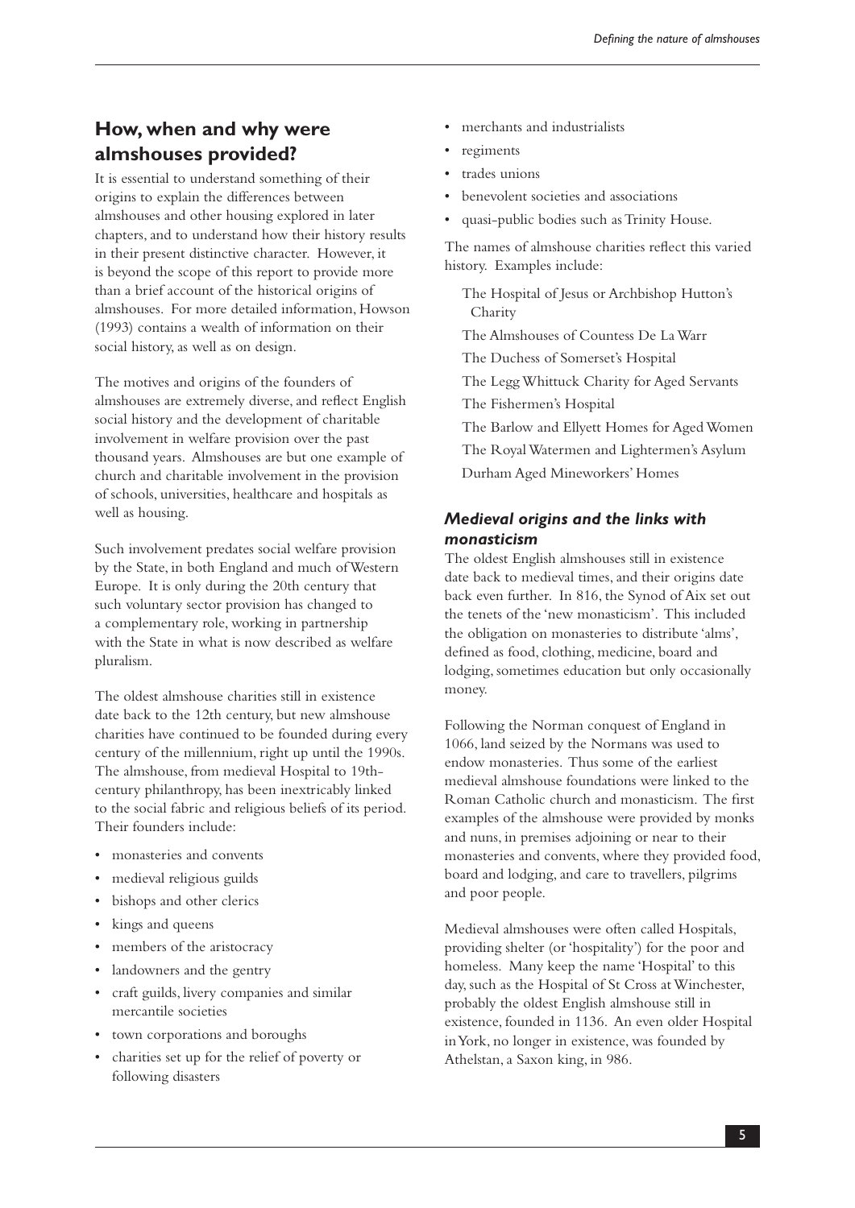## How, when and why were almshouses provided?

It is essential to understand something of their origins to explain the differences between almshouses and other housing explored in later chapters, and to understand how their history results in their present distinctive character. However, it is beyond the scope of this report to provide more than a brief account of the historical origins of almshouses. For more detailed information, Howson (1993) contains a wealth of information on their social history, as well as on design.

The motives and origins of the founders of almshouses are extremely diverse, and reflect English social history and the development of charitable involvement in welfare provision over the past thousand years. Almshouses are but one example of church and charitable involvement in the provision of schools, universities, healthcare and hospitals as well as housing.

Such involvement predates social welfare provision by the State, in both England and much of Western Europe. It is only during the 20th century that such voluntary sector provision has changed to a complementary role, working in partnership with the State in what is now described as welfare pluralism.

The oldest almshouse charities still in existence date back to the 12th century, but new almshouse charities have continued to be founded during every century of the millennium, right up until the 1990s. The almshouse, from medieval Hospital to 19th-century philanthropy, has been inextricably linked to the social fabric and religious beliefs of its period. Their founders include:

- monasteries and convents
- medieval religious guilds
- bishops and other clerics
- kings and queens
- members of the aristocracy
- landowners and the gentry
- craft guilds, livery companies and similar mercantile societies
- town corporations and boroughs
- charities set up for the relief of poverty or following disasters
- merchants and industrialists
- regiments
- trades unions
- benevolent societies and associations
- quasi-public bodies such as Trinity House.

The names of almshouse charities reflect this varied history. Examples include:

The Hospital of Jesus or Archbishop Hutton's Charity

The Almshouses of Countess De La Warr

The Duchess of Somerset's Hospital

The Legg Whittuck Charity for Aged Servants

The Fishermen's Hospital

The Barlow and Ellyett Homes for Aged Women

The Royal Watermen and Lightermen's Asylum

Durham Aged Mineworkers' Homes

### *Medieval origins and the links with monasticism*

The oldest English almshouses still in existence date back to medieval times, and their origins date back even further. In 816, the Synod of Aix set out the tenets of the 'new monasticism'. This included the obligation on monasteries to distribute 'alms', defined as food, clothing, medicine, board and lodging, sometimes education but only occasionally money.

Following the Norman conquest of England in 1066, land seized by the Normans was used to endow monasteries. Thus some of the earliest medieval almshouse foundations were linked to the Roman Catholic church and monasticism. The first examples of the almshouse were provided by monks and nuns, in premises adjoining or near to their monasteries and convents, where they provided food, board and lodging, and care to travellers, pilgrims and poor people.

Medieval almshouses were often called Hospitals, providing shelter (or 'hospitality') for the poor and homeless. Many keep the name 'Hospital' to this day, such as the Hospital of St Cross at Winchester, probably the oldest English almshouse still in existence, founded in 1136. An even older Hospital in York, no longer in existence, was founded by Athelstan, a Saxon king, in 986.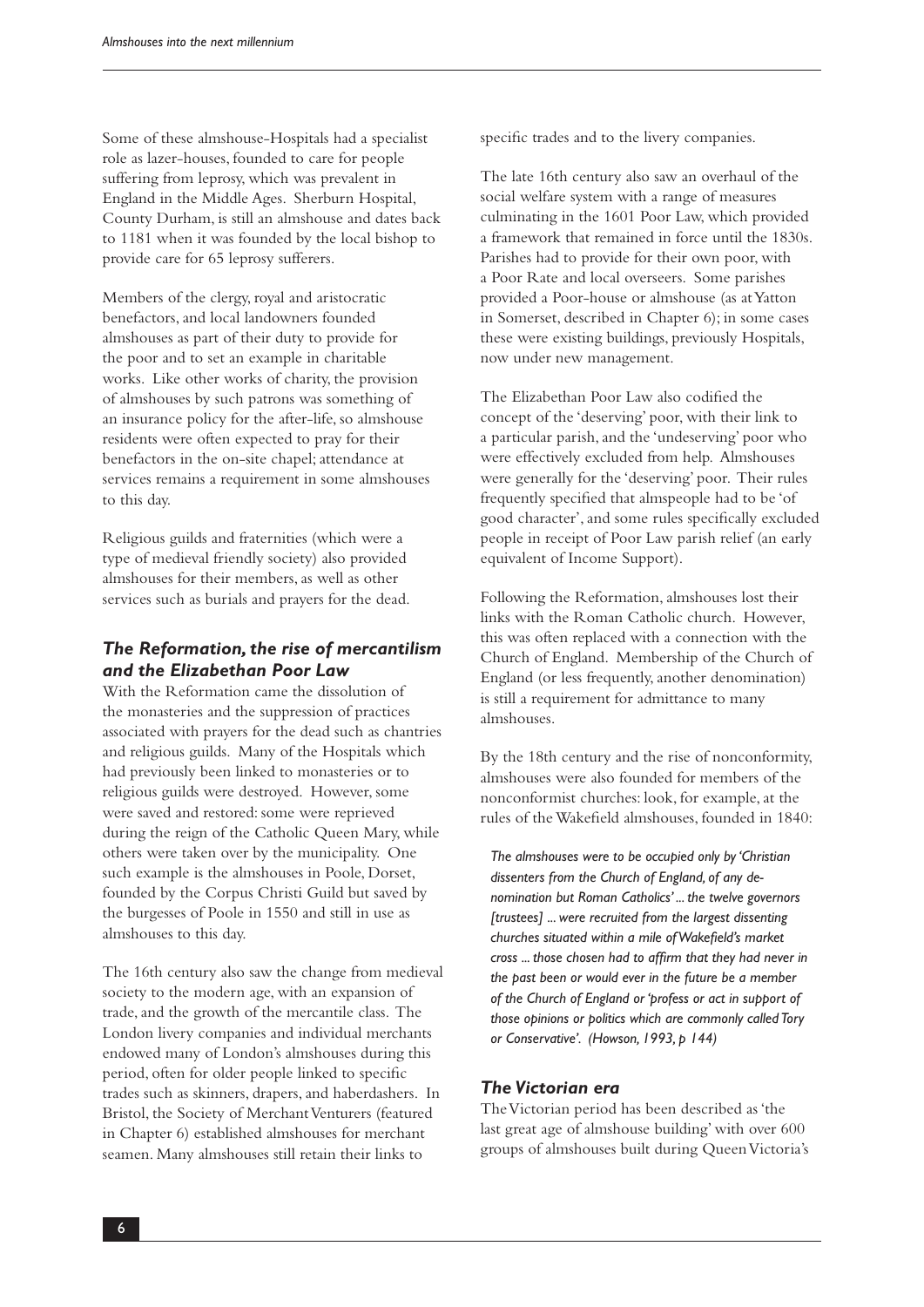Some of these almshouse-Hospitals had a specialist role as lazer-houses, founded to care for people suffering from leprosy, which was prevalent in England in the Middle Ages. Sherburn Hospital, County Durham, is still an almshouse and dates back to 1181 when it was founded by the local bishop to provide care for 65 leprosy sufferers.

Members of the clergy, royal and aristocratic benefactors, and local landowners founded almshouses as part of their duty to provide for the poor and to set an example in charitable works. Like other works of charity, the provision of almshouses by such patrons was something of an insurance policy for the after-life, so almshouse residents were often expected to pray for their benefactors in the on-site chapel; attendance at services remains a requirement in some almshouses to this day.

Religious guilds and fraternities (which were a type of medieval friendly society) also provided almshouses for their members, as well as other services such as burials and prayers for the dead.

### *The Reformation, the rise of mercantilism and the Elizabethan Poor Law*

With the Reformation came the dissolution of the monasteries and the suppression of practices associated with prayers for the dead such as chantries and religious guilds. Many of the Hospitals which had previously been linked to monasteries or to religious guilds were destroyed. However, some were saved and restored: some were reprieved during the reign of the Catholic Queen Mary, while others were taken over by the municipality. One such example is the almshouses in Poole, Dorset, founded by the Corpus Christi Guild but saved by the burgesses of Poole in 1550 and still in use as almshouses to this day.

The 16th century also saw the change from medieval society to the modern age, with an expansion of trade, and the growth of the mercantile class. The London livery companies and individual merchants endowed many of London's almshouses during this period, often for older people linked to specific trades such as skinners, drapers, and haberdashers. In Bristol, the Society of Merchant Venturers (featured in Chapter 6) established almshouses for merchant seamen. Many almshouses still retain their links to specific trades and to the livery companies.

The late 16th century also saw an overhaul of the social welfare system with a range of measures culminating in the 1601 Poor Law, which provided a framework that remained in force until the 1830s. Parishes had to provide for their own poor, with a Poor Rate and local overseers. Some parishes provided a Poor-house or almshouse (as at Yatton in Somerset, described in Chapter 6); in some cases these were existing buildings, previously Hospitals, now under new management.

The Elizabethan Poor Law also codified the concept of the 'deserving' poor, with their link to a particular parish, and the 'undeserving' poor who were effectively excluded from help. Almshouses were generally for the 'deserving' poor. Their rules frequently specified that almspeople had to be 'of good character', and some rules specifically excluded people in receipt of Poor Law parish relief (an early equivalent of Income Support).

Following the Reformation, almshouses lost their links with the Roman Catholic church. However, this was often replaced with a connection with the Church of England. Membership of the Church of England (or less frequently, another denomination) is still a requirement for admittance to many almshouses.

By the 18th century and the rise of nonconformity, almshouses were also founded for members of the nonconformist churches: look, for example, at the rules of the Wakefield almshouses, founded in 1840:

> *The almshouses were to be occupied only by 'Christian dissenters from the Church of England, of any denomination but Roman Catholics' ... the twelve governors [trustees] ... were recruited from the largest dissenting churches situated within a mile of Wakefield's market cross ... those chosen had to affirm that they had never in the past been or would ever in the future be a member of the Church of England or 'profess or act in support of those opinions or politics which are commonly called Tory or Conservative'. (Howson, 1993, p 144)*

### *The Victorian era*

The Victorian period has been described as 'the last great age of almshouse building' with over 600 groups of almshouses built during Queen Victoria's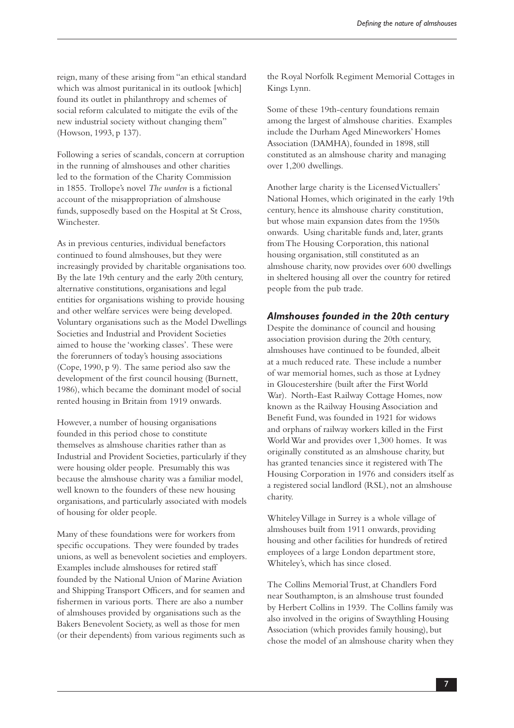reign, many of these arising from "an ethical standard which was almost puritanical in its outlook [which] found its outlet in philanthropy and schemes of social reform calculated to mitigate the evils of the new industrial society without changing them" (Howson, 1993, p 137).

Following a series of scandals, concern at corruption in the running of almshouses and other charities led to the formation of the Charity Commission in 1855. Trollope's novel *The warden* is a fictional account of the misappropriation of almshouse funds, supposedly based on the Hospital at St Cross, Winchester.

As in previous centuries, individual benefactors continued to found almshouses, but they were increasingly provided by charitable organisations too. By the late 19th century and the early 20th century, alternative constitutions, organisations and legal entities for organisations wishing to provide housing and other welfare services were being developed. Voluntary organisations such as the Model Dwellings Societies and Industrial and Provident Societies aimed to house the 'working classes'. These were the forerunners of today's housing associations (Cope, 1990, p 9). The same period also saw the development of the first council housing (Burnett, 1986), which became the dominant model of social rented housing in Britain from 1919 onwards.

However, a number of housing organisations founded in this period chose to constitute themselves as almshouse charities rather than as Industrial and Provident Societies, particularly if they were housing older people. Presumably this was because the almshouse charity was a familiar model, well known to the founders of these new housing organisations, and particularly associated with models of housing for older people.

Many of these foundations were for workers from specific occupations. They were founded by trades unions, as well as benevolent societies and employers. Examples include almshouses for retired staff founded by the National Union of Marine Aviation and Shipping Transport Officers, and for seamen and fishermen in various ports. There are also a number of almshouses provided by organisations such as the Bakers Benevolent Society, as well as those for men (or their dependents) from various regiments such as the Royal Norfolk Regiment Memorial Cottages in Kings Lynn.

Some of these 19th-century foundations remain among the largest of almshouse charities. Examples include the Durham Aged Mineworkers' Homes Association (DAMHA), founded in 1898, still constituted as an almshouse charity and managing over 1,200 dwellings.

Another large charity is the Licensed Victuallers' National Homes, which originated in the early 19th century, hence its almshouse charity constitution, but whose main expansion dates from the 1950s onwards. Using charitable funds and, later, grants from The Housing Corporation, this national housing organisation, still constituted as an almshouse charity, now provides over 600 dwellings in sheltered housing all over the country for retired people from the pub trade.

### *Almshouses founded in the 20th century*

Despite the dominance of council and housing association provision during the 20th century, almshouses have continued to be founded, albeit at a much reduced rate. These include a number of war memorial homes, such as those at Lydney in Gloucestershire (built after the First World War). North-East Railway Cottage Homes, now known as the Railway Housing Association and Benefit Fund, was founded in 1921 for widows and orphans of railway workers killed in the First World War and provides over 1,300 homes. It was originally constituted as an almshouse charity, but has granted tenancies since it registered with The Housing Corporation in 1976 and considers itself as a registered social landlord (RSL), not an almshouse charity.

Whiteley Village in Surrey is a whole village of almshouses built from 1911 onwards, providing housing and other facilities for hundreds of retired employees of a large London department store, Whiteley's, which has since closed.

The Collins Memorial Trust, at Chandlers Ford near Southampton, is an almshouse trust founded by Herbert Collins in 1939. The Collins family was also involved in the origins of Swaythling Housing Association (which provides family housing), but chose the model of an almshouse charity when they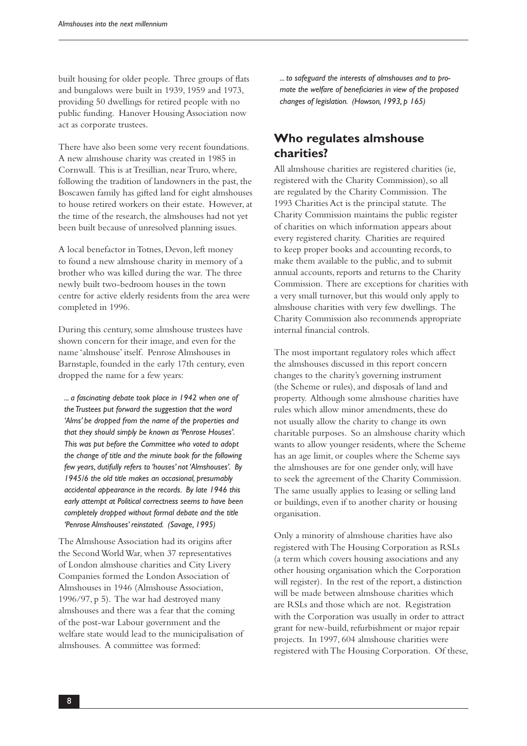built housing for older people. Three groups of flats and bungalows were built in 1939, 1959 and 1973, providing 50 dwellings for retired people with no public funding. Hanover Housing Association now act as corporate trustees.

There have also been some very recent foundations. A new almshouse charity was created in 1985 in Cornwall. This is at Tresillian, near Truro, where, following the tradition of landowners in the past, the Boscawen family has gifted land for eight almshouses to house retired workers on their estate. However, at the time of the research, the almshouses had not yet been built because of unresolved planning issues.

A local benefactor in Totnes, Devon, left money to found a new almshouse charity in memory of a brother who was killed during the war. The three newly built two-bedroom houses in the town centre for active elderly residents from the area were completed in 1996.

During this century, some almshouse trustees have shown concern for their image, and even for the name 'almshouse' itself. Penrose Almshouses in Barnstaple, founded in the early 17th century, even dropped the name for a few years:

> *... a fascinating debate took place in 1942 when one of the Trustees put forward the suggestion that the word 'Alms' be dropped from the name of the properties and that they should simply be known as 'Penrose Houses'. This was put before the Committee who voted to adopt the change of title and the minute book for the following few years, dutifully refers to 'houses' not 'Almshouses'. By 1945/6 the old title makes an occasional, presumably accidental appearance in the records. By late 1946 this early attempt at Political correctness seems to have been completely dropped without formal debate and the title 'Penrose Almshouses' reinstated. (Savage, 1995)*

The Almshouse Association had its origins after the Second World War, when 37 representatives of London almshouse charities and City Livery Companies formed the London Association of Almshouses in 1946 (Almshouse Association, 1996/97, p 5). The war had destroyed many almshouses and there was a fear that the coming of the post-war Labour government and the welfare state would lead to the municipalisation of almshouses. A committee was formed:

> *... to safeguard the interests of almshouses and to promote the welfare of beneficiaries in view of the proposed changes of legislation. (Howson, 1993, p 165)*

## Who regulates almshouse charities?

All almshouse charities are registered charities (ie, registered with the Charity Commission), so all are regulated by the Charity Commission. The 1993 Charities Act is the principal statute. The Charity Commission maintains the public register of charities on which information appears about every registered charity. Charities are required to keep proper books and accounting records, to make them available to the public, and to submit annual accounts, reports and returns to the Charity Commission. There are exceptions for charities with a very small turnover, but this would only apply to almshouse charities with very few dwellings. The Charity Commission also recommends appropriate internal financial controls.

The most important regulatory roles which affect the almshouses discussed in this report concern changes to the charity's governing instrument (the Scheme or rules), and disposals of land and property. Although some almshouse charities have rules which allow minor amendments, these do not usually allow the charity to change its own charitable purposes. So an almshouse charity which wants to allow younger residents, where the Scheme has an age limit, or couples where the Scheme says the almshouses are for one gender only, will have to seek the agreement of the Charity Commission. The same usually applies to leasing or selling land or buildings, even if to another charity or housing organisation.

Only a minority of almshouse charities have also registered with The Housing Corporation as RSLs (a term which covers housing associations and any other housing organisation which the Corporation will register). In the rest of the report, a distinction will be made between almshouse charities which are RSLs and those which are not. Registration with the Corporation was usually in order to attract grant for new-build, refurbishment or major repair projects. In 1997, 604 almshouse charities were registered with The Housing Corporation. Of these,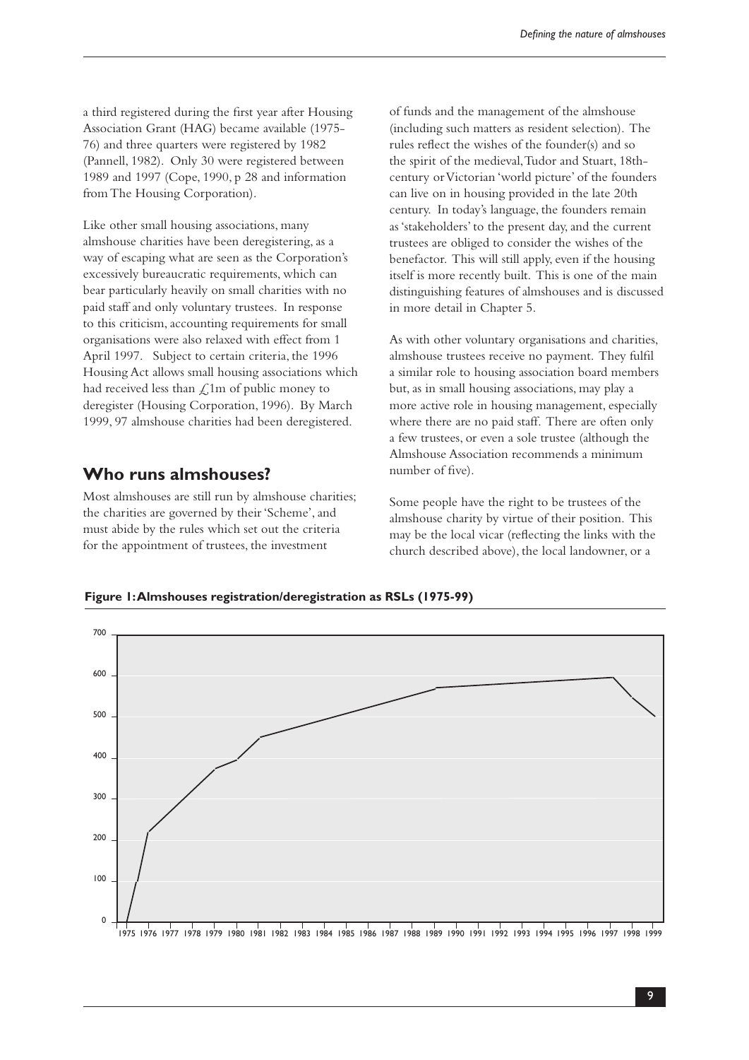a third registered during the first year after Housing Association Grant (HAG) became available (1975-76) and three quarters were registered by 1982 (Pannell, 1982). Only 30 were registered between 1989 and 1997 (Cope, 1990, p 28 and information from The Housing Corporation).

Like other small housing associations, many almshouse charities have been deregistering, as a way of escaping what are seen as the Corporation's excessively bureaucratic requirements, which can bear particularly heavily on small charities with no paid staff and only voluntary trustees. In response to this criticism, accounting requirements for small organisations were also relaxed with effect from 1 April 1997. Subject to certain criteria, the 1996 Housing Act allows small housing associations which had received less than £1m of public money to deregister (Housing Corporation, 1996). By March 1999, 97 almshouse charities had been deregistered.

## Who runs almshouses?

Most almshouses are still run by almshouse charities; the charities are governed by their 'Scheme', and must abide by the rules which set out the criteria for the appointment of trustees, the investment of funds and the management of the almshouse (including such matters as resident selection). The rules reflect the wishes of the founder(s) and so the spirit of the medieval, Tudor and Stuart, 18th-century or Victorian 'world picture' of the founders can live on in housing provided in the late 20th century. In today's language, the founders remain as 'stakeholders' to the present day, and the current trustees are obliged to consider the wishes of the benefactor. This will still apply, even if the housing itself is more recently built. This is one of the main distinguishing features of almshouses and is discussed in more detail in Chapter 5.

As with other voluntary organisations and charities, almshouse trustees receive no payment. They fulfil a similar role to housing association board members but, as in small housing associations, may play a more active role in housing management, especially where there are no paid staff. There are often only a few trustees, or even a sole trustee (although the Almshouse Association recommends a minimum number of five).

Some people have the right to be trustees of the almshouse charity by virtue of their position. This may be the local vicar (reflecting the links with the church described above), the local landowner, or a

**Figure 1: Almshouses registration/deregistration as RSLs (1975-99)**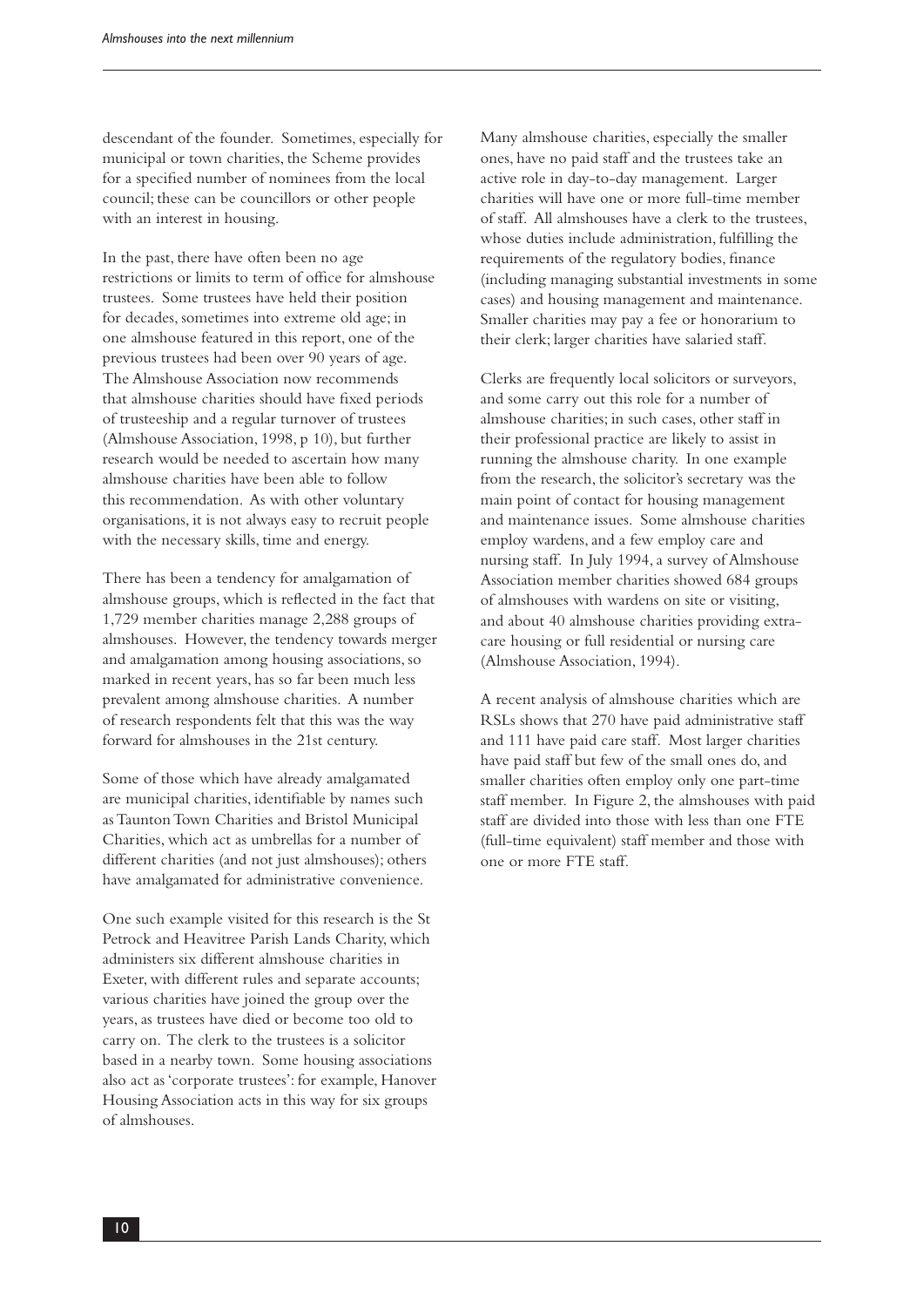descendant of the founder. Sometimes, especially for municipal or town charities, the Scheme provides for a specified number of nominees from the local council; these can be councillors or other people with an interest in housing.

In the past, there have often been no age restrictions or limits to term of office for almshouse trustees. Some trustees have held their position for decades, sometimes into extreme old age; in one almshouse featured in this report, one of the previous trustees had been over 90 years of age. The Almshouse Association now recommends that almshouse charities should have fixed periods of trusteeship and a regular turnover of trustees (Almshouse Association, 1998, p 10), but further research would be needed to ascertain how many almshouse charities have been able to follow this recommendation. As with other voluntary organisations, it is not always easy to recruit people with the necessary skills, time and energy.

There has been a tendency for amalgamation of almshouse groups, which is reflected in the fact that 1,729 member charities manage 2,288 groups of almshouses. However, the tendency towards merger and amalgamation among housing associations, so marked in recent years, has so far been much less prevalent among almshouse charities. A number of research respondents felt that this was the way forward for almshouses in the 21st century.

Some of those which have already amalgamated are municipal charities, identifiable by names such as Taunton Town Charities and Bristol Municipal Charities, which act as umbrellas for a number of different charities (and not just almshouses); others have amalgamated for administrative convenience.

One such example visited for this research is the St Petrock and Heavitree Parish Lands Charity, which administers six different almshouse charities in Exeter, with different rules and separate accounts; various charities have joined the group over the years, as trustees have died or become too old to carry on. The clerk to the trustees is a solicitor based in a nearby town. Some housing associations also act as 'corporate trustees': for example, Hanover Housing Association acts in this way for six groups of almshouses.

Many almshouse charities, especially the smaller ones, have no paid staff and the trustees take an active role in day-to-day management. Larger charities will have one or more full-time member of staff. All almshouses have a clerk to the trustees, whose duties include administration, fulfilling the requirements of the regulatory bodies, finance (including managing substantial investments in some cases) and housing management and maintenance. Smaller charities may pay a fee or honorarium to their clerk; larger charities have salaried staff.

Clerks are frequently local solicitors or surveyors, and some carry out this role for a number of almshouse charities; in such cases, other staff in their professional practice are likely to assist in running the almshouse charity. In one example from the research, the solicitor's secretary was the main point of contact for housing management and maintenance issues. Some almshouse charities employ wardens, and a few employ care and nursing staff. In July 1994, a survey of Almshouse Association member charities showed 684 groups of almshouses with wardens on site or visiting, and about 40 almshouse charities providing extra-care housing or full residential or nursing care (Almshouse Association, 1994).

A recent analysis of almshouse charities which are RSLs shows that 270 have paid administrative staff and 111 have paid care staff. Most larger charities have paid staff but few of the small ones do, and smaller charities often employ only one part-time staff member. In Figure 2, the almshouses with paid staff are divided into those with less than one FTE (full-time equivalent) staff member and those with one or more FTE staff.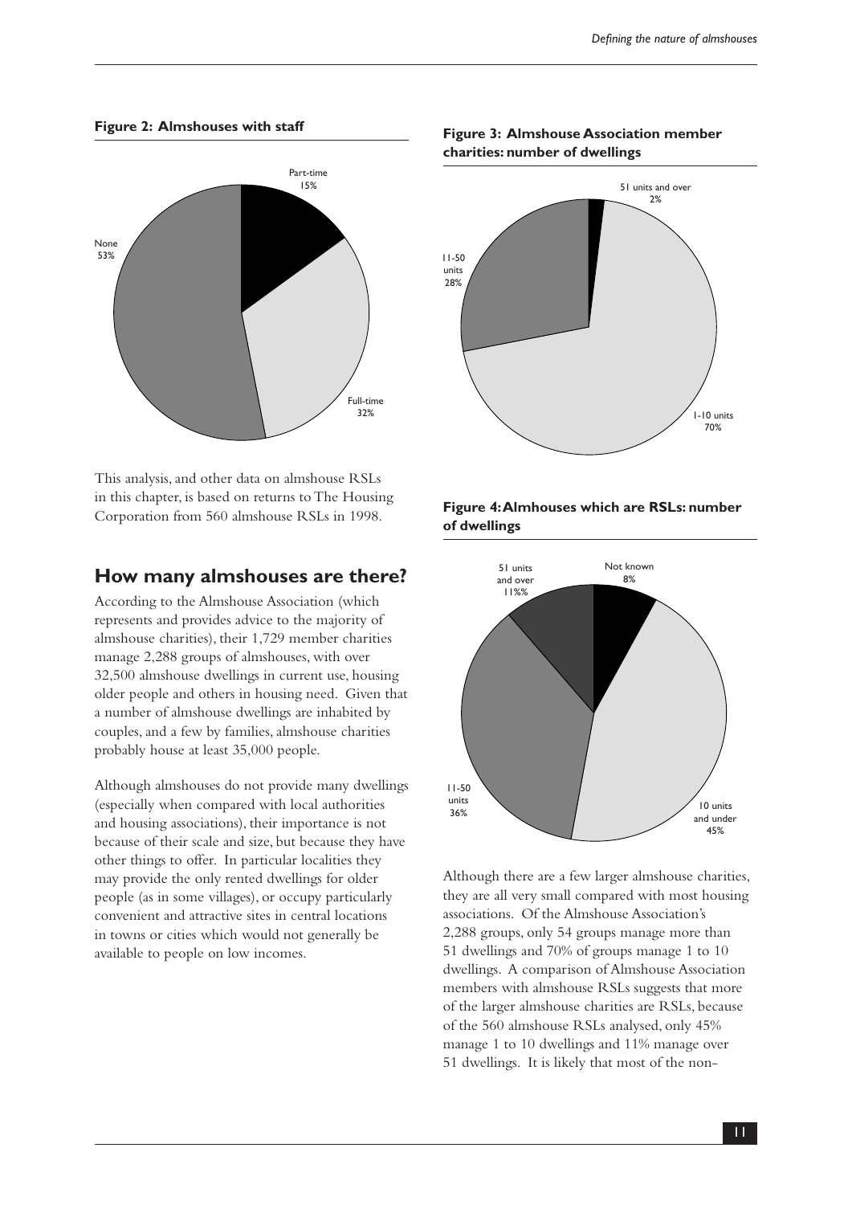**Figure 2: Almshouses with staff**

This analysis, and other data on almshouse RSLs in this chapter, is based on returns to The Housing Corporation from 560 almshouse RSLs in 1998.

## How many almshouses are there?

According to the Almshouse Association (which represents and provides advice to the majority of almshouse charities), their 1,729 member charities manage 2,288 groups of almshouses, with over 32,500 almshouse dwellings in current use, housing older people and others in housing need. Given that a number of almshouse dwellings are inhabited by couples, and a few by families, almshouse charities probably house at least 35,000 people.

Although almshouses do not provide many dwellings (especially when compared with local authorities and housing associations), their importance is not because of their scale and size, but because they have other things to offer. In particular localities they may provide the only rented dwellings for older people (as in some villages), or occupy particularly convenient and attractive sites in central locations in towns or cities which would not generally be available to people on low incomes.

**Figure 3: Almshouse Association member charities: number of dwellings**

**Figure 4: Almhouses which are RSLs: number of dwellings**

Although there are a few larger almshouse charities, they are all very small compared with most housing associations. Of the Almshouse Association's 2,288 groups, only 54 groups manage more than 51 dwellings and 70% of groups manage 1 to 10 dwellings. A comparison of Almshouse Association members with almshouse RSLs suggests that more of the larger almshouse charities are RSLs, because of the 560 almshouse RSLs analysed, only 45% manage 1 to 10 dwellings and 11% manage over 51 dwellings. It is likely that most of the non-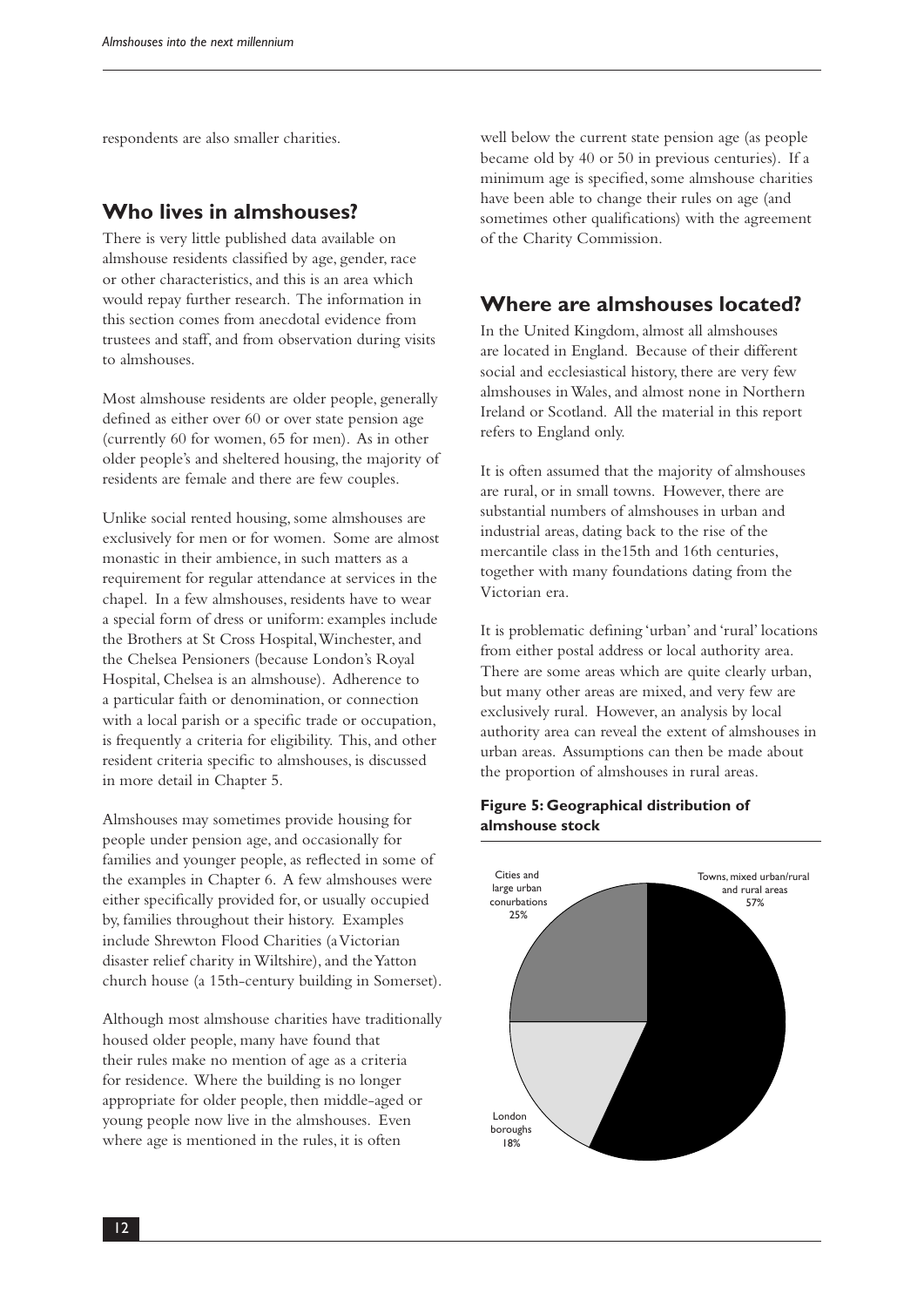respondents are also smaller charities.

## Who lives in almshouses?

There is very little published data available on almshouse residents classified by age, gender, race or other characteristics, and this is an area which would repay further research. The information in this section comes from anecdotal evidence from trustees and staff, and from observation during visits to almshouses.

Most almshouse residents are older people, generally defined as either over 60 or over state pension age (currently 60 for women, 65 for men). As in other older people's and sheltered housing, the majority of residents are female and there are few couples.

Unlike social rented housing, some almshouses are exclusively for men or for women. Some are almost monastic in their ambience, in such matters as a requirement for regular attendance at services in the chapel. In a few almshouses, residents have to wear a special form of dress or uniform: examples include the Brothers at St Cross Hospital, Winchester, and the Chelsea Pensioners (because London's Royal Hospital, Chelsea is an almshouse). Adherence to a particular faith or denomination, or connection with a local parish or a specific trade or occupation, is frequently a criteria for eligibility. This, and other resident criteria specific to almshouses, is discussed in more detail in Chapter 5.

Almshouses may sometimes provide housing for people under pension age, and occasionally for families and younger people, as reflected in some of the examples in Chapter 6. A few almshouses were either specifically provided for, or usually occupied by, families throughout their history. Examples include Shrewton Flood Charities (a Victorian disaster relief charity in Wiltshire), and the Yatton church house (a 15th-century building in Somerset).

Although most almshouse charities have traditionally housed older people, many have found that their rules make no mention of age as a criteria for residence. Where the building is no longer appropriate for older people, then middle-aged or young people now live in the almshouses. Even where age is mentioned in the rules, it is often well below the current state pension age (as people became old by 40 or 50 in previous centuries). If a minimum age is specified, some almshouse charities have been able to change their rules on age (and sometimes other qualifications) with the agreement of the Charity Commission.

## Where are almshouses located?

In the United Kingdom, almost all almshouses are located in England. Because of their different social and ecclesiastical history, there are very few almshouses in Wales, and almost none in Northern Ireland or Scotland. All the material in this report refers to England only.

It is often assumed that the majority of almshouses are rural, or in small towns. However, there are substantial numbers of almshouses in urban and industrial areas, dating back to the rise of the mercantile class in the15th and 16th centuries, together with many foundations dating from the Victorian era.

It is problematic defining 'urban' and 'rural' locations from either postal address or local authority area. There are some areas which are quite clearly urban, but many other areas are mixed, and very few are exclusively rural. However, an analysis by local authority area can reveal the extent of almshouses in urban areas. Assumptions can then be made about the proportion of almshouses in rural areas.

**Figure 5: Geographical distribution of almshouse stock**

| Location | Share |
|---|---|
| Towns, mixed urban/rural and rural areas | 57% |
| Cities and large urban conurbations | 25% |
| London boroughs | 18% |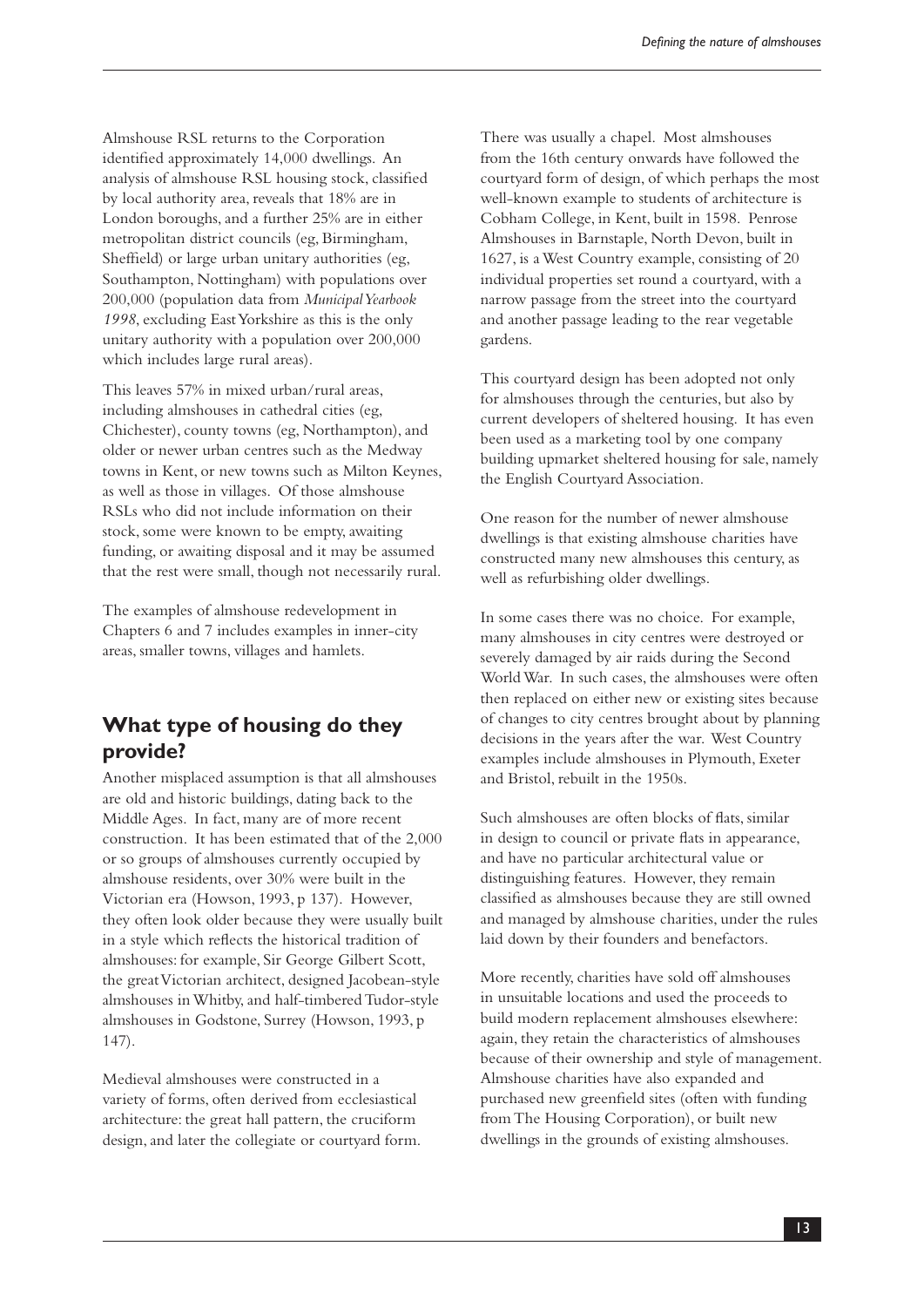Almshouse RSL returns to the Corporation identified approximately 14,000 dwellings. An analysis of almshouse RSL housing stock, classified by local authority area, reveals that 18% are in London boroughs, and a further 25% are in either metropolitan district councils (eg, Birmingham, Sheffield) or large urban unitary authorities (eg, Southampton, Nottingham) with populations over 200,000 (population data from *Municipal Yearbook 1998*, excluding East Yorkshire as this is the only unitary authority with a population over 200,000 which includes large rural areas).

This leaves 57% in mixed urban/rural areas, including almshouses in cathedral cities (eg, Chichester), county towns (eg, Northampton), and older or newer urban centres such as the Medway towns in Kent, or new towns such as Milton Keynes, as well as those in villages. Of those almshouse RSLs who did not include information on their stock, some were known to be empty, awaiting funding, or awaiting disposal and it may be assumed that the rest were small, though not necessarily rural.

The examples of almshouse redevelopment in Chapters 6 and 7 includes examples in inner-city areas, smaller towns, villages and hamlets.

## What type of housing do they provide?

Another misplaced assumption is that all almshouses are old and historic buildings, dating back to the Middle Ages. In fact, many are of more recent construction. It has been estimated that of the 2,000 or so groups of almshouses currently occupied by almshouse residents, over 30% were built in the Victorian era (Howson, 1993, p 137). However, they often look older because they were usually built in a style which reflects the historical tradition of almshouses: for example, Sir George Gilbert Scott, the great Victorian architect, designed Jacobean-style almshouses in Whitby, and half-timbered Tudor-style almshouses in Godstone, Surrey (Howson, 1993, p 147).

Medieval almshouses were constructed in a variety of forms, often derived from ecclesiastical architecture: the great hall pattern, the cruciform design, and later the collegiate or courtyard form. There was usually a chapel. Most almshouses from the 16th century onwards have followed the courtyard form of design, of which perhaps the most well-known example to students of architecture is Cobham College, in Kent, built in 1598. Penrose Almshouses in Barnstaple, North Devon, built in 1627, is a West Country example, consisting of 20 individual properties set round a courtyard, with a narrow passage from the street into the courtyard and another passage leading to the rear vegetable gardens.

This courtyard design has been adopted not only for almshouses through the centuries, but also by current developers of sheltered housing. It has even been used as a marketing tool by one company building upmarket sheltered housing for sale, namely the English Courtyard Association.

One reason for the number of newer almshouse dwellings is that existing almshouse charities have constructed many new almshouses this century, as well as refurbishing older dwellings.

In some cases there was no choice. For example, many almshouses in city centres were destroyed or severely damaged by air raids during the Second World War. In such cases, the almshouses were often then replaced on either new or existing sites because of changes to city centres brought about by planning decisions in the years after the war. West Country examples include almshouses in Plymouth, Exeter and Bristol, rebuilt in the 1950s.

Such almshouses are often blocks of flats, similar in design to council or private flats in appearance, and have no particular architectural value or distinguishing features. However, they remain classified as almshouses because they are still owned and managed by almshouse charities, under the rules laid down by their founders and benefactors.

More recently, charities have sold off almshouses in unsuitable locations and used the proceeds to build modern replacement almshouses elsewhere: again, they retain the characteristics of almshouses because of their ownership and style of management. Almshouse charities have also expanded and purchased new greenfield sites (often with funding from The Housing Corporation), or built new dwellings in the grounds of existing almshouses.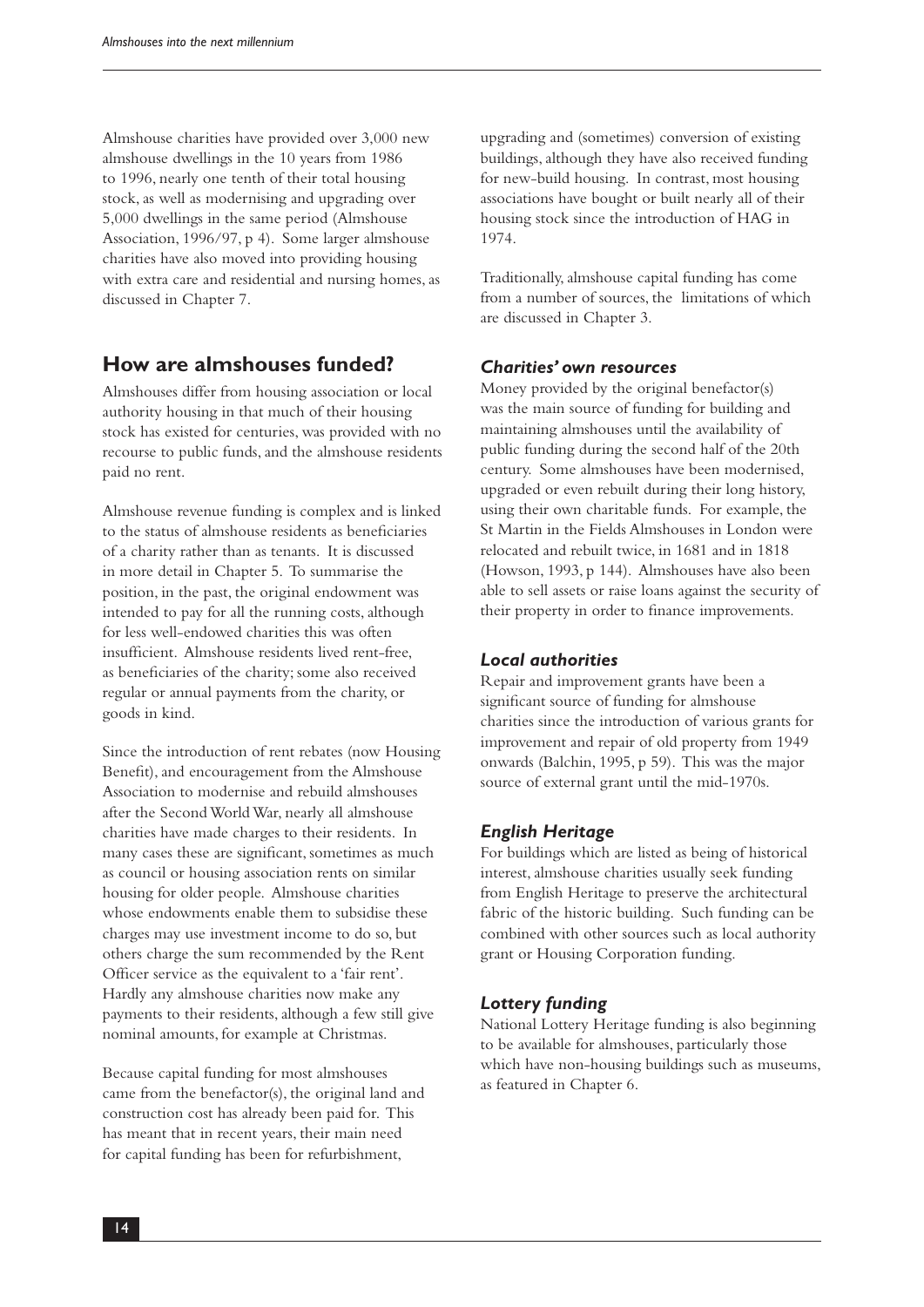Almshouse charities have provided over 3,000 new almshouse dwellings in the 10 years from 1986 to 1996, nearly one tenth of their total housing stock, as well as modernising and upgrading over 5,000 dwellings in the same period (Almshouse Association, 1996/97, p 4). Some larger almshouse charities have also moved into providing housing with extra care and residential and nursing homes, as discussed in Chapter 7.

## How are almshouses funded?

Almshouses differ from housing association or local authority housing in that much of their housing stock has existed for centuries, was provided with no recourse to public funds, and the almshouse residents paid no rent.

Almshouse revenue funding is complex and is linked to the status of almshouse residents as beneficiaries of a charity rather than as tenants. It is discussed in more detail in Chapter 5. To summarise the position, in the past, the original endowment was intended to pay for all the running costs, although for less well-endowed charities this was often insufficient. Almshouse residents lived rent-free, as beneficiaries of the charity; some also received regular or annual payments from the charity, or goods in kind.

Since the introduction of rent rebates (now Housing Benefit), and encouragement from the Almshouse Association to modernise and rebuild almshouses after the Second World War, nearly all almshouse charities have made charges to their residents. In many cases these are significant, sometimes as much as council or housing association rents on similar housing for older people. Almshouse charities whose endowments enable them to subsidise these charges may use investment income to do so, but others charge the sum recommended by the Rent Officer service as the equivalent to a 'fair rent'. Hardly any almshouse charities now make any payments to their residents, although a few still give nominal amounts, for example at Christmas.

Because capital funding for most almshouses came from the benefactor(s), the original land and construction cost has already been paid for. This has meant that in recent years, their main need for capital funding has been for refurbishment, upgrading and (sometimes) conversion of existing buildings, although they have also received funding for new-build housing. In contrast, most housing associations have bought or built nearly all of their housing stock since the introduction of HAG in 1974.

Traditionally, almshouse capital funding has come from a number of sources, the limitations of which are discussed in Chapter 3.

### *Charities' own resources*

Money provided by the original benefactor(s) was the main source of funding for building and maintaining almshouses until the availability of public funding during the second half of the 20th century. Some almshouses have been modernised, upgraded or even rebuilt during their long history, using their own charitable funds. For example, the St Martin in the Fields Almshouses in London were relocated and rebuilt twice, in 1681 and in 1818 (Howson, 1993, p 144). Almshouses have also been able to sell assets or raise loans against the security of their property in order to finance improvements.

### *Local authorities*

Repair and improvement grants have been a significant source of funding for almshouse charities since the introduction of various grants for improvement and repair of old property from 1949 onwards (Balchin, 1995, p 59). This was the major source of external grant until the mid-1970s.

### *English Heritage*

For buildings which are listed as being of historical interest, almshouse charities usually seek funding from English Heritage to preserve the architectural fabric of the historic building. Such funding can be combined with other sources such as local authority grant or Housing Corporation funding.

### *Lottery funding*

National Lottery Heritage funding is also beginning to be available for almshouses, particularly those which have non-housing buildings such as museums, as featured in Chapter 6.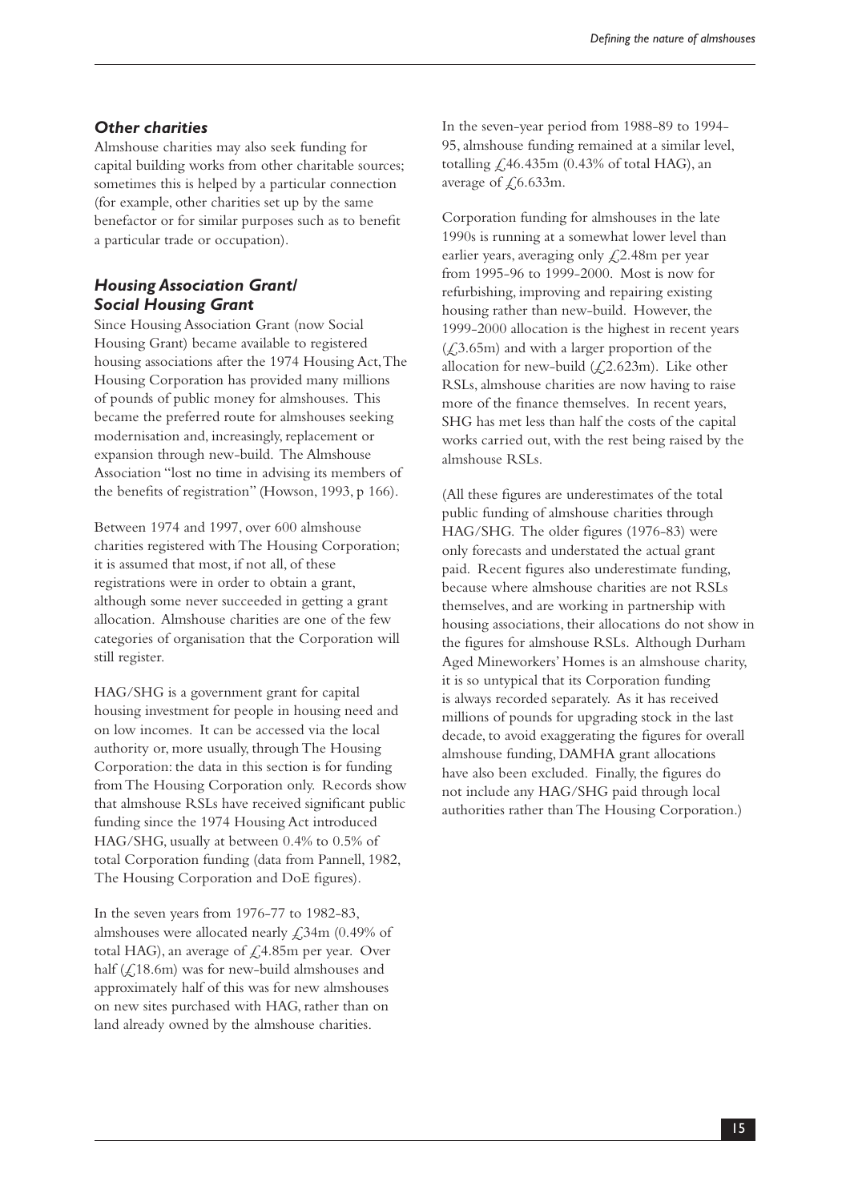### *Other charities*

Almshouse charities may also seek funding for capital building works from other charitable sources; sometimes this is helped by a particular connection (for example, other charities set up by the same benefactor or for similar purposes such as to benefit a particular trade or occupation).

### *Housing Association Grant/ Social Housing Grant*

Since Housing Association Grant (now Social Housing Grant) became available to registered housing associations after the 1974 Housing Act, The Housing Corporation has provided many millions of pounds of public money for almshouses. This became the preferred route for almshouses seeking modernisation and, increasingly, replacement or expansion through new-build. The Almshouse Association "lost no time in advising its members of the benefits of registration" (Howson, 1993, p 166).

Between 1974 and 1997, over 600 almshouse charities registered with The Housing Corporation; it is assumed that most, if not all, of these registrations were in order to obtain a grant, although some never succeeded in getting a grant allocation. Almshouse charities are one of the few categories of organisation that the Corporation will still register.

HAG/SHG is a government grant for capital housing investment for people in housing need and on low incomes. It can be accessed via the local authority or, more usually, through The Housing Corporation: the data in this section is for funding from The Housing Corporation only. Records show that almshouse RSLs have received significant public funding since the 1974 Housing Act introduced HAG/SHG, usually at between 0.4% to 0.5% of total Corporation funding (data from Pannell, 1982, The Housing Corporation and DoE figures).

In the seven years from 1976-77 to 1982-83, almshouses were allocated nearly £34m (0.49% of total HAG), an average of £4.85m per year. Over half (£18.6m) was for new-build almshouses and approximately half of this was for new almshouses on new sites purchased with HAG, rather than on land already owned by the almshouse charities.

In the seven-year period from 1988-89 to 1994-95, almshouse funding remained at a similar level, totalling £46.435m (0.43% of total HAG), an average of £6.633m.

Corporation funding for almshouses in the late 1990s is running at a somewhat lower level than earlier years, averaging only £2.48m per year from 1995-96 to 1999-2000. Most is now for refurbishing, improving and repairing existing housing rather than new-build. However, the 1999-2000 allocation is the highest in recent years (£3.65m) and with a larger proportion of the allocation for new-build (£2.623m). Like other RSLs, almshouse charities are now having to raise more of the finance themselves. In recent years, SHG has met less than half the costs of the capital works carried out, with the rest being raised by the almshouse RSLs.

(All these figures are underestimates of the total public funding of almshouse charities through HAG/SHG. The older figures (1976-83) were only forecasts and understated the actual grant paid. Recent figures also underestimate funding, because where almshouse charities are not RSLs themselves, and are working in partnership with housing associations, their allocations do not show in the figures for almshouse RSLs. Although Durham Aged Mineworkers' Homes is an almshouse charity, it is so untypical that its Corporation funding is always recorded separately. As it has received millions of pounds for upgrading stock in the last decade, to avoid exaggerating the figures for overall almshouse funding, DAMHA grant allocations have also been excluded. Finally, the figures do not include any HAG/SHG paid through local authorities rather than The Housing Corporation.)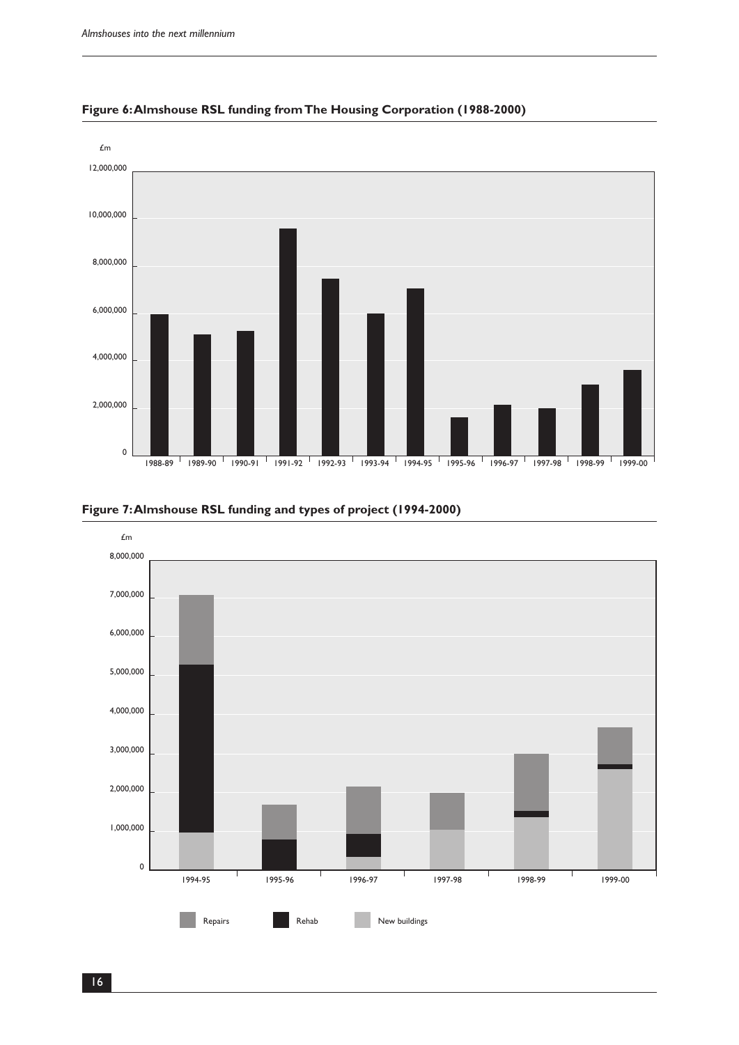**Figure 6: Almshouse RSL funding from The Housing Corporation (1988-2000)**

£m

| Year | Funding (approx.) |
|---|---|
| 1988-89 | 6,000,000 |
| 1989-90 | 5,100,000 |
| 1990-91 | 5,250,000 |
| 1991-92 | 9,600,000 |
| 1992-93 | 7,450,000 |
| 1993-94 | 6,000,000 |
| 1994-95 | 7,050,000 |
| 1995-96 | 1,650,000 |
| 1996-97 | 2,150,000 |
| 1997-98 | 2,000,000 |
| 1998-99 | 3,000,000 |
| 1999-00 | 3,650,000 |

**Figure 7: Almshouse RSL funding and types of project (1994-2000)**

£m

| Year | New buildings (approx.) | Rehab (approx.) | Repairs (approx.) | Total (approx.) |
|---|---|---|---|---|
| 1994-95 | 950,000 | 4,300,000 | 1,800,000 | 7,050,000 |
| 1995-96 | 0 | 780,000 | 900,000 | 1,680,000 |
| 1996-97 | 330,000 | 600,000 | 1,220,000 | 2,150,000 |
| 1997-98 | 1,030,000 | 0 | 950,000 | 1,980,000 |
| 1998-99 | 1,350,000 | 150,000 | 1,480,000 | 2,980,000 |
| 1999-00 | 2,580,000 | 120,000 | 950,000 | 3,650,000 |

Repairs | Rehab | New buildings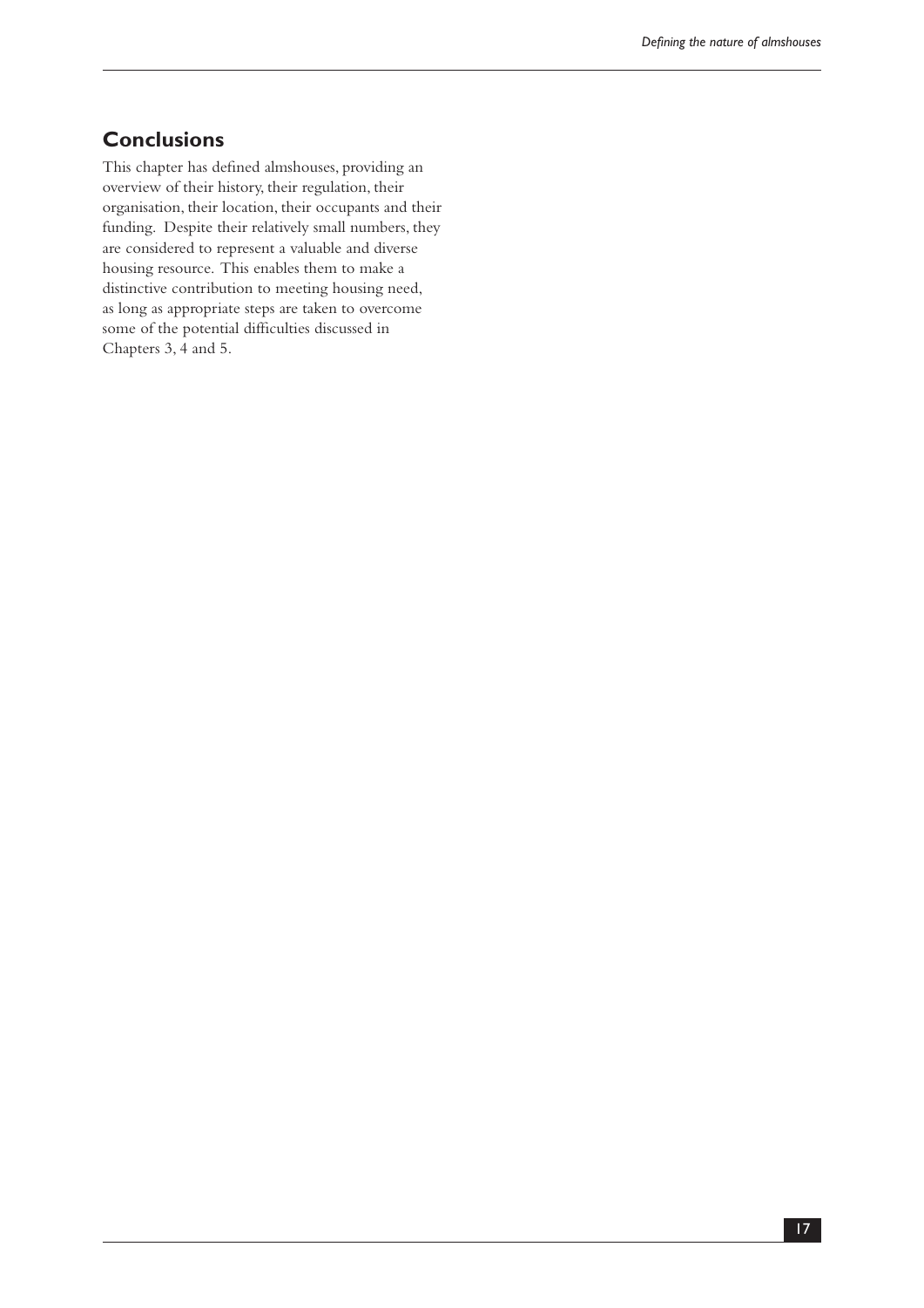## Conclusions

This chapter has defined almshouses, providing an overview of their history, their regulation, their organisation, their location, their occupants and their funding. Despite their relatively small numbers, they are considered to represent a valuable and diverse housing resource. This enables them to make a distinctive contribution to meeting housing need, as long as appropriate steps are taken to overcome some of the potential difficulties discussed in Chapters 3, 4 and 5.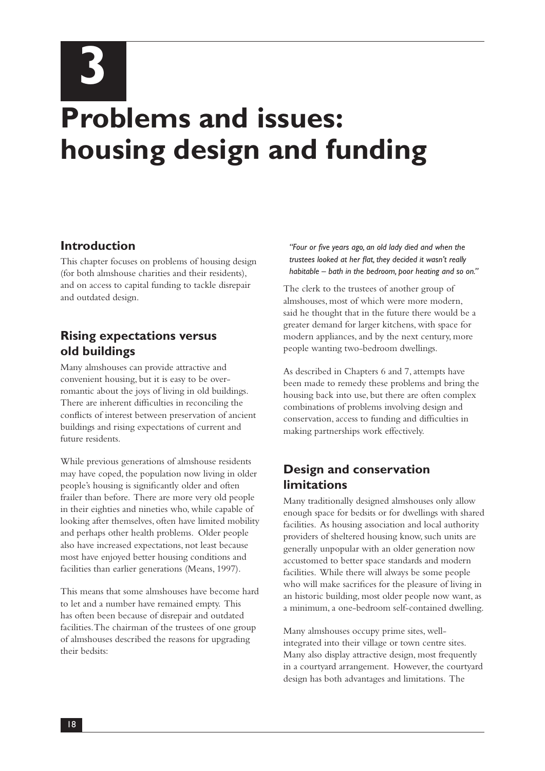# 3

# Problems and issues: housing design and funding

## Introduction

This chapter focuses on problems of housing design (for both almshouse charities and their residents), and on access to capital funding to tackle disrepair and outdated design.

## Rising expectations versus old buildings

Many almshouses can provide attractive and convenient housing, but it is easy to be over-romantic about the joys of living in old buildings. There are inherent difficulties in reconciling the conflicts of interest between preservation of ancient buildings and rising expectations of current and future residents.

While previous generations of almshouse residents may have coped, the population now living in older people's housing is significantly older and often frailer than before. There are more very old people in their eighties and nineties who, while capable of looking after themselves, often have limited mobility and perhaps other health problems. Older people also have increased expectations, not least because most have enjoyed better housing conditions and facilities than earlier generations (Means, 1997).

This means that some almshouses have become hard to let and a number have remained empty. This has often been because of disrepair and outdated facilities. The chairman of the trustees of one group of almshouses described the reasons for upgrading their bedsits:

*"Four or five years ago, an old lady died and when the trustees looked at her flat, they decided it wasn't really habitable – bath in the bedroom, poor heating and so on."*

The clerk to the trustees of another group of almshouses, most of which were more modern, said he thought that in the future there would be a greater demand for larger kitchens, with space for modern appliances, and by the next century, more people wanting two-bedroom dwellings.

As described in Chapters 6 and 7, attempts have been made to remedy these problems and bring the housing back into use, but there are often complex combinations of problems involving design and conservation, access to funding and difficulties in making partnerships work effectively.

## Design and conservation limitations

Many traditionally designed almshouses only allow enough space for bedsits or for dwellings with shared facilities. As housing association and local authority providers of sheltered housing know, such units are generally unpopular with an older generation now accustomed to better space standards and modern facilities. While there will always be some people who will make sacrifices for the pleasure of living in an historic building, most older people now want, as a minimum, a one-bedroom self-contained dwelling.

Many almshouses occupy prime sites, well-integrated into their village or town centre sites. Many also display attractive design, most frequently in a courtyard arrangement. However, the courtyard design has both advantages and limitations. The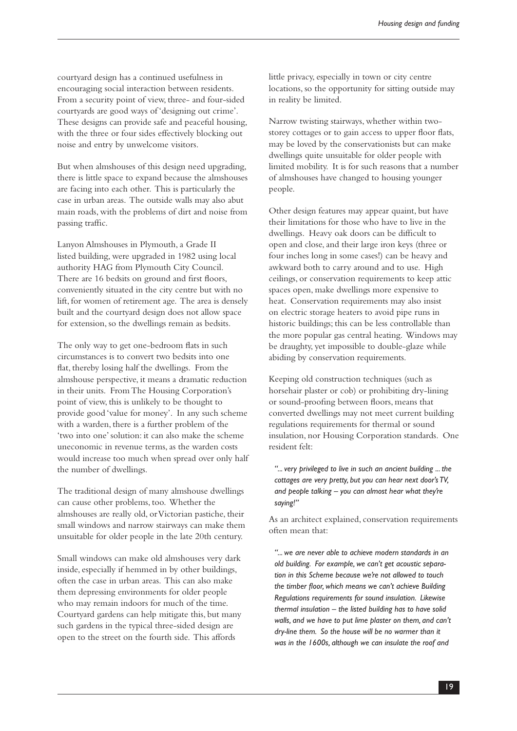courtyard design has a continued usefulness in encouraging social interaction between residents. From a security point of view, three- and four-sided courtyards are good ways of 'designing out crime'. These designs can provide safe and peaceful housing, with the three or four sides effectively blocking out noise and entry by unwelcome visitors.

But when almshouses of this design need upgrading, there is little space to expand because the almshouses are facing into each other. This is particularly the case in urban areas. The outside walls may also abut main roads, with the problems of dirt and noise from passing traffic.

Lanyon Almshouses in Plymouth, a Grade II listed building, were upgraded in 1982 using local authority HAG from Plymouth City Council. There are 16 bedsits on ground and first floors, conveniently situated in the city centre but with no lift, for women of retirement age. The area is densely built and the courtyard design does not allow space for extension, so the dwellings remain as bedsits.

The only way to get one-bedroom flats in such circumstances is to convert two bedsits into one flat, thereby losing half the dwellings. From the almshouse perspective, it means a dramatic reduction in their units. From The Housing Corporation's point of view, this is unlikely to be thought to provide good 'value for money'. In any such scheme with a warden, there is a further problem of the 'two into one' solution: it can also make the scheme uneconomic in revenue terms, as the warden costs would increase too much when spread over only half the number of dwellings.

The traditional design of many almshouse dwellings can cause other problems, too. Whether the almshouses are really old, or Victorian pastiche, their small windows and narrow stairways can make them unsuitable for older people in the late 20th century.

Small windows can make old almshouses very dark inside, especially if hemmed in by other buildings, often the case in urban areas. This can also make them depressing environments for older people who may remain indoors for much of the time. Courtyard gardens can help mitigate this, but many such gardens in the typical three-sided design are open to the street on the fourth side. This affords little privacy, especially in town or city centre locations, so the opportunity for sitting outside may in reality be limited.

Narrow twisting stairways, whether within two-storey cottages or to gain access to upper floor flats, may be loved by the conservationists but can make dwellings quite unsuitable for older people with limited mobility. It is for such reasons that a number of almshouses have changed to housing younger people.

Other design features may appear quaint, but have their limitations for those who have to live in the dwellings. Heavy oak doors can be difficult to open and close, and their large iron keys (three or four inches long in some cases!) can be heavy and awkward both to carry around and to use. High ceilings, or conservation requirements to keep attic spaces open, make dwellings more expensive to heat. Conservation requirements may also insist on electric storage heaters to avoid pipe runs in historic buildings; this can be less controllable than the more popular gas central heating. Windows may be draughty, yet impossible to double-glaze while abiding by conservation requirements.

Keeping old construction techniques (such as horsehair plaster or cob) or prohibiting dry-lining or sound-proofing between floors, means that converted dwellings may not meet current building regulations requirements for thermal or sound insulation, nor Housing Corporation standards. One resident felt:

> *"... very privileged to live in such an ancient building ... the cottages are very pretty, but you can hear next door's TV, and people talking – you can almost hear what they're saying!"*

As an architect explained, conservation requirements often mean that:

> *"... we are never able to achieve modern standards in an old building. For example, we can't get acoustic separation in this Scheme because we're not allowed to touch the timber floor, which means we can't achieve Building Regulations requirements for sound insulation. Likewise thermal insulation – the listed building has to have solid walls, and we have to put lime plaster on them, and can't dry-line them. So the house will be no warmer than it was in the 1600s, although we can insulate the roof and*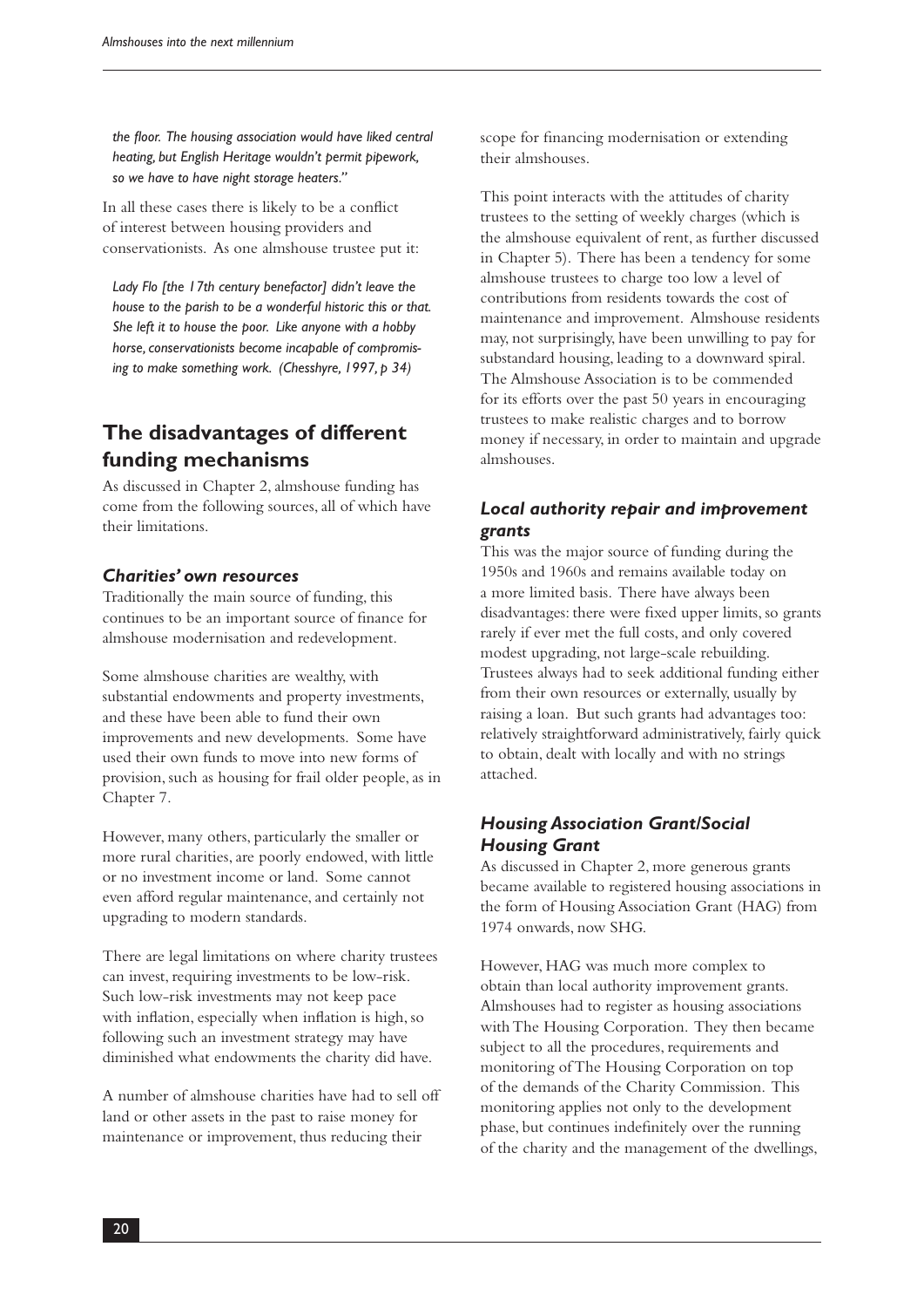*the floor. The housing association would have liked central heating, but English Heritage wouldn't permit pipework, so we have to have night storage heaters."*

In all these cases there is likely to be a conflict of interest between housing providers and conservationists. As one almshouse trustee put it:

*Lady Flo [the 17th century benefactor] didn't leave the house to the parish to be a wonderful historic this or that. She left it to house the poor. Like anyone with a hobby horse, conservationists become incapable of compromising to make something work. (Chesshyre, 1997, p 34)*

## The disadvantages of different funding mechanisms

As discussed in Chapter 2, almshouse funding has come from the following sources, all of which have their limitations.

### *Charities' own resources*

Traditionally the main source of funding, this continues to be an important source of finance for almshouse modernisation and redevelopment.

Some almshouse charities are wealthy, with substantial endowments and property investments, and these have been able to fund their own improvements and new developments. Some have used their own funds to move into new forms of provision, such as housing for frail older people, as in Chapter 7.

However, many others, particularly the smaller or more rural charities, are poorly endowed, with little or no investment income or land. Some cannot even afford regular maintenance, and certainly not upgrading to modern standards.

There are legal limitations on where charity trustees can invest, requiring investments to be low-risk. Such low-risk investments may not keep pace with inflation, especially when inflation is high, so following such an investment strategy may have diminished what endowments the charity did have.

A number of almshouse charities have had to sell off land or other assets in the past to raise money for maintenance or improvement, thus reducing their scope for financing modernisation or extending their almshouses.

This point interacts with the attitudes of charity trustees to the setting of weekly charges (which is the almshouse equivalent of rent, as further discussed in Chapter 5). There has been a tendency for some almshouse trustees to charge too low a level of contributions from residents towards the cost of maintenance and improvement. Almshouse residents may, not surprisingly, have been unwilling to pay for substandard housing, leading to a downward spiral. The Almshouse Association is to be commended for its efforts over the past 50 years in encouraging trustees to make realistic charges and to borrow money if necessary, in order to maintain and upgrade almshouses.

### *Local authority repair and improvement grants*

This was the major source of funding during the 1950s and 1960s and remains available today on a more limited basis. There have always been disadvantages: there were fixed upper limits, so grants rarely if ever met the full costs, and only covered modest upgrading, not large-scale rebuilding. Trustees always had to seek additional funding either from their own resources or externally, usually by raising a loan. But such grants had advantages too: relatively straightforward administratively, fairly quick to obtain, dealt with locally and with no strings attached.

### *Housing Association Grant/Social Housing Grant*

As discussed in Chapter 2, more generous grants became available to registered housing associations in the form of Housing Association Grant (HAG) from 1974 onwards, now SHG.

However, HAG was much more complex to obtain than local authority improvement grants. Almshouses had to register as housing associations with The Housing Corporation. They then became subject to all the procedures, requirements and monitoring of The Housing Corporation on top of the demands of the Charity Commission. This monitoring applies not only to the development phase, but continues indefinitely over the running of the charity and the management of the dwellings,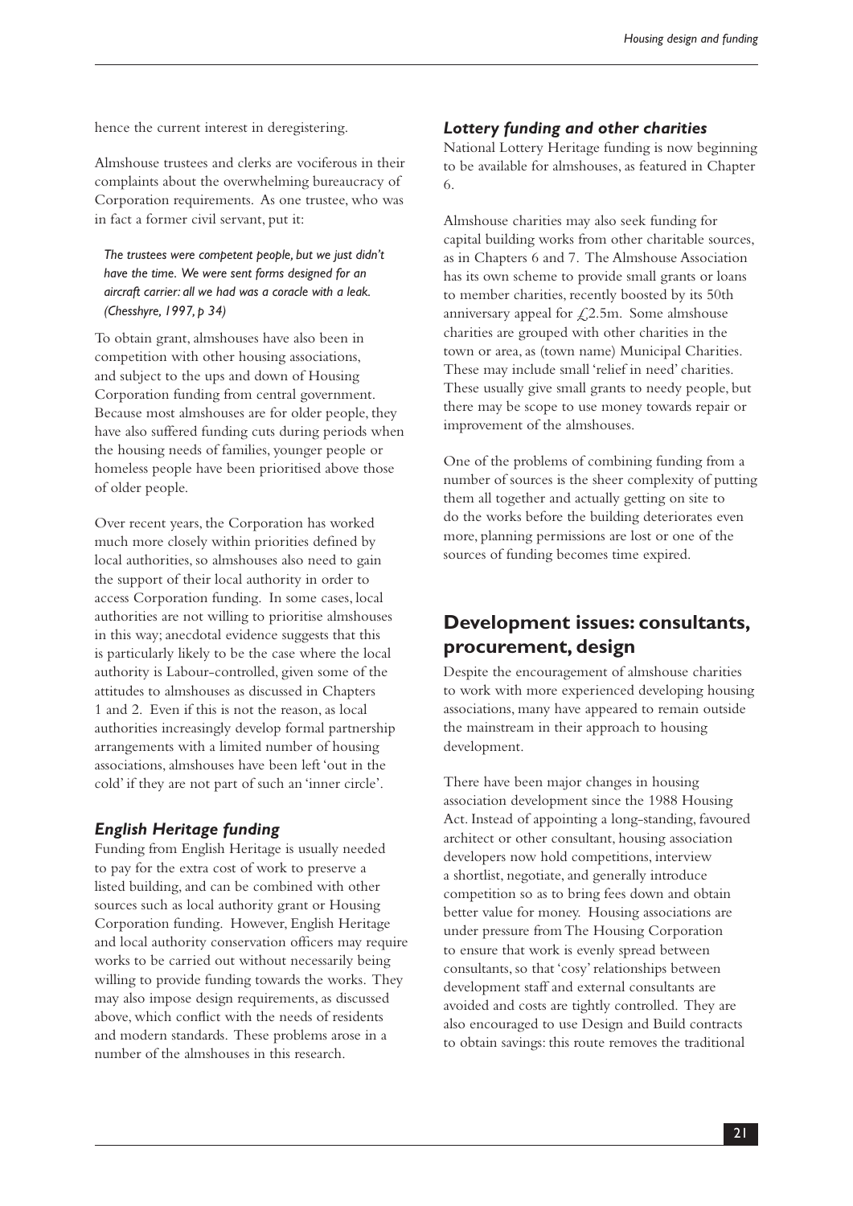hence the current interest in deregistering.

Almshouse trustees and clerks are vociferous in their complaints about the overwhelming bureaucracy of Corporation requirements. As one trustee, who was in fact a former civil servant, put it:

> *The trustees were competent people, but we just didn't have the time. We were sent forms designed for an aircraft carrier: all we had was a coracle with a leak. (Chesshyre, 1997, p 34)*

To obtain grant, almshouses have also been in competition with other housing associations, and subject to the ups and down of Housing Corporation funding from central government. Because most almshouses are for older people, they have also suffered funding cuts during periods when the housing needs of families, younger people or homeless people have been prioritised above those of older people.

Over recent years, the Corporation has worked much more closely within priorities defined by local authorities, so almshouses also need to gain the support of their local authority in order to access Corporation funding. In some cases, local authorities are not willing to prioritise almshouses in this way; anecdotal evidence suggests that this is particularly likely to be the case where the local authority is Labour-controlled, given some of the attitudes to almshouses as discussed in Chapters 1 and 2. Even if this is not the reason, as local authorities increasingly develop formal partnership arrangements with a limited number of housing associations, almshouses have been left 'out in the cold' if they are not part of such an 'inner circle'.

### *English Heritage funding*

Funding from English Heritage is usually needed to pay for the extra cost of work to preserve a listed building, and can be combined with other sources such as local authority grant or Housing Corporation funding. However, English Heritage and local authority conservation officers may require works to be carried out without necessarily being willing to provide funding towards the works. They may also impose design requirements, as discussed above, which conflict with the needs of residents and modern standards. These problems arose in a number of the almshouses in this research.

### *Lottery funding and other charities*

National Lottery Heritage funding is now beginning to be available for almshouses, as featured in Chapter 6.

Almshouse charities may also seek funding for capital building works from other charitable sources, as in Chapters 6 and 7. The Almshouse Association has its own scheme to provide small grants or loans to member charities, recently boosted by its 50th anniversary appeal for £2.5m. Some almshouse charities are grouped with other charities in the town or area, as (town name) Municipal Charities. These may include small 'relief in need' charities. These usually give small grants to needy people, but there may be scope to use money towards repair or improvement of the almshouses.

One of the problems of combining funding from a number of sources is the sheer complexity of putting them all together and actually getting on site to do the works before the building deteriorates even more, planning permissions are lost or one of the sources of funding becomes time expired.

## Development issues: consultants, procurement, design

Despite the encouragement of almshouse charities to work with more experienced developing housing associations, many have appeared to remain outside the mainstream in their approach to housing development.

There have been major changes in housing association development since the 1988 Housing Act. Instead of appointing a long-standing, favoured architect or other consultant, housing association developers now hold competitions, interview a shortlist, negotiate, and generally introduce competition so as to bring fees down and obtain better value for money. Housing associations are under pressure from The Housing Corporation to ensure that work is evenly spread between consultants, so that 'cosy' relationships between development staff and external consultants are avoided and costs are tightly controlled. They are also encouraged to use Design and Build contracts to obtain savings: this route removes the traditional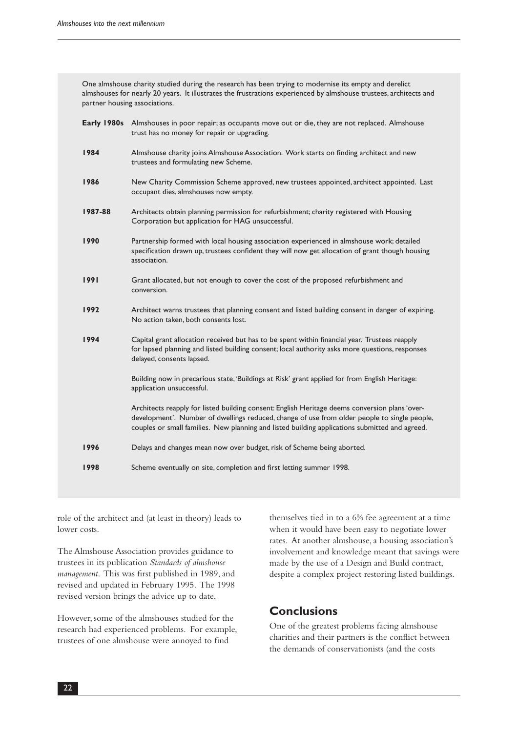One almshouse charity studied during the research has been trying to modernise its empty and derelict almshouses for nearly 20 years. It illustrates the frustrations experienced by almshouse trustees, architects and partner housing associations.

| | |
|---|---|
| **Early 1980s** | Almshouses in poor repair; as occupants move out or die, they are not replaced. Almshouse trust has no money for repair or upgrading. |
| **1984** | Almshouse charity joins Almshouse Association. Work starts on finding architect and new trustees and formulating new Scheme. |
| **1986** | New Charity Commission Scheme approved, new trustees appointed, architect appointed. Last occupant dies, almshouses now empty. |
| **1987-88** | Architects obtain planning permission for refurbishment; charity registered with Housing Corporation but application for HAG unsuccessful. |
| **1990** | Partnership formed with local housing association experienced in almshouse work; detailed specification drawn up, trustees confident they will now get allocation of grant though housing association. |
| **1991** | Grant allocated, but not enough to cover the cost of the proposed refurbishment and conversion. |
| **1992** | Architect warns trustees that planning consent and listed building consent in danger of expiring. No action taken, both consents lost. |
| **1994** | Capital grant allocation received but has to be spent within financial year. Trustees reapply for lapsed planning and listed building consent; local authority asks more questions, responses delayed, consents lapsed. |
| | Building now in precarious state, 'Buildings at Risk' grant applied for from English Heritage: application unsuccessful. |
| | Architects reapply for listed building consent: English Heritage deems conversion plans 'over-development'. Number of dwellings reduced, change of use from older people to single people, couples or small families. New planning and listed building applications submitted and agreed. |
| **1996** | Delays and changes mean now over budget, risk of Scheme being aborted. |
| **1998** | Scheme eventually on site, completion and first letting summer 1998. |

role of the architect and (at least in theory) leads to lower costs.

The Almshouse Association provides guidance to trustees in its publication *Standards of almshouse management*. This was first published in 1989, and revised and updated in February 1995. The 1998 revised version brings the advice up to date.

However, some of the almshouses studied for the research had experienced problems. For example, trustees of one almshouse were annoyed to find themselves tied in to a 6% fee agreement at a time when it would have been easy to negotiate lower rates. At another almshouse, a housing association's involvement and knowledge meant that savings were made by the use of a Design and Build contract, despite a complex project restoring listed buildings.

## Conclusions

One of the greatest problems facing almshouse charities and their partners is the conflict between the demands of conservationists (and the costs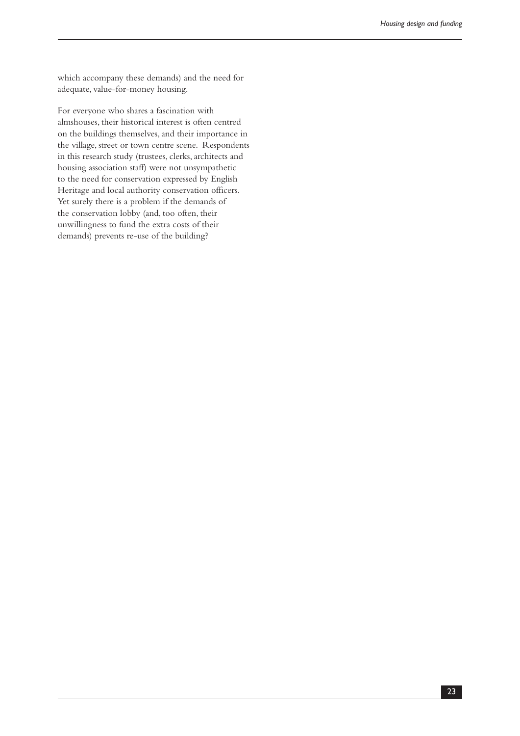which accompany these demands) and the need for adequate, value-for-money housing.

For everyone who shares a fascination with almshouses, their historical interest is often centred on the buildings themselves, and their importance in the village, street or town centre scene. Respondents in this research study (trustees, clerks, architects and housing association staff) were not unsympathetic to the need for conservation expressed by English Heritage and local authority conservation officers. Yet surely there is a problem if the demands of the conservation lobby (and, too often, their unwillingness to fund the extra costs of their demands) prevents re-use of the building?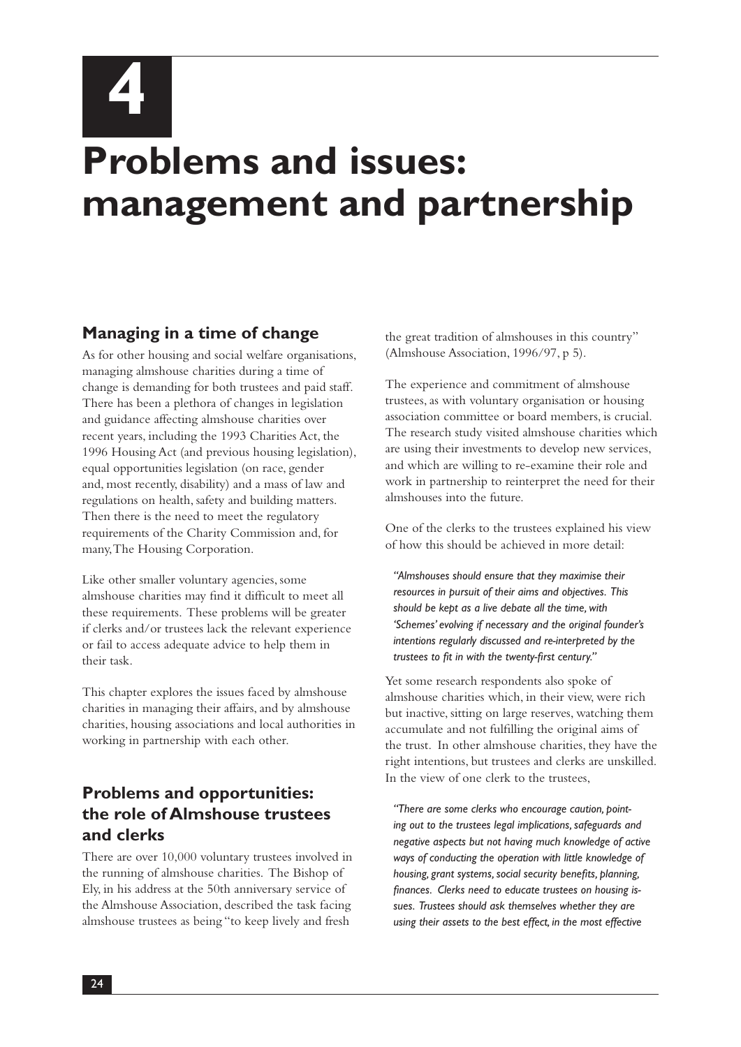# 4

# Problems and issues: management and partnership

## Managing in a time of change

As for other housing and social welfare organisations, managing almshouse charities during a time of change is demanding for both trustees and paid staff. There has been a plethora of changes in legislation and guidance affecting almshouse charities over recent years, including the 1993 Charities Act, the 1996 Housing Act (and previous housing legislation), equal opportunities legislation (on race, gender and, most recently, disability) and a mass of law and regulations on health, safety and building matters. Then there is the need to meet the regulatory requirements of the Charity Commission and, for many, The Housing Corporation.

Like other smaller voluntary agencies, some almshouse charities may find it difficult to meet all these requirements. These problems will be greater if clerks and/or trustees lack the relevant experience or fail to access adequate advice to help them in their task.

This chapter explores the issues faced by almshouse charities in managing their affairs, and by almshouse charities, housing associations and local authorities in working in partnership with each other.

## Problems and opportunities: the role of Almshouse trustees and clerks

There are over 10,000 voluntary trustees involved in the running of almshouse charities. The Bishop of Ely, in his address at the 50th anniversary service of the Almshouse Association, described the task facing almshouse trustees as being "to keep lively and fresh the great tradition of almshouses in this country" (Almshouse Association, 1996/97, p 5).

The experience and commitment of almshouse trustees, as with voluntary organisation or housing association committee or board members, is crucial. The research study visited almshouse charities which are using their investments to develop new services, and which are willing to re-examine their role and work in partnership to reinterpret the need for their almshouses into the future.

One of the clerks to the trustees explained his view of how this should be achieved in more detail:

> *"Almshouses should ensure that they maximise their resources in pursuit of their aims and objectives. This should be kept as a live debate all the time, with 'Schemes' evolving if necessary and the original founder's intentions regularly discussed and re-interpreted by the trustees to fit in with the twenty-first century."*

Yet some research respondents also spoke of almshouse charities which, in their view, were rich but inactive, sitting on large reserves, watching them accumulate and not fulfilling the original aims of the trust. In other almshouse charities, they have the right intentions, but trustees and clerks are unskilled. In the view of one clerk to the trustees,

> *"There are some clerks who encourage caution, pointing out to the trustees legal implications, safeguards and negative aspects but not having much knowledge of active ways of conducting the operation with little knowledge of housing, grant systems, social security benefits, planning, finances. Clerks need to educate trustees on housing issues. Trustees should ask themselves whether they are using their assets to the best effect, in the most effective*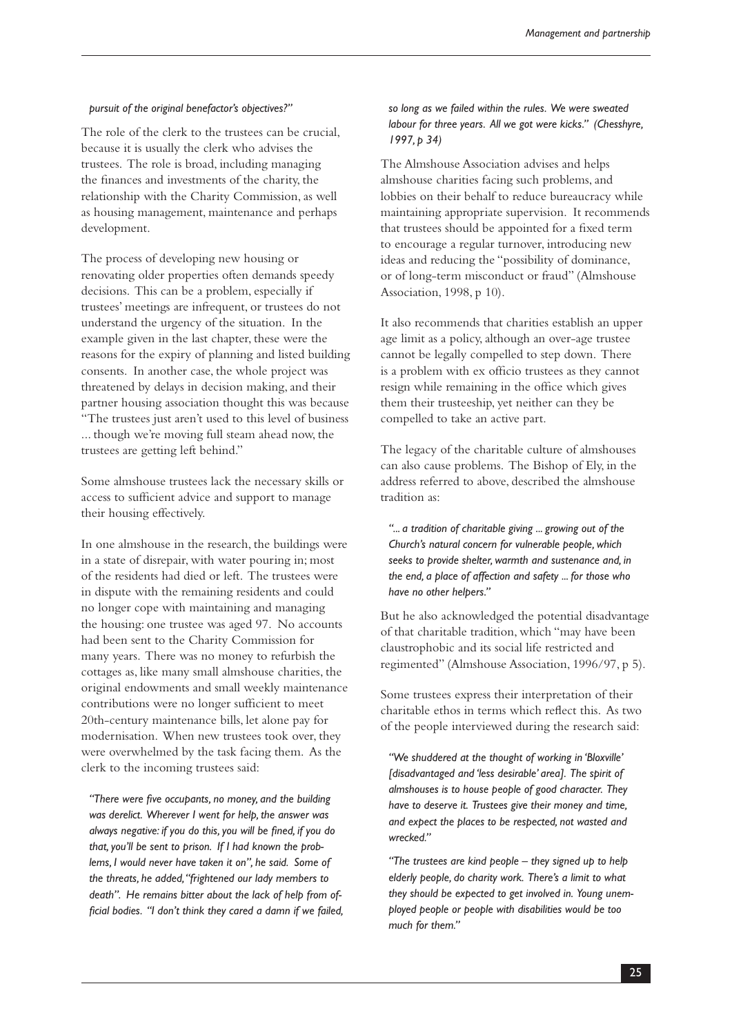*pursuit of the original benefactor's objectives?"*

The role of the clerk to the trustees can be crucial, because it is usually the clerk who advises the trustees. The role is broad, including managing the finances and investments of the charity, the relationship with the Charity Commission, as well as housing management, maintenance and perhaps development.

The process of developing new housing or renovating older properties often demands speedy decisions. This can be a problem, especially if trustees' meetings are infrequent, or trustees do not understand the urgency of the situation. In the example given in the last chapter, these were the reasons for the expiry of planning and listed building consents. In another case, the whole project was threatened by delays in decision making, and their partner housing association thought this was because "The trustees just aren't used to this level of business ... though we're moving full steam ahead now, the trustees are getting left behind."

Some almshouse trustees lack the necessary skills or access to sufficient advice and support to manage their housing effectively.

In one almshouse in the research, the buildings were in a state of disrepair, with water pouring in; most of the residents had died or left. The trustees were in dispute with the remaining residents and could no longer cope with maintaining and managing the housing: one trustee was aged 97. No accounts had been sent to the Charity Commission for many years. There was no money to refurbish the cottages as, like many small almshouse charities, the original endowments and small weekly maintenance contributions were no longer sufficient to meet 20th-century maintenance bills, let alone pay for modernisation. When new trustees took over, they were overwhelmed by the task facing them. As the clerk to the incoming trustees said:

> *"There were five occupants, no money, and the building was derelict. Wherever I went for help, the answer was always negative: if you do this, you will be fined, if you do that, you'll be sent to prison. If I had known the problems, I would never have taken it on", he said. Some of the threats, he added, "frightened our lady members to death". He remains bitter about the lack of help from official bodies. "I don't think they cared a damn if we failed, so long as we failed within the rules. We were sweated labour for three years. All we got were kicks." (Chesshyre, 1997, p 34)*

The Almshouse Association advises and helps almshouse charities facing such problems, and lobbies on their behalf to reduce bureaucracy while maintaining appropriate supervision. It recommends that trustees should be appointed for a fixed term to encourage a regular turnover, introducing new ideas and reducing the "possibility of dominance, or of long-term misconduct or fraud" (Almshouse Association, 1998, p 10).

It also recommends that charities establish an upper age limit as a policy, although an over-age trustee cannot be legally compelled to step down. There is a problem with ex officio trustees as they cannot resign while remaining in the office which gives them their trusteeship, yet neither can they be compelled to take an active part.

The legacy of the charitable culture of almshouses can also cause problems. The Bishop of Ely, in the address referred to above, described the almshouse tradition as:

> *"... a tradition of charitable giving ... growing out of the Church's natural concern for vulnerable people, which seeks to provide shelter, warmth and sustenance and, in the end, a place of affection and safety ... for those who have no other helpers."*

But he also acknowledged the potential disadvantage of that charitable tradition, which "may have been claustrophobic and its social life restricted and regimented" (Almshouse Association, 1996/97, p 5).

Some trustees express their interpretation of their charitable ethos in terms which reflect this. As two of the people interviewed during the research said:

> *"We shuddered at the thought of working in 'Bloxville' [disadvantaged and 'less desirable' area]. The spirit of almshouses is to house people of good character. They have to deserve it. Trustees give their money and time, and expect the places to be respected, not wasted and wrecked."*

> *"The trustees are kind people – they signed up to help elderly people, do charity work. There's a limit to what they should be expected to get involved in. Young unemployed people or people with disabilities would be too much for them."*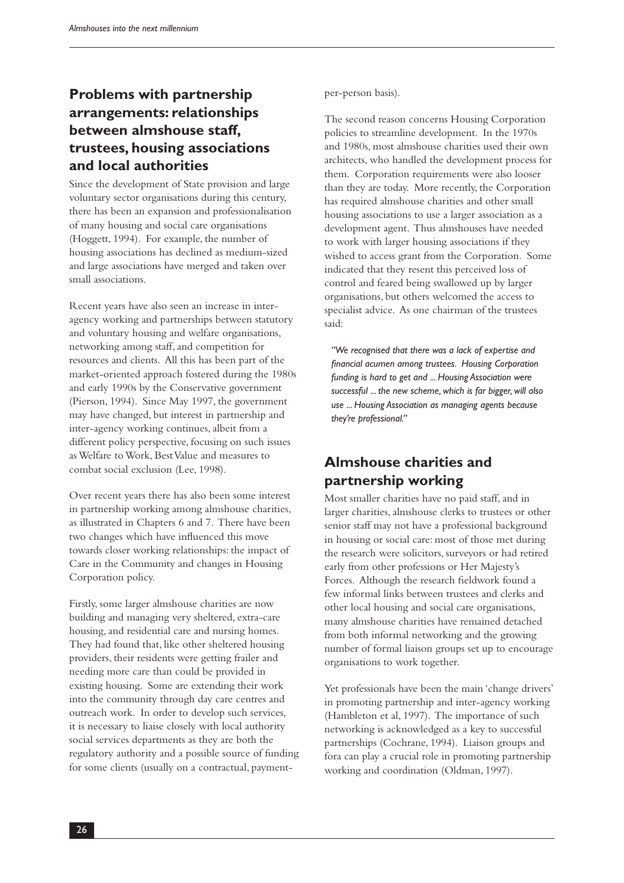## Problems with partnership arrangements: relationships between almshouse staff, trustees, housing associations and local authorities

Since the development of State provision and large voluntary sector organisations during this century, there has been an expansion and professionalisation of many housing and social care organisations (Hoggett, 1994). For example, the number of housing associations has declined as medium-sized and large associations have merged and taken over small associations.

Recent years have also seen an increase in inter-agency working and partnerships between statutory and voluntary housing and welfare organisations, networking among staff, and competition for resources and clients. All this has been part of the market-oriented approach fostered during the 1980s and early 1990s by the Conservative government (Pierson, 1994). Since May 1997, the government may have changed, but interest in partnership and inter-agency working continues, albeit from a different policy perspective, focusing on such issues as Welfare to Work, Best Value and measures to combat social exclusion (Lee, 1998).

Over recent years there has also been some interest in partnership working among almshouse charities, as illustrated in Chapters 6 and 7. There have been two changes which have influenced this move towards closer working relationships: the impact of Care in the Community and changes in Housing Corporation policy.

Firstly, some larger almshouse charities are now building and managing very sheltered, extra-care housing, and residential care and nursing homes. They had found that, like other sheltered housing providers, their residents were getting frailer and needing more care than could be provided in existing housing. Some are extending their work into the community through day care centres and outreach work. In order to develop such services, it is necessary to liaise closely with local authority social services departments as they are both the regulatory authority and a possible source of funding for some clients (usually on a contractual, payment-per-person basis).

The second reason concerns Housing Corporation policies to streamline development. In the 1970s and 1980s, most almshouse charities used their own architects, who handled the development process for them. Corporation requirements were also looser than they are today. More recently, the Corporation has required almshouse charities and other small housing associations to use a larger association as a development agent. Thus almshouses have needed to work with larger housing associations if they wished to access grant from the Corporation. Some indicated that they resent this perceived loss of control and feared being swallowed up by larger organisations, but others welcomed the access to specialist advice. As one chairman of the trustees said:

> *"We recognised that there was a lack of expertise and financial acumen among trustees. Housing Corporation funding is hard to get and ... Housing Association were successful ... the new scheme, which is far bigger, will also use ... Housing Association as managing agents because they're professional."*

## Almshouse charities and partnership working

Most smaller charities have no paid staff, and in larger charities, almshouse clerks to trustees or other senior staff may not have a professional background in housing or social care: most of those met during the research were solicitors, surveyors or had retired early from other professions or Her Majesty's Forces. Although the research fieldwork found a few informal links between trustees and clerks and other local housing and social care organisations, many almshouse charities have remained detached from both informal networking and the growing number of formal liaison groups set up to encourage organisations to work together.

Yet professionals have been the main 'change drivers' in promoting partnership and inter-agency working (Hambleton et al, 1997). The importance of such networking is acknowledged as a key to successful partnerships (Cochrane, 1994). Liaison groups and fora can play a crucial role in promoting partnership working and coordination (Oldman, 1997).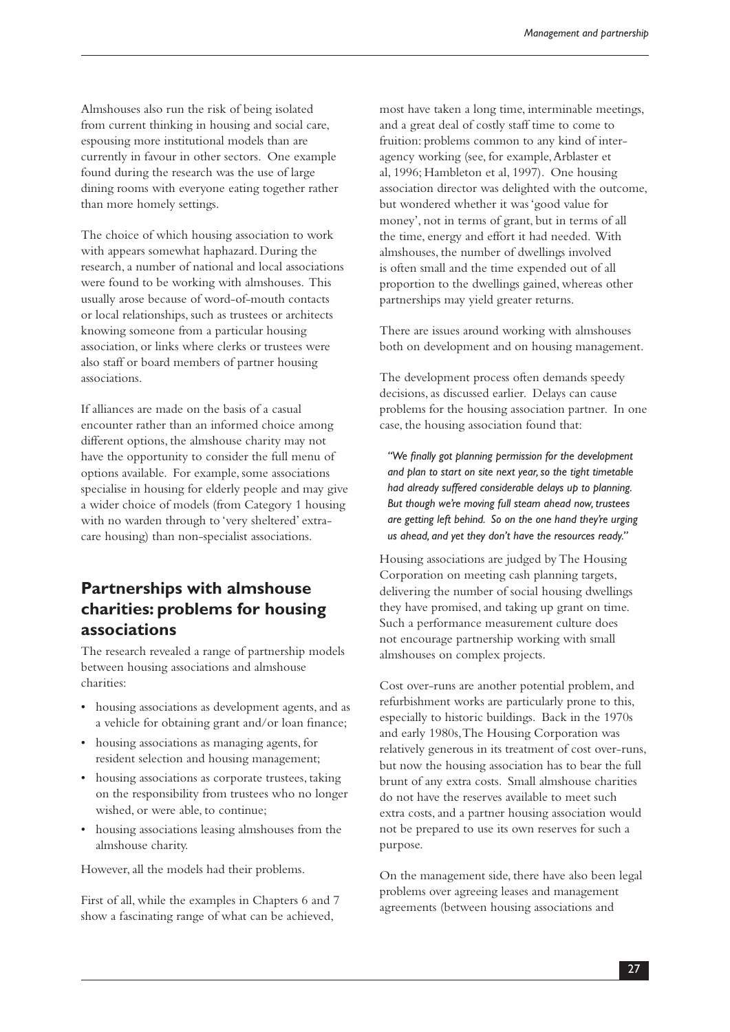Almshouses also run the risk of being isolated from current thinking in housing and social care, espousing more institutional models than are currently in favour in other sectors. One example found during the research was the use of large dining rooms with everyone eating together rather than more homely settings.

The choice of which housing association to work with appears somewhat haphazard. During the research, a number of national and local associations were found to be working with almshouses. This usually arose because of word-of-mouth contacts or local relationships, such as trustees or architects knowing someone from a particular housing association, or links where clerks or trustees were also staff or board members of partner housing associations.

If alliances are made on the basis of a casual encounter rather than an informed choice among different options, the almshouse charity may not have the opportunity to consider the full menu of options available. For example, some associations specialise in housing for elderly people and may give a wider choice of models (from Category 1 housing with no warden through to 'very sheltered' extra-care housing) than non-specialist associations.

## Partnerships with almshouse charities: problems for housing associations

The research revealed a range of partnership models between housing associations and almshouse charities:

- housing associations as development agents, and as a vehicle for obtaining grant and/or loan finance;
- housing associations as managing agents, for resident selection and housing management;
- housing associations as corporate trustees, taking on the responsibility from trustees who no longer wished, or were able, to continue;
- housing associations leasing almshouses from the almshouse charity.

However, all the models had their problems.

First of all, while the examples in Chapters 6 and 7 show a fascinating range of what can be achieved, most have taken a long time, interminable meetings, and a great deal of costly staff time to come to fruition: problems common to any kind of inter-agency working (see, for example, Arblaster et al, 1996; Hambleton et al, 1997). One housing association director was delighted with the outcome, but wondered whether it was 'good value for money', not in terms of grant, but in terms of all the time, energy and effort it had needed. With almshouses, the number of dwellings involved is often small and the time expended out of all proportion to the dwellings gained, whereas other partnerships may yield greater returns.

There are issues around working with almshouses both on development and on housing management.

The development process often demands speedy decisions, as discussed earlier. Delays can cause problems for the housing association partner. In one case, the housing association found that:

> *"We finally got planning permission for the development and plan to start on site next year, so the tight timetable had already suffered considerable delays up to planning. But though we're moving full steam ahead now, trustees are getting left behind. So on the one hand they're urging us ahead, and yet they don't have the resources ready."*

Housing associations are judged by The Housing Corporation on meeting cash planning targets, delivering the number of social housing dwellings they have promised, and taking up grant on time. Such a performance measurement culture does not encourage partnership working with small almshouses on complex projects.

Cost over-runs are another potential problem, and refurbishment works are particularly prone to this, especially to historic buildings. Back in the 1970s and early 1980s, The Housing Corporation was relatively generous in its treatment of cost over-runs, but now the housing association has to bear the full brunt of any extra costs. Small almshouse charities do not have the reserves available to meet such extra costs, and a partner housing association would not be prepared to use its own reserves for such a purpose.

On the management side, there have also been legal problems over agreeing leases and management agreements (between housing associations and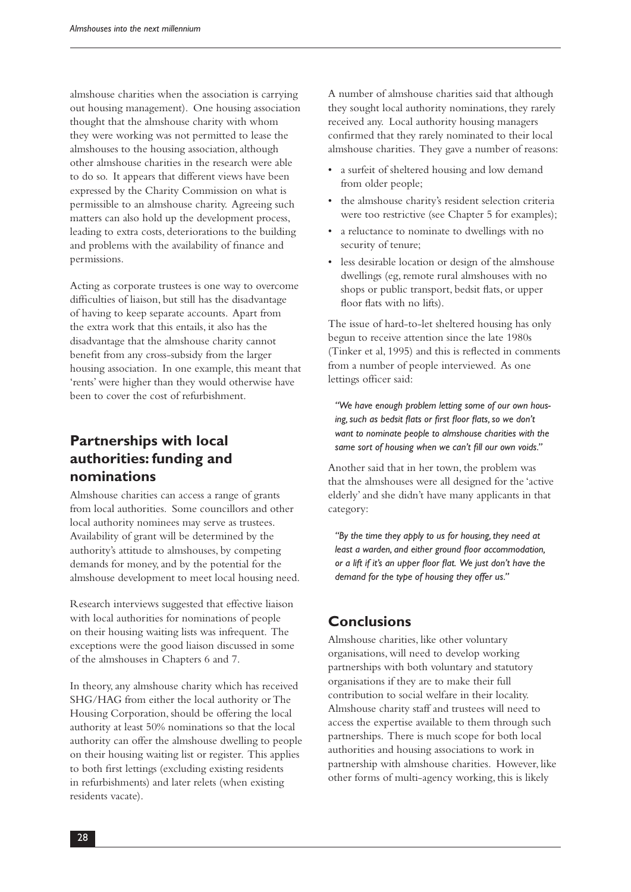almshouse charities when the association is carrying out housing management). One housing association thought that the almshouse charity with whom they were working was not permitted to lease the almshouses to the housing association, although other almshouse charities in the research were able to do so. It appears that different views have been expressed by the Charity Commission on what is permissible to an almshouse charity. Agreeing such matters can also hold up the development process, leading to extra costs, deteriorations to the building and problems with the availability of finance and permissions.

Acting as corporate trustees is one way to overcome difficulties of liaison, but still has the disadvantage of having to keep separate accounts. Apart from the extra work that this entails, it also has the disadvantage that the almshouse charity cannot benefit from any cross-subsidy from the larger housing association. In one example, this meant that 'rents' were higher than they would otherwise have been to cover the cost of refurbishment.

## Partnerships with local authorities: funding and nominations

Almshouse charities can access a range of grants from local authorities. Some councillors and other local authority nominees may serve as trustees. Availability of grant will be determined by the authority's attitude to almshouses, by competing demands for money, and by the potential for the almshouse development to meet local housing need.

Research interviews suggested that effective liaison with local authorities for nominations of people on their housing waiting lists was infrequent. The exceptions were the good liaison discussed in some of the almshouses in Chapters 6 and 7.

In theory, any almshouse charity which has received SHG/HAG from either the local authority or The Housing Corporation, should be offering the local authority at least 50% nominations so that the local authority can offer the almshouse dwelling to people on their housing waiting list or register. This applies to both first lettings (excluding existing residents in refurbishments) and later relets (when existing residents vacate).

A number of almshouse charities said that although they sought local authority nominations, they rarely received any. Local authority housing managers confirmed that they rarely nominated to their local almshouse charities. They gave a number of reasons:

- a surfeit of sheltered housing and low demand from older people;
- the almshouse charity's resident selection criteria were too restrictive (see Chapter 5 for examples);
- a reluctance to nominate to dwellings with no security of tenure;
- less desirable location or design of the almshouse dwellings (eg, remote rural almshouses with no shops or public transport, bedsit flats, or upper floor flats with no lifts).

The issue of hard-to-let sheltered housing has only begun to receive attention since the late 1980s (Tinker et al, 1995) and this is reflected in comments from a number of people interviewed. As one lettings officer said:

> *"We have enough problem letting some of our own housing, such as bedsit flats or first floor flats, so we don't want to nominate people to almshouse charities with the same sort of housing when we can't fill our own voids."*

Another said that in her town, the problem was that the almshouses were all designed for the 'active elderly' and she didn't have many applicants in that category:

> *"By the time they apply to us for housing, they need at least a warden, and either ground floor accommodation, or a lift if it's an upper floor flat. We just don't have the demand for the type of housing they offer us."*

## Conclusions

Almshouse charities, like other voluntary organisations, will need to develop working partnerships with both voluntary and statutory organisations if they are to make their full contribution to social welfare in their locality. Almshouse charity staff and trustees will need to access the expertise available to them through such partnerships. There is much scope for both local authorities and housing associations to work in partnership with almshouse charities. However, like other forms of multi-agency working, this is likely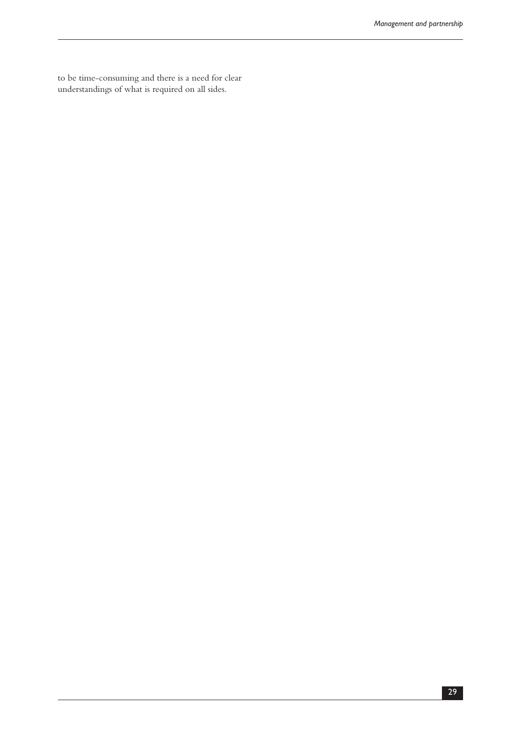to be time-consuming and there is a need for clear understandings of what is required on all sides.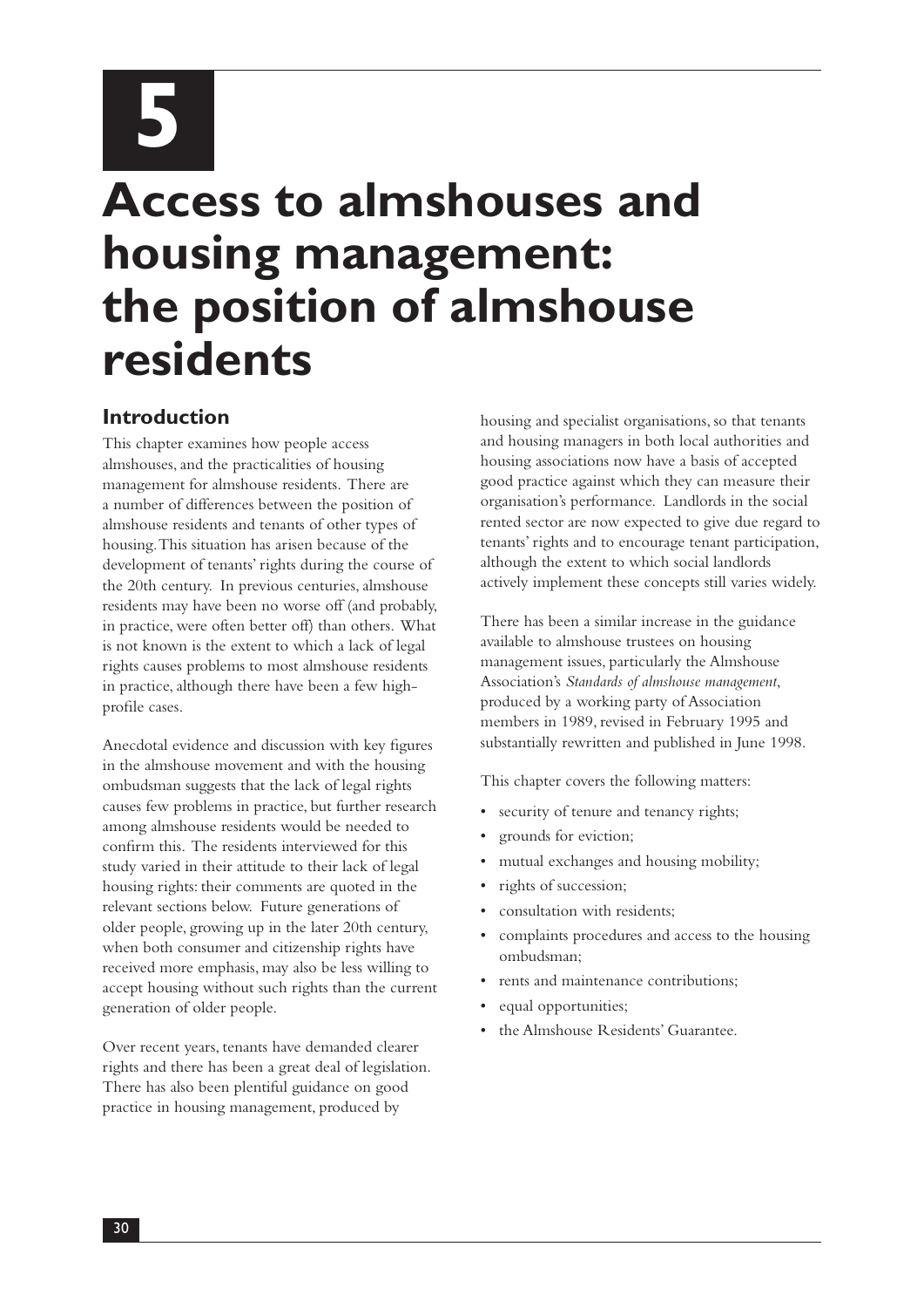# 5

# Access to almshouses and housing management: the position of almshouse residents

## Introduction

This chapter examines how people access almshouses, and the practicalities of housing management for almshouse residents. There are a number of differences between the position of almshouse residents and tenants of other types of housing. This situation has arisen because of the development of tenants' rights during the course of the 20th century. In previous centuries, almshouse residents may have been no worse off (and probably, in practice, were often better off) than others. What is not known is the extent to which a lack of legal rights causes problems to most almshouse residents in practice, although there have been a few high-profile cases.

Anecdotal evidence and discussion with key figures in the almshouse movement and with the housing ombudsman suggests that the lack of legal rights causes few problems in practice, but further research among almshouse residents would be needed to confirm this. The residents interviewed for this study varied in their attitude to their lack of legal housing rights: their comments are quoted in the relevant sections below. Future generations of older people, growing up in the later 20th century, when both consumer and citizenship rights have received more emphasis, may also be less willing to accept housing without such rights than the current generation of older people.

Over recent years, tenants have demanded clearer rights and there has been a great deal of legislation. There has also been plentiful guidance on good practice in housing management, produced by housing and specialist organisations, so that tenants and housing managers in both local authorities and housing associations now have a basis of accepted good practice against which they can measure their organisation's performance. Landlords in the social rented sector are now expected to give due regard to tenants' rights and to encourage tenant participation, although the extent to which social landlords actively implement these concepts still varies widely.

There has been a similar increase in the guidance available to almshouse trustees on housing management issues, particularly the Almshouse Association's *Standards of almshouse management*, produced by a working party of Association members in 1989, revised in February 1995 and substantially rewritten and published in June 1998.

This chapter covers the following matters:

- security of tenure and tenancy rights;
- grounds for eviction;
- mutual exchanges and housing mobility;
- rights of succession;
- consultation with residents;
- complaints procedures and access to the housing ombudsman;
- rents and maintenance contributions;
- equal opportunities;
- the Almshouse Residents' Guarantee.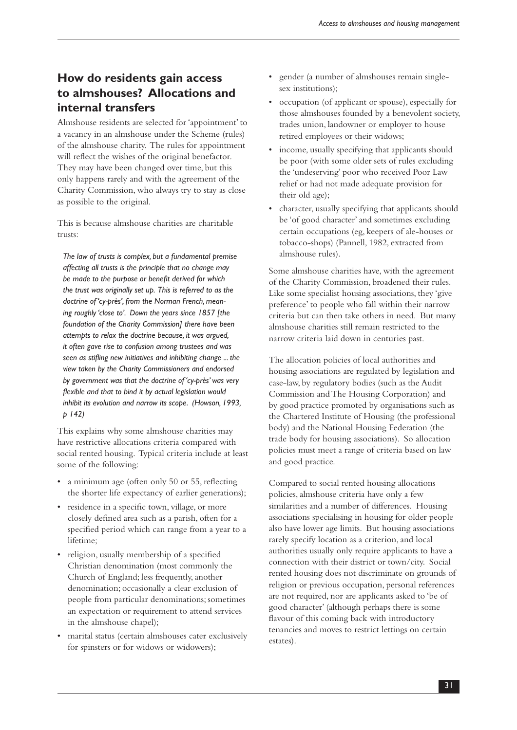## How do residents gain access to almshouses? Allocations and internal transfers

Almshouse residents are selected for 'appointment' to a vacancy in an almshouse under the Scheme (rules) of the almshouse charity. The rules for appointment will reflect the wishes of the original benefactor. They may have been changed over time, but this only happens rarely and with the agreement of the Charity Commission, who always try to stay as close as possible to the original.

This is because almshouse charities are charitable trusts:

> *The law of trusts is complex, but a fundamental premise affecting all trusts is the principle that no change may be made to the purpose or benefit derived for which the trust was originally set up. This is referred to as the doctrine of 'cy-près', from the Norman French, meaning roughly 'close to'. Down the years since 1857 [the foundation of the Charity Commission] there have been attempts to relax the doctrine because, it was argued, it often gave rise to confusion among trustees and was seen as stifling new initiatives and inhibiting change ... the view taken by the Charity Commissioners and endorsed by government was that the doctrine of 'cy-près' was very flexible and that to bind it by actual legislation would inhibit its evolution and narrow its scope. (Howson, 1993, p 142)*

This explains why some almshouse charities may have restrictive allocations criteria compared with social rented housing. Typical criteria include at least some of the following:

- a minimum age (often only 50 or 55, reflecting the shorter life expectancy of earlier generations);
- residence in a specific town, village, or more closely defined area such as a parish, often for a specified period which can range from a year to a lifetime;
- religion, usually membership of a specified Christian denomination (most commonly the Church of England; less frequently, another denomination; occasionally a clear exclusion of people from particular denominations; sometimes an expectation or requirement to attend services in the almshouse chapel);
- marital status (certain almshouses cater exclusively for spinsters or for widows or widowers);
- gender (a number of almshouses remain single-sex institutions);
- occupation (of applicant or spouse), especially for those almshouses founded by a benevolent society, trades union, landowner or employer to house retired employees or their widows;
- income, usually specifying that applicants should be poor (with some older sets of rules excluding the 'undeserving' poor who received Poor Law relief or had not made adequate provision for their old age);
- character, usually specifying that applicants should be 'of good character' and sometimes excluding certain occupations (eg, keepers of ale-houses or tobacco-shops) (Pannell, 1982, extracted from almshouse rules).

Some almshouse charities have, with the agreement of the Charity Commission, broadened their rules. Like some specialist housing associations, they 'give preference' to people who fall within their narrow criteria but can then take others in need. But many almshouse charities still remain restricted to the narrow criteria laid down in centuries past.

The allocation policies of local authorities and housing associations are regulated by legislation and case-law, by regulatory bodies (such as the Audit Commission and The Housing Corporation) and by good practice promoted by organisations such as the Chartered Institute of Housing (the professional body) and the National Housing Federation (the trade body for housing associations). So allocation policies must meet a range of criteria based on law and good practice.

Compared to social rented housing allocations policies, almshouse criteria have only a few similarities and a number of differences. Housing associations specialising in housing for older people also have lower age limits. But housing associations rarely specify location as a criterion, and local authorities usually only require applicants to have a connection with their district or town/city. Social rented housing does not discriminate on grounds of religion or previous occupation, personal references are not required, nor are applicants asked to 'be of good character' (although perhaps there is some flavour of this coming back with introductory tenancies and moves to restrict lettings on certain estates).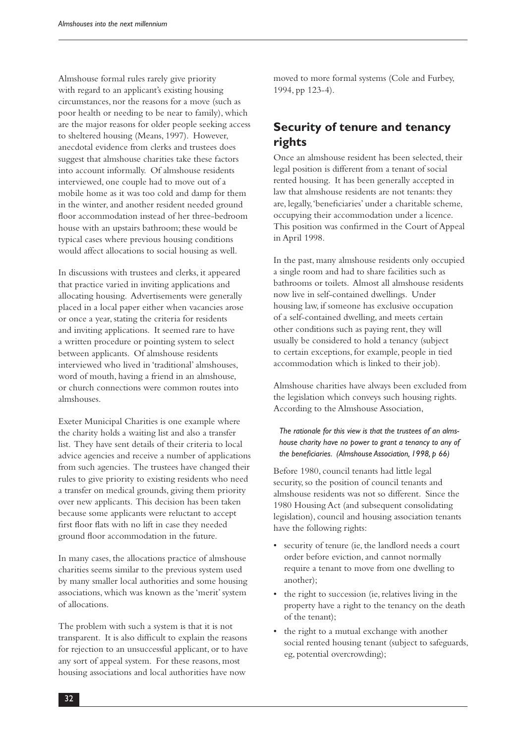Almshouse formal rules rarely give priority with regard to an applicant's existing housing circumstances, nor the reasons for a move (such as poor health or needing to be near to family), which are the major reasons for older people seeking access to sheltered housing (Means, 1997). However, anecdotal evidence from clerks and trustees does suggest that almshouse charities take these factors into account informally. Of almshouse residents interviewed, one couple had to move out of a mobile home as it was too cold and damp for them in the winter, and another resident needed ground floor accommodation instead of her three-bedroom house with an upstairs bathroom; these would be typical cases where previous housing conditions would affect allocations to social housing as well.

In discussions with trustees and clerks, it appeared that practice varied in inviting applications and allocating housing. Advertisements were generally placed in a local paper either when vacancies arose or once a year, stating the criteria for residents and inviting applications. It seemed rare to have a written procedure or pointing system to select between applicants. Of almshouse residents interviewed who lived in 'traditional' almshouses, word of mouth, having a friend in an almshouse, or church connections were common routes into almshouses.

Exeter Municipal Charities is one example where the charity holds a waiting list and also a transfer list. They have sent details of their criteria to local advice agencies and receive a number of applications from such agencies. The trustees have changed their rules to give priority to existing residents who need a transfer on medical grounds, giving them priority over new applicants. This decision has been taken because some applicants were reluctant to accept first floor flats with no lift in case they needed ground floor accommodation in the future.

In many cases, the allocations practice of almshouse charities seems similar to the previous system used by many smaller local authorities and some housing associations, which was known as the 'merit' system of allocations.

The problem with such a system is that it is not transparent. It is also difficult to explain the reasons for rejection to an unsuccessful applicant, or to have any sort of appeal system. For these reasons, most housing associations and local authorities have now moved to more formal systems (Cole and Furbey, 1994, pp 123-4).

## Security of tenure and tenancy rights

Once an almshouse resident has been selected, their legal position is different from a tenant of social rented housing. It has been generally accepted in law that almshouse residents are not tenants: they are, legally, 'beneficiaries' under a charitable scheme, occupying their accommodation under a licence. This position was confirmed in the Court of Appeal in April 1998.

In the past, many almshouse residents only occupied a single room and had to share facilities such as bathrooms or toilets. Almost all almshouse residents now live in self-contained dwellings. Under housing law, if someone has exclusive occupation of a self-contained dwelling, and meets certain other conditions such as paying rent, they will usually be considered to hold a tenancy (subject to certain exceptions, for example, people in tied accommodation which is linked to their job).

Almshouse charities have always been excluded from the legislation which conveys such housing rights. According to the Almshouse Association,

> *The rationale for this view is that the trustees of an almshouse charity have no power to grant a tenancy to any of the beneficiaries. (Almshouse Association, 1998, p 66)*

Before 1980, council tenants had little legal security, so the position of council tenants and almshouse residents was not so different. Since the 1980 Housing Act (and subsequent consolidating legislation), council and housing association tenants have the following rights:

- security of tenure (ie, the landlord needs a court order before eviction, and cannot normally require a tenant to move from one dwelling to another);
- the right to succession (ie, relatives living in the property have a right to the tenancy on the death of the tenant);
- the right to a mutual exchange with another social rented housing tenant (subject to safeguards, eg, potential overcrowding);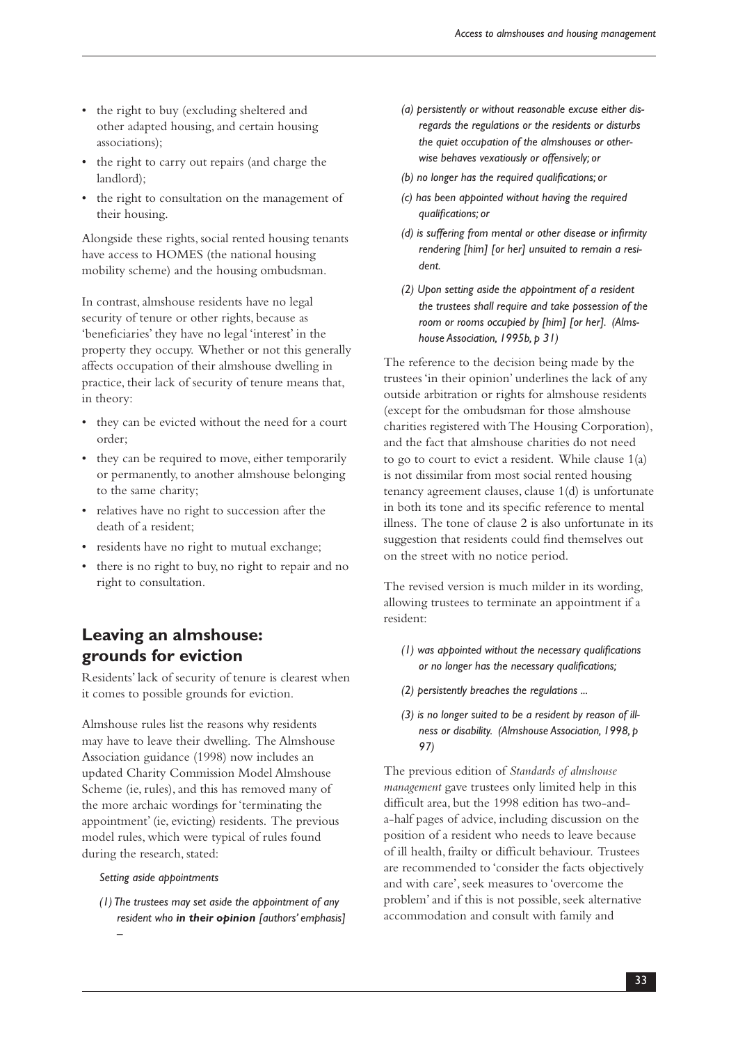- the right to buy (excluding sheltered and other adapted housing, and certain housing associations);
- the right to carry out repairs (and charge the landlord);
- the right to consultation on the management of their housing.

Alongside these rights, social rented housing tenants have access to HOMES (the national housing mobility scheme) and the housing ombudsman.

In contrast, almshouse residents have no legal security of tenure or other rights, because as 'beneficiaries' they have no legal 'interest' in the property they occupy. Whether or not this generally affects occupation of their almshouse dwelling in practice, their lack of security of tenure means that, in theory:

- they can be evicted without the need for a court order;
- they can be required to move, either temporarily or permanently, to another almshouse belonging to the same charity;
- relatives have no right to succession after the death of a resident;
- residents have no right to mutual exchange;
- there is no right to buy, no right to repair and no right to consultation.

## Leaving an almshouse: grounds for eviction

Residents' lack of security of tenure is clearest when it comes to possible grounds for eviction.

Almshouse rules list the reasons why residents may have to leave their dwelling. The Almshouse Association guidance (1998) now includes an updated Charity Commission Model Almshouse Scheme (ie, rules), and this has removed many of the more archaic wordings for 'terminating the appointment' (ie, evicting) residents. The previous model rules, which were typical of rules found during the research, stated:

> *Setting aside appointments*
>
> *(1) The trustees may set aside the appointment of any resident who* ***in their opinion*** *[authors' emphasis] –*
>
> *(a) persistently or without reasonable excuse either disregards the regulations or the residents or disturbs the quiet occupation of the almshouses or otherwise behaves vexatiously or offensively; or*
>
> *(b) no longer has the required qualifications; or*
>
> *(c) has been appointed without having the required qualifications; or*
>
> *(d) is suffering from mental or other disease or infirmity rendering [him] [or her] unsuited to remain a resident.*
>
> *(2) Upon setting aside the appointment of a resident the trustees shall require and take possession of the room or rooms occupied by [him] [or her]. (Almshouse Association, 1995b, p 31)*

The reference to the decision being made by the trustees 'in their opinion' underlines the lack of any outside arbitration or rights for almshouse residents (except for the ombudsman for those almshouse charities registered with The Housing Corporation), and the fact that almshouse charities do not need to go to court to evict a resident. While clause 1(a) is not dissimilar from most social rented housing tenancy agreement clauses, clause 1(d) is unfortunate in both its tone and its specific reference to mental illness. The tone of clause 2 is also unfortunate in its suggestion that residents could find themselves out on the street with no notice period.

The revised version is much milder in its wording, allowing trustees to terminate an appointment if a resident:

> *(1) was appointed without the necessary qualifications or no longer has the necessary qualifications;*
>
> *(2) persistently breaches the regulations ...*
>
> *(3) is no longer suited to be a resident by reason of illness or disability. (Almshouse Association, 1998, p 97)*

The previous edition of *Standards of almshouse management* gave trustees only limited help in this difficult area, but the 1998 edition has two-and-a-half pages of advice, including discussion on the position of a resident who needs to leave because of ill health, frailty or difficult behaviour. Trustees are recommended to 'consider the facts objectively and with care', seek measures to 'overcome the problem' and if this is not possible, seek alternative accommodation and consult with family and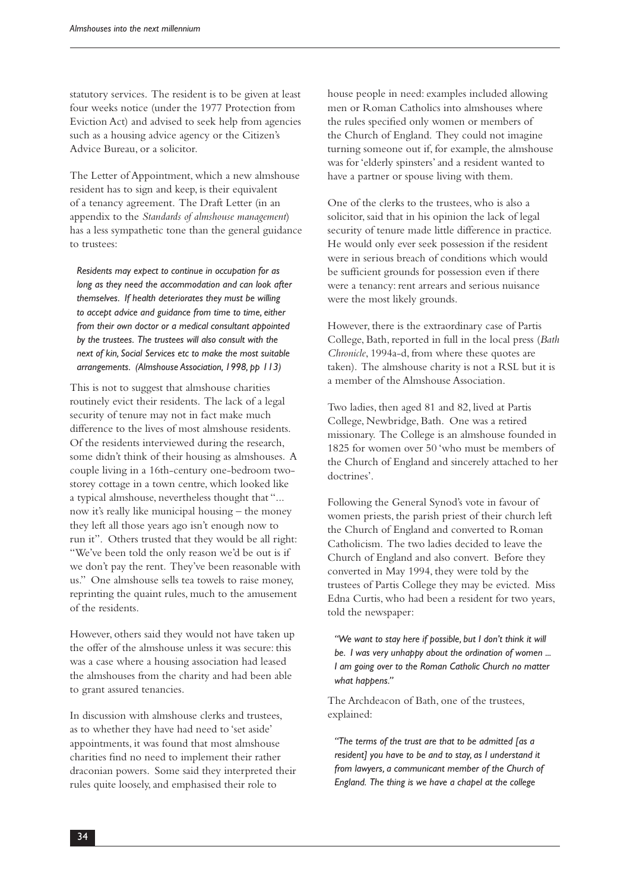statutory services. The resident is to be given at least four weeks notice (under the 1977 Protection from Eviction Act) and advised to seek help from agencies such as a housing advice agency or the Citizen's Advice Bureau, or a solicitor.

The Letter of Appointment, which a new almshouse resident has to sign and keep, is their equivalent of a tenancy agreement. The Draft Letter (in an appendix to the *Standards of almshouse management*) has a less sympathetic tone than the general guidance to trustees:

> *Residents may expect to continue in occupation for as long as they need the accommodation and can look after themselves. If health deteriorates they must be willing to accept advice and guidance from time to time, either from their own doctor or a medical consultant appointed by the trustees. The trustees will also consult with the next of kin, Social Services etc to make the most suitable arrangements. (Almshouse Association, 1998, pp 113)*

This is not to suggest that almshouse charities routinely evict their residents. The lack of a legal security of tenure may not in fact make much difference to the lives of most almshouse residents. Of the residents interviewed during the research, some didn't think of their housing as almshouses. A couple living in a 16th-century one-bedroom two-storey cottage in a town centre, which looked like a typical almshouse, nevertheless thought that "... now it's really like municipal housing – the money they left all those years ago isn't enough now to run it". Others trusted that they would be all right: "We've been told the only reason we'd be out is if we don't pay the rent. They've been reasonable with us." One almshouse sells tea towels to raise money, reprinting the quaint rules, much to the amusement of the residents.

However, others said they would not have taken up the offer of the almshouse unless it was secure: this was a case where a housing association had leased the almshouses from the charity and had been able to grant assured tenancies.

In discussion with almshouse clerks and trustees, as to whether they have had need to 'set aside' appointments, it was found that most almshouse charities find no need to implement their rather draconian powers. Some said they interpreted their rules quite loosely, and emphasised their role to house people in need: examples included allowing men or Roman Catholics into almshouses where the rules specified only women or members of the Church of England. They could not imagine turning someone out if, for example, the almshouse was for 'elderly spinsters' and a resident wanted to have a partner or spouse living with them.

One of the clerks to the trustees, who is also a solicitor, said that in his opinion the lack of legal security of tenure made little difference in practice. He would only ever seek possession if the resident were in serious breach of conditions which would be sufficient grounds for possession even if there were a tenancy: rent arrears and serious nuisance were the most likely grounds.

However, there is the extraordinary case of Partis College, Bath, reported in full in the local press (*Bath Chronicle*, 1994a-d, from where these quotes are taken). The almshouse charity is not a RSL but it is a member of the Almshouse Association.

Two ladies, then aged 81 and 82, lived at Partis College, Newbridge, Bath. One was a retired missionary. The College is an almshouse founded in 1825 for women over 50 'who must be members of the Church of England and sincerely attached to her doctrines'.

Following the General Synod's vote in favour of women priests, the parish priest of their church left the Church of England and converted to Roman Catholicism. The two ladies decided to leave the Church of England and also convert. Before they converted in May 1994, they were told by the trustees of Partis College they may be evicted. Miss Edna Curtis, who had been a resident for two years, told the newspaper:

> *"We want to stay here if possible, but I don't think it will be. I was very unhappy about the ordination of women ... I am going over to the Roman Catholic Church no matter what happens."*

The Archdeacon of Bath, one of the trustees, explained:

> *"The terms of the trust are that to be admitted [as a resident] you have to be and to stay, as I understand it from lawyers, a communicant member of the Church of England. The thing is we have a chapel at the college*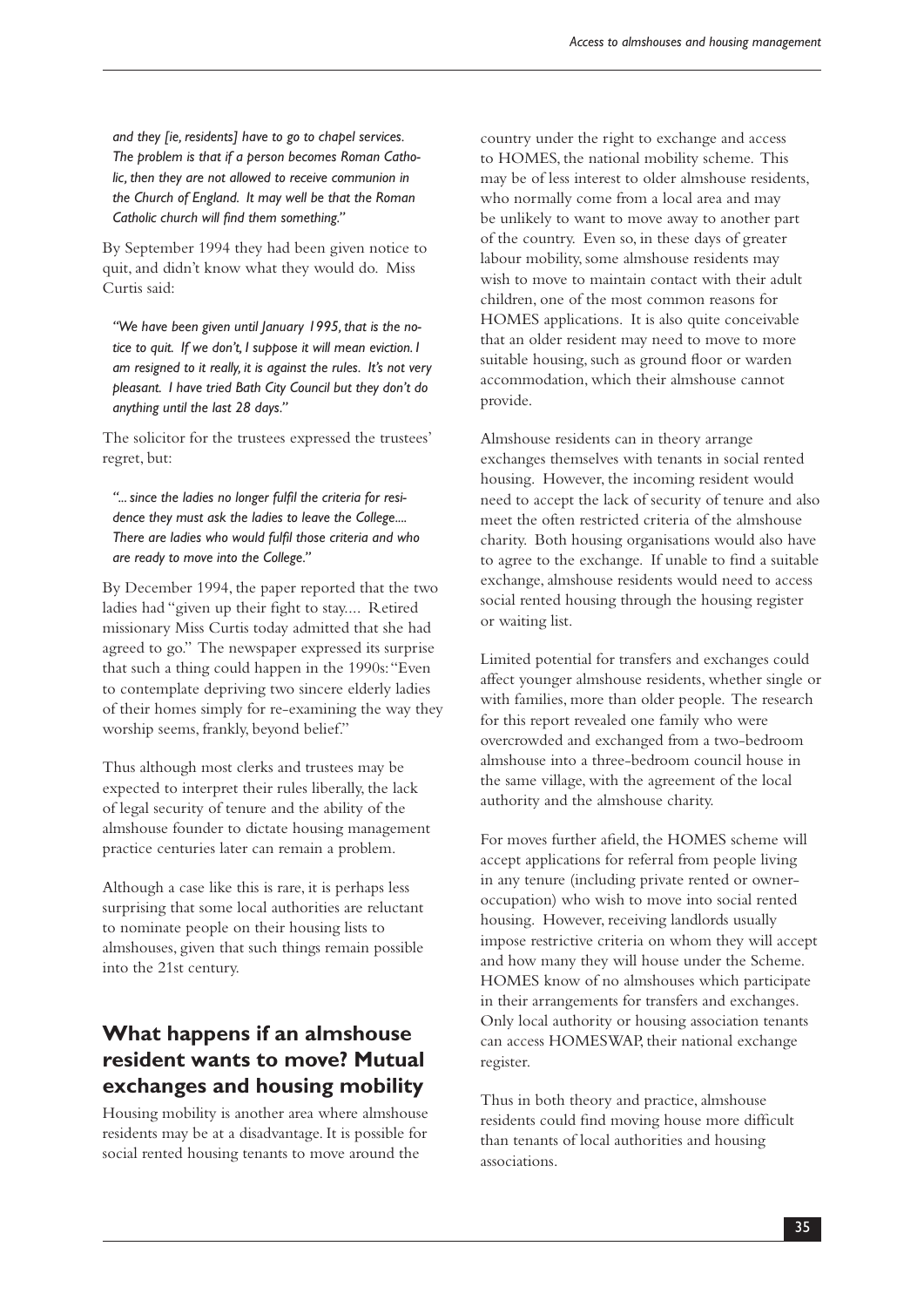*and they [ie, residents] have to go to chapel services. The problem is that if a person becomes Roman Catholic, then they are not allowed to receive communion in the Church of England. It may well be that the Roman Catholic church will find them something."*

By September 1994 they had been given notice to quit, and didn't know what they would do. Miss Curtis said:

*"We have been given until January 1995, that is the notice to quit. If we don't, I suppose it will mean eviction. I am resigned to it really, it is against the rules. It's not very pleasant. I have tried Bath City Council but they don't do anything until the last 28 days."*

The solicitor for the trustees expressed the trustees' regret, but:

*"... since the ladies no longer fulfil the criteria for residence they must ask the ladies to leave the College.... There are ladies who would fulfil those criteria and who are ready to move into the College."*

By December 1994, the paper reported that the two ladies had "given up their fight to stay.... Retired missionary Miss Curtis today admitted that she had agreed to go." The newspaper expressed its surprise that such a thing could happen in the 1990s: "Even to contemplate depriving two sincere elderly ladies of their homes simply for re-examining the way they worship seems, frankly, beyond belief."

Thus although most clerks and trustees may be expected to interpret their rules liberally, the lack of legal security of tenure and the ability of the almshouse founder to dictate housing management practice centuries later can remain a problem.

Although a case like this is rare, it is perhaps less surprising that some local authorities are reluctant to nominate people on their housing lists to almshouses, given that such things remain possible into the 21st century.

## What happens if an almshouse resident wants to move? Mutual exchanges and housing mobility

Housing mobility is another area where almshouse residents may be at a disadvantage. It is possible for social rented housing tenants to move around the country under the right to exchange and access to HOMES, the national mobility scheme. This may be of less interest to older almshouse residents, who normally come from a local area and may be unlikely to want to move away to another part of the country. Even so, in these days of greater labour mobility, some almshouse residents may wish to move to maintain contact with their adult children, one of the most common reasons for HOMES applications. It is also quite conceivable that an older resident may need to move to more suitable housing, such as ground floor or warden accommodation, which their almshouse cannot provide.

Almshouse residents can in theory arrange exchanges themselves with tenants in social rented housing. However, the incoming resident would need to accept the lack of security of tenure and also meet the often restricted criteria of the almshouse charity. Both housing organisations would also have to agree to the exchange. If unable to find a suitable exchange, almshouse residents would need to access social rented housing through the housing register or waiting list.

Limited potential for transfers and exchanges could affect younger almshouse residents, whether single or with families, more than older people. The research for this report revealed one family who were overcrowded and exchanged from a two-bedroom almshouse into a three-bedroom council house in the same village, with the agreement of the local authority and the almshouse charity.

For moves further afield, the HOMES scheme will accept applications for referral from people living in any tenure (including private rented or owner-occupation) who wish to move into social rented housing. However, receiving landlords usually impose restrictive criteria on whom they will accept and how many they will house under the Scheme. HOMES know of no almshouses which participate in their arrangements for transfers and exchanges. Only local authority or housing association tenants can access HOMESWAP, their national exchange register.

Thus in both theory and practice, almshouse residents could find moving house more difficult than tenants of local authorities and housing associations.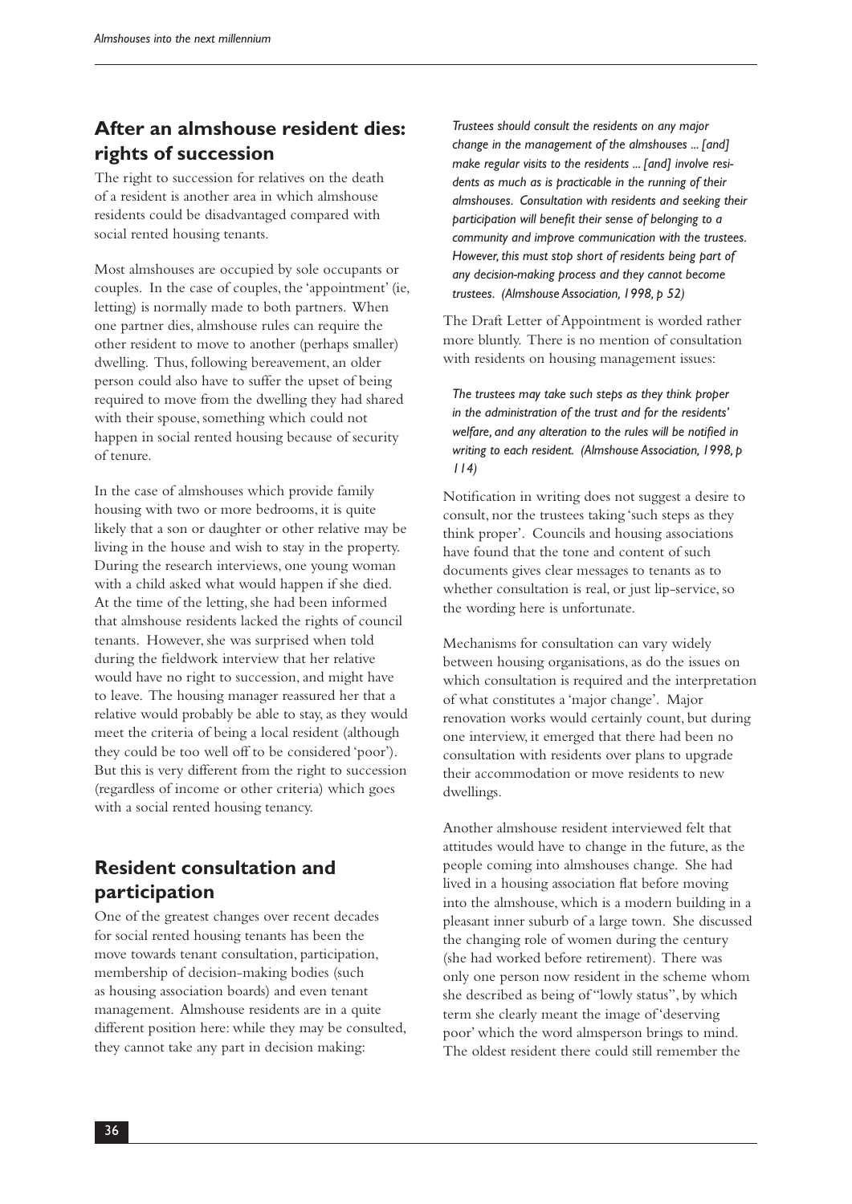## After an almshouse resident dies: rights of succession

The right to succession for relatives on the death of a resident is another area in which almshouse residents could be disadvantaged compared with social rented housing tenants.

Most almshouses are occupied by sole occupants or couples. In the case of couples, the 'appointment' (ie, letting) is normally made to both partners. When one partner dies, almshouse rules can require the other resident to move to another (perhaps smaller) dwelling. Thus, following bereavement, an older person could also have to suffer the upset of being required to move from the dwelling they had shared with their spouse, something which could not happen in social rented housing because of security of tenure.

In the case of almshouses which provide family housing with two or more bedrooms, it is quite likely that a son or daughter or other relative may be living in the house and wish to stay in the property. During the research interviews, one young woman with a child asked what would happen if she died. At the time of the letting, she had been informed that almshouse residents lacked the rights of council tenants. However, she was surprised when told during the fieldwork interview that her relative would have no right to succession, and might have to leave. The housing manager reassured her that a relative would probably be able to stay, as they would meet the criteria of being a local resident (although they could be too well off to be considered 'poor'). But this is very different from the right to succession (regardless of income or other criteria) which goes with a social rented housing tenancy.

## Resident consultation and participation

One of the greatest changes over recent decades for social rented housing tenants has been the move towards tenant consultation, participation, membership of decision-making bodies (such as housing association boards) and even tenant management. Almshouse residents are in a quite different position here: while they may be consulted, they cannot take any part in decision making:

> *Trustees should consult the residents on any major change in the management of the almshouses ... [and] make regular visits to the residents ... [and] involve residents as much as is practicable in the running of their almshouses. Consultation with residents and seeking their participation will benefit their sense of belonging to a community and improve communication with the trustees. However, this must stop short of residents being part of any decision-making process and they cannot become trustees. (Almshouse Association, 1998, p 52)*

The Draft Letter of Appointment is worded rather more bluntly. There is no mention of consultation with residents on housing management issues:

> *The trustees may take such steps as they think proper in the administration of the trust and for the residents' welfare, and any alteration to the rules will be notified in writing to each resident. (Almshouse Association, 1998, p 114)*

Notification in writing does not suggest a desire to consult, nor the trustees taking 'such steps as they think proper'. Councils and housing associations have found that the tone and content of such documents gives clear messages to tenants as to whether consultation is real, or just lip-service, so the wording here is unfortunate.

Mechanisms for consultation can vary widely between housing organisations, as do the issues on which consultation is required and the interpretation of what constitutes a 'major change'. Major renovation works would certainly count, but during one interview, it emerged that there had been no consultation with residents over plans to upgrade their accommodation or move residents to new dwellings.

Another almshouse resident interviewed felt that attitudes would have to change in the future, as the people coming into almshouses change. She had lived in a housing association flat before moving into the almshouse, which is a modern building in a pleasant inner suburb of a large town. She discussed the changing role of women during the century (she had worked before retirement). There was only one person now resident in the scheme whom she described as being of "lowly status", by which term she clearly meant the image of 'deserving poor' which the word almsperson brings to mind. The oldest resident there could still remember the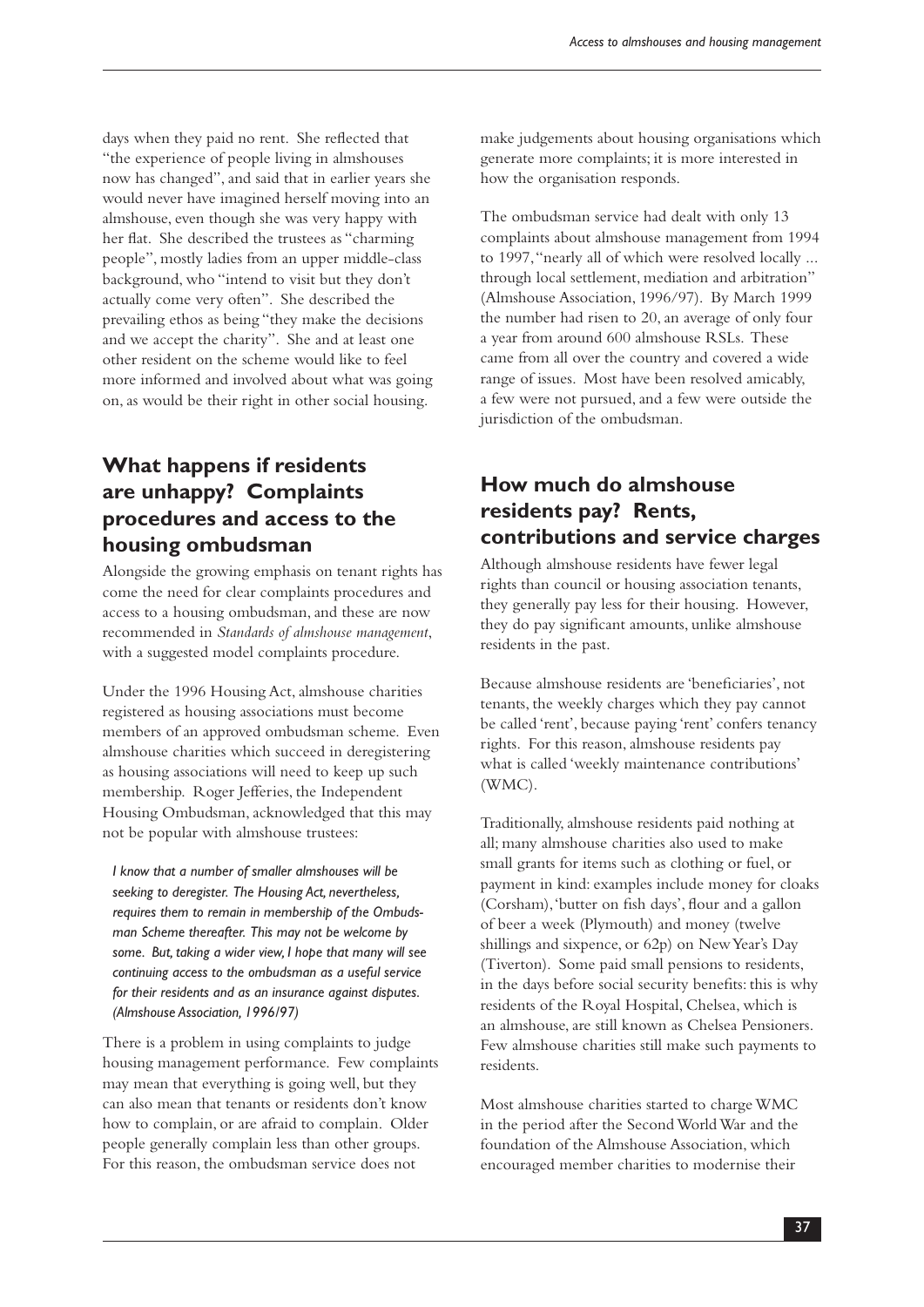days when they paid no rent. She reflected that "the experience of people living in almshouses now has changed", and said that in earlier years she would never have imagined herself moving into an almshouse, even though she was very happy with her flat. She described the trustees as "charming people", mostly ladies from an upper middle-class background, who "intend to visit but they don't actually come very often". She described the prevailing ethos as being "they make the decisions and we accept the charity". She and at least one other resident on the scheme would like to feel more informed and involved about what was going on, as would be their right in other social housing.

## What happens if residents are unhappy? Complaints procedures and access to the housing ombudsman

Alongside the growing emphasis on tenant rights has come the need for clear complaints procedures and access to a housing ombudsman, and these are now recommended in *Standards of almshouse management*, with a suggested model complaints procedure.

Under the 1996 Housing Act, almshouse charities registered as housing associations must become members of an approved ombudsman scheme. Even almshouse charities which succeed in deregistering as housing associations will need to keep up such membership. Roger Jefferies, the Independent Housing Ombudsman, acknowledged that this may not be popular with almshouse trustees:

> *I know that a number of smaller almshouses will be seeking to deregister. The Housing Act, nevertheless, requires them to remain in membership of the Ombudsman Scheme thereafter. This may not be welcome by some. But, taking a wider view, I hope that many will see continuing access to the ombudsman as a useful service for their residents and as an insurance against disputes. (Almshouse Association, 1996/97)*

There is a problem in using complaints to judge housing management performance. Few complaints may mean that everything is going well, but they can also mean that tenants or residents don't know how to complain, or are afraid to complain. Older people generally complain less than other groups. For this reason, the ombudsman service does not make judgements about housing organisations which generate more complaints; it is more interested in how the organisation responds.

The ombudsman service had dealt with only 13 complaints about almshouse management from 1994 to 1997, "nearly all of which were resolved locally ... through local settlement, mediation and arbitration" (Almshouse Association, 1996/97). By March 1999 the number had risen to 20, an average of only four a year from around 600 almshouse RSLs. These came from all over the country and covered a wide range of issues. Most have been resolved amicably, a few were not pursued, and a few were outside the jurisdiction of the ombudsman.

## How much do almshouse residents pay? Rents, contributions and service charges

Although almshouse residents have fewer legal rights than council or housing association tenants, they generally pay less for their housing. However, they do pay significant amounts, unlike almshouse residents in the past.

Because almshouse residents are 'beneficiaries', not tenants, the weekly charges which they pay cannot be called 'rent', because paying 'rent' confers tenancy rights. For this reason, almshouse residents pay what is called 'weekly maintenance contributions' (WMC).

Traditionally, almshouse residents paid nothing at all; many almshouse charities also used to make small grants for items such as clothing or fuel, or payment in kind: examples include money for cloaks (Corsham), 'butter on fish days', flour and a gallon of beer a week (Plymouth) and money (twelve shillings and sixpence, or 62p) on New Year's Day (Tiverton). Some paid small pensions to residents, in the days before social security benefits: this is why residents of the Royal Hospital, Chelsea, which is an almshouse, are still known as Chelsea Pensioners. Few almshouse charities still make such payments to residents.

Most almshouse charities started to charge WMC in the period after the Second World War and the foundation of the Almshouse Association, which encouraged member charities to modernise their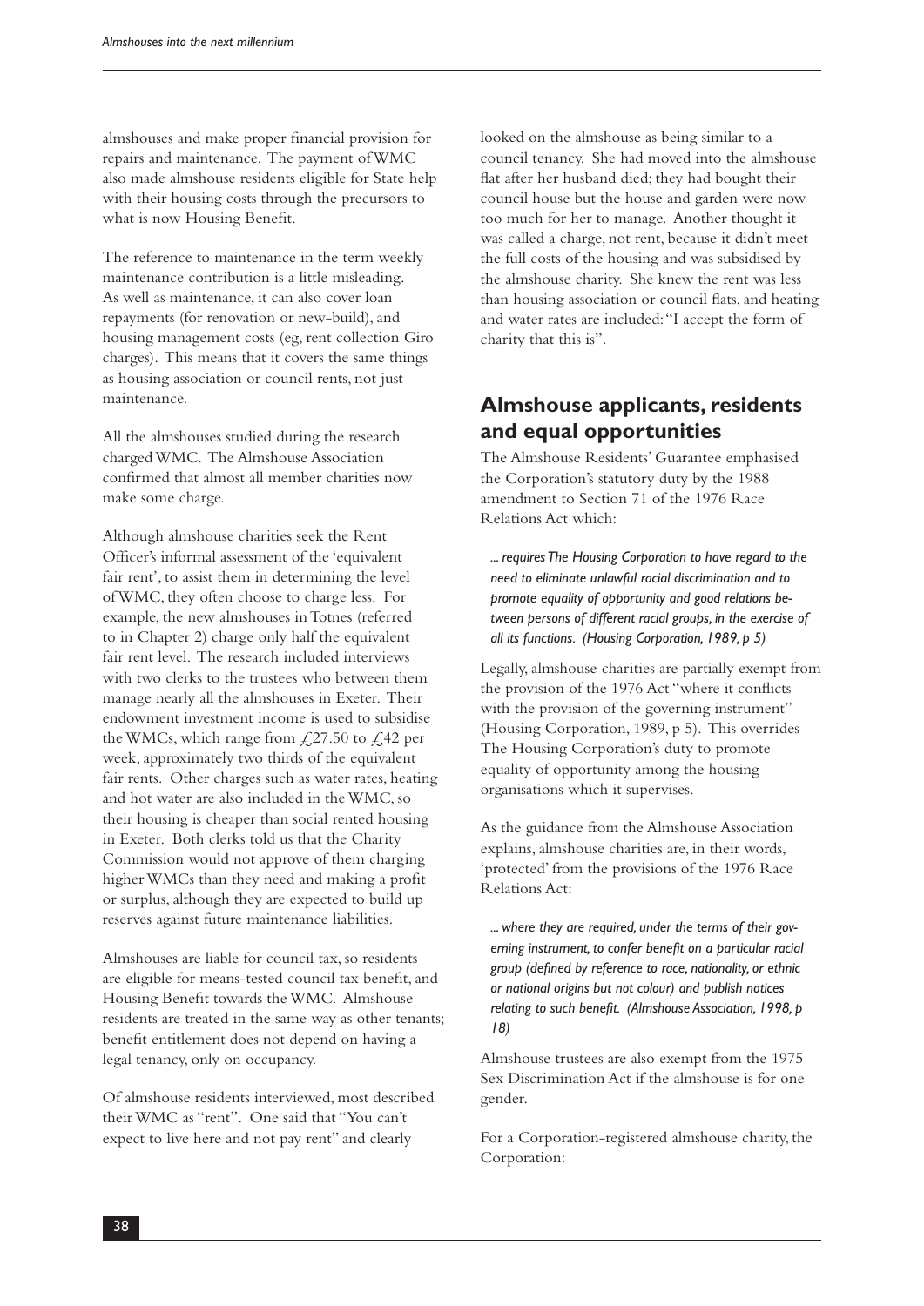almshouses and make proper financial provision for repairs and maintenance. The payment of WMC also made almshouse residents eligible for State help with their housing costs through the precursors to what is now Housing Benefit.

The reference to maintenance in the term weekly maintenance contribution is a little misleading. As well as maintenance, it can also cover loan repayments (for renovation or new-build), and housing management costs (eg, rent collection Giro charges). This means that it covers the same things as housing association or council rents, not just maintenance.

All the almshouses studied during the research charged WMC. The Almshouse Association confirmed that almost all member charities now make some charge.

Although almshouse charities seek the Rent Officer's informal assessment of the 'equivalent fair rent', to assist them in determining the level of WMC, they often choose to charge less. For example, the new almshouses in Totnes (referred to in Chapter 2) charge only half the equivalent fair rent level. The research included interviews with two clerks to the trustees who between them manage nearly all the almshouses in Exeter. Their endowment investment income is used to subsidise the WMCs, which range from £27.50 to £42 per week, approximately two thirds of the equivalent fair rents. Other charges such as water rates, heating and hot water are also included in the WMC, so their housing is cheaper than social rented housing in Exeter. Both clerks told us that the Charity Commission would not approve of them charging higher WMCs than they need and making a profit or surplus, although they are expected to build up reserves against future maintenance liabilities.

Almshouses are liable for council tax, so residents are eligible for means-tested council tax benefit, and Housing Benefit towards the WMC. Almshouse residents are treated in the same way as other tenants; benefit entitlement does not depend on having a legal tenancy, only on occupancy.

Of almshouse residents interviewed, most described their WMC as "rent". One said that "You can't expect to live here and not pay rent" and clearly looked on the almshouse as being similar to a council tenancy. She had moved into the almshouse flat after her husband died; they had bought their council house but the house and garden were now too much for her to manage. Another thought it was called a charge, not rent, because it didn't meet the full costs of the housing and was subsidised by the almshouse charity. She knew the rent was less than housing association or council flats, and heating and water rates are included: "I accept the form of charity that this is".

## Almshouse applicants, residents and equal opportunities

The Almshouse Residents' Guarantee emphasised the Corporation's statutory duty by the 1988 amendment to Section 71 of the 1976 Race Relations Act which:

> *... requires The Housing Corporation to have regard to the need to eliminate unlawful racial discrimination and to promote equality of opportunity and good relations between persons of different racial groups, in the exercise of all its functions. (Housing Corporation, 1989, p 5)*

Legally, almshouse charities are partially exempt from the provision of the 1976 Act "where it conflicts with the provision of the governing instrument" (Housing Corporation, 1989, p 5). This overrides The Housing Corporation's duty to promote equality of opportunity among the housing organisations which it supervises.

As the guidance from the Almshouse Association explains, almshouse charities are, in their words, 'protected' from the provisions of the 1976 Race Relations Act:

> *... where they are required, under the terms of their governing instrument, to confer benefit on a particular racial group (defined by reference to race, nationality, or ethnic or national origins but not colour) and publish notices relating to such benefit. (Almshouse Association, 1998, p 18)*

Almshouse trustees are also exempt from the 1975 Sex Discrimination Act if the almshouse is for one gender.

For a Corporation-registered almshouse charity, the Corporation: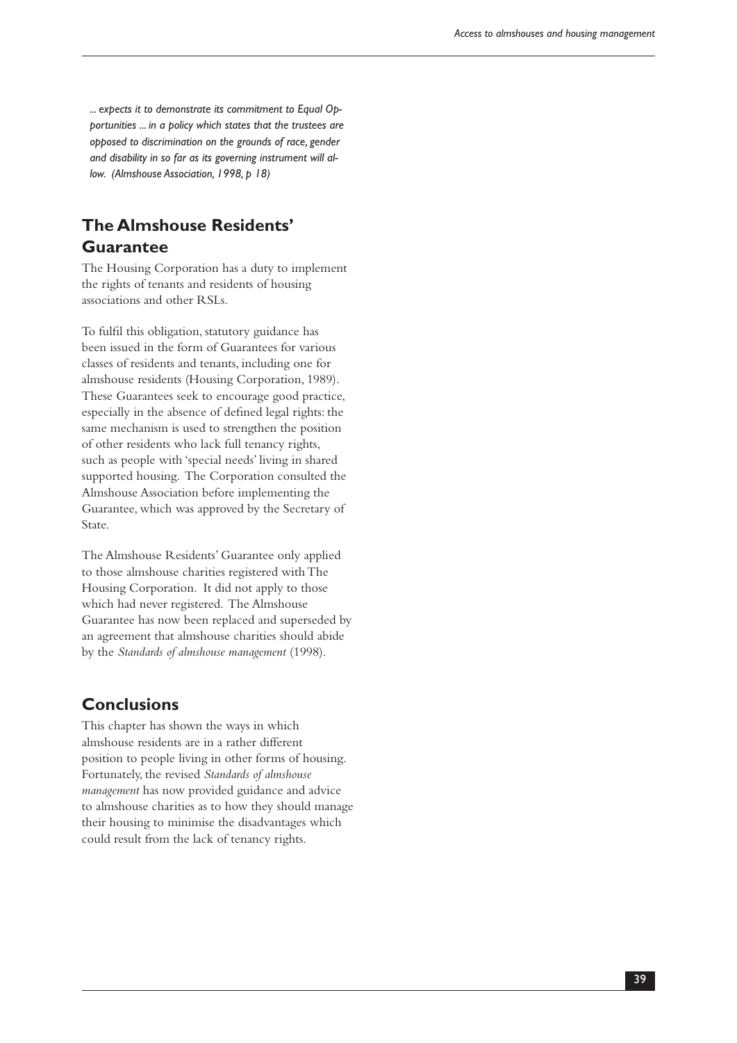*... expects it to demonstrate its commitment to Equal Opportunities ... in a policy which states that the trustees are opposed to discrimination on the grounds of race, gender and disability in so far as its governing instrument will allow. (Almshouse Association, 1998, p 18)*

## The Almshouse Residents' Guarantee

The Housing Corporation has a duty to implement the rights of tenants and residents of housing associations and other RSLs.

To fulfil this obligation, statutory guidance has been issued in the form of Guarantees for various classes of residents and tenants, including one for almshouse residents (Housing Corporation, 1989). These Guarantees seek to encourage good practice, especially in the absence of defined legal rights: the same mechanism is used to strengthen the position of other residents who lack full tenancy rights, such as people with 'special needs' living in shared supported housing. The Corporation consulted the Almshouse Association before implementing the Guarantee, which was approved by the Secretary of State.

The Almshouse Residents' Guarantee only applied to those almshouse charities registered with The Housing Corporation. It did not apply to those which had never registered. The Almshouse Guarantee has now been replaced and superseded by an agreement that almshouse charities should abide by the *Standards of almshouse management* (1998).

## Conclusions

This chapter has shown the ways in which almshouse residents are in a rather different position to people living in other forms of housing. Fortunately, the revised *Standards of almshouse management* has now provided guidance and advice to almshouse charities as to how they should manage their housing to minimise the disadvantages which could result from the lack of tenancy rights.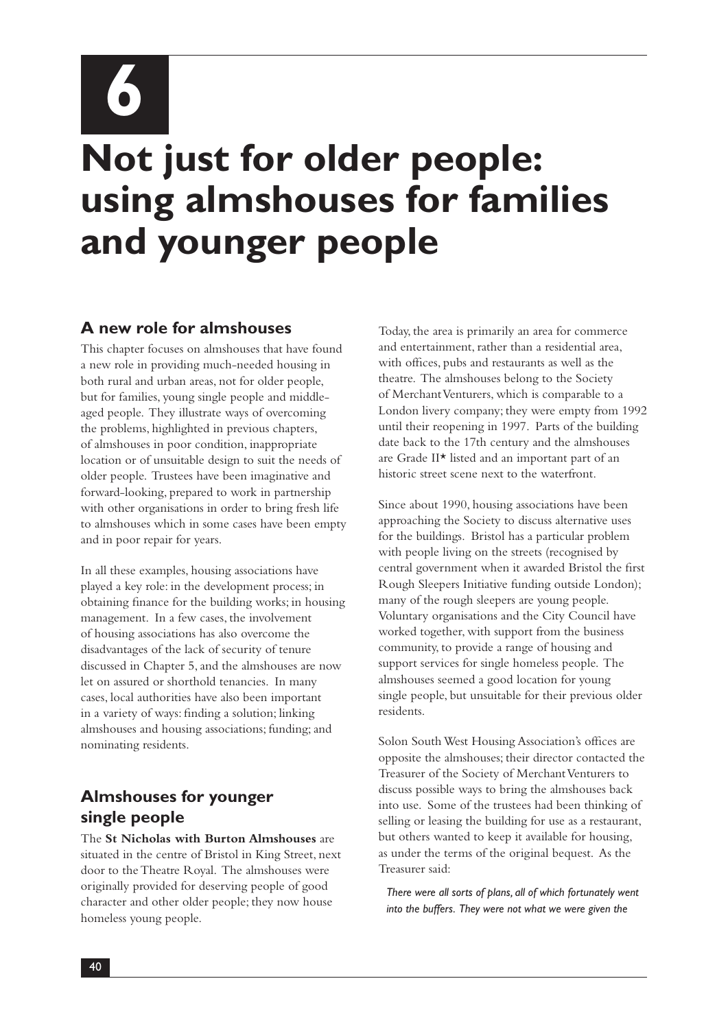# 6

# Not just for older people: using almshouses for families and younger people

## A new role for almshouses

This chapter focuses on almshouses that have found a new role in providing much-needed housing in both rural and urban areas, not for older people, but for families, young single people and middle-aged people. They illustrate ways of overcoming the problems, highlighted in previous chapters, of almshouses in poor condition, inappropriate location or of unsuitable design to suit the needs of older people. Trustees have been imaginative and forward-looking, prepared to work in partnership with other organisations in order to bring fresh life to almshouses which in some cases have been empty and in poor repair for years.

In all these examples, housing associations have played a key role: in the development process; in obtaining finance for the building works; in housing management. In a few cases, the involvement of housing associations has also overcome the disadvantages of the lack of security of tenure discussed in Chapter 5, and the almshouses are now let on assured or shorthold tenancies. In many cases, local authorities have also been important in a variety of ways: finding a solution; linking almshouses and housing associations; funding; and nominating residents.

## Almshouses for younger single people

The **St Nicholas with Burton Almshouses** are situated in the centre of Bristol in King Street, next door to the Theatre Royal. The almshouses were originally provided for deserving people of good character and other older people; they now house homeless young people.

Today, the area is primarily an area for commerce and entertainment, rather than a residential area, with offices, pubs and restaurants as well as the theatre. The almshouses belong to the Society of Merchant Venturers, which is comparable to a London livery company; they were empty from 1992 until their reopening in 1997. Parts of the building date back to the 17th century and the almshouses are Grade II* listed and an important part of an historic street scene next to the waterfront.

Since about 1990, housing associations have been approaching the Society to discuss alternative uses for the buildings. Bristol has a particular problem with people living on the streets (recognised by central government when it awarded Bristol the first Rough Sleepers Initiative funding outside London); many of the rough sleepers are young people. Voluntary organisations and the City Council have worked together, with support from the business community, to provide a range of housing and support services for single homeless people. The almshouses seemed a good location for young single people, but unsuitable for their previous older residents.

Solon South West Housing Association's offices are opposite the almshouses; their director contacted the Treasurer of the Society of Merchant Venturers to discuss possible ways to bring the almshouses back into use. Some of the trustees had been thinking of selling or leasing the building for use as a restaurant, but others wanted to keep it available for housing, as under the terms of the original bequest. As the Treasurer said:

*There were all sorts of plans, all of which fortunately went into the buffers. They were not what we were given the*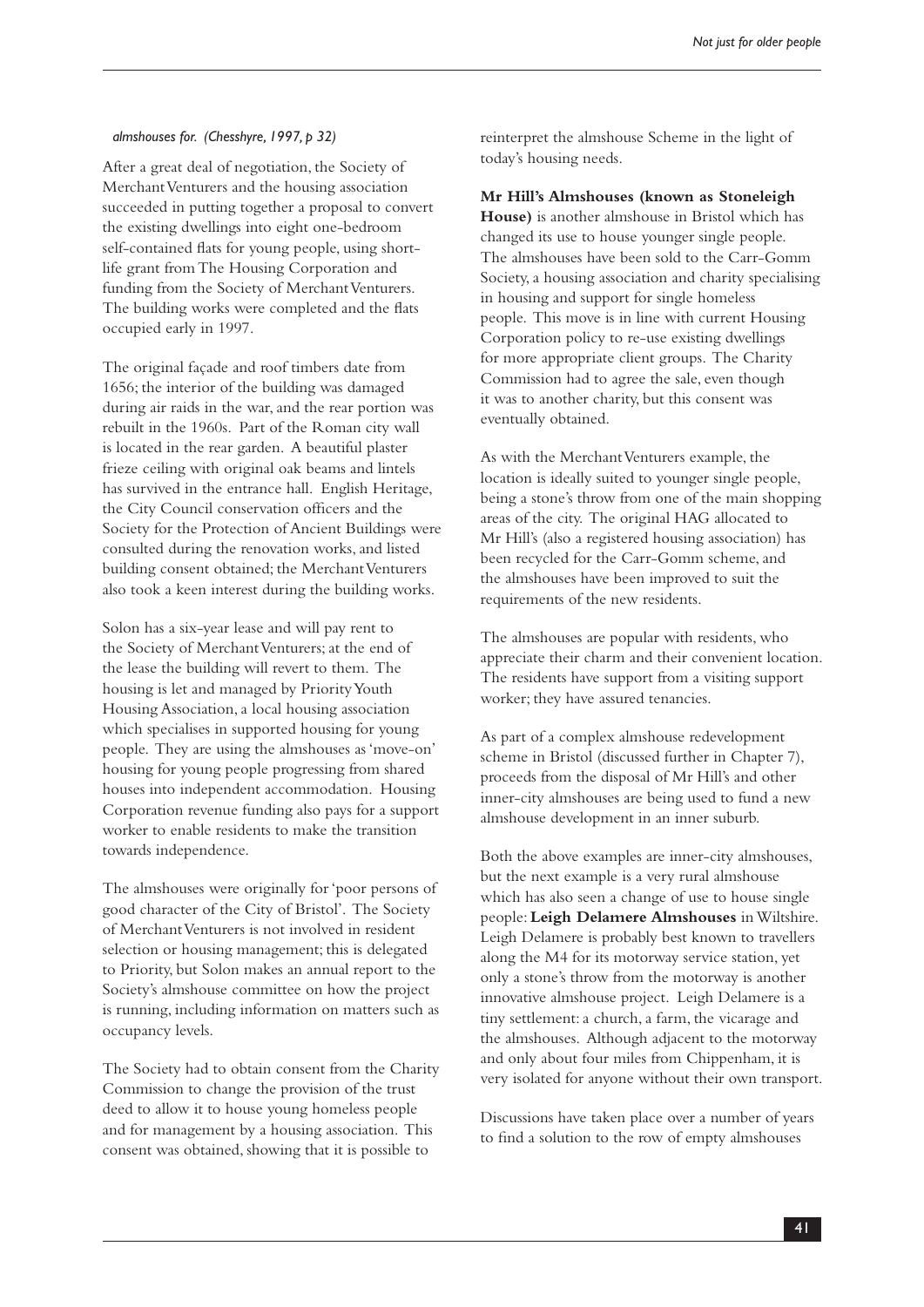*almshouses for. (Chesshyre, 1997, p 32)*

After a great deal of negotiation, the Society of Merchant Venturers and the housing association succeeded in putting together a proposal to convert the existing dwellings into eight one-bedroom self-contained flats for young people, using short-life grant from The Housing Corporation and funding from the Society of Merchant Venturers. The building works were completed and the flats occupied early in 1997.

The original façade and roof timbers date from 1656; the interior of the building was damaged during air raids in the war, and the rear portion was rebuilt in the 1960s. Part of the Roman city wall is located in the rear garden. A beautiful plaster frieze ceiling with original oak beams and lintels has survived in the entrance hall. English Heritage, the City Council conservation officers and the Society for the Protection of Ancient Buildings were consulted during the renovation works, and listed building consent obtained; the Merchant Venturers also took a keen interest during the building works.

Solon has a six-year lease and will pay rent to the Society of Merchant Venturers; at the end of the lease the building will revert to them. The housing is let and managed by Priority Youth Housing Association, a local housing association which specialises in supported housing for young people. They are using the almshouses as 'move-on' housing for young people progressing from shared houses into independent accommodation. Housing Corporation revenue funding also pays for a support worker to enable residents to make the transition towards independence.

The almshouses were originally for 'poor persons of good character of the City of Bristol'. The Society of Merchant Venturers is not involved in resident selection or housing management; this is delegated to Priority, but Solon makes an annual report to the Society's almshouse committee on how the project is running, including information on matters such as occupancy levels.

The Society had to obtain consent from the Charity Commission to change the provision of the trust deed to allow it to house young homeless people and for management by a housing association. This consent was obtained, showing that it is possible to reinterpret the almshouse Scheme in the light of today's housing needs.

**Mr Hill's Almshouses (known as Stoneleigh House)** is another almshouse in Bristol which has changed its use to house younger single people. The almshouses have been sold to the Carr-Gomm Society, a housing association and charity specialising in housing and support for single homeless people. This move is in line with current Housing Corporation policy to re-use existing dwellings for more appropriate client groups. The Charity Commission had to agree the sale, even though it was to another charity, but this consent was eventually obtained.

As with the Merchant Venturers example, the location is ideally suited to younger single people, being a stone's throw from one of the main shopping areas of the city. The original HAG allocated to Mr Hill's (also a registered housing association) has been recycled for the Carr-Gomm scheme, and the almshouses have been improved to suit the requirements of the new residents.

The almshouses are popular with residents, who appreciate their charm and their convenient location. The residents have support from a visiting support worker; they have assured tenancies.

As part of a complex almshouse redevelopment scheme in Bristol (discussed further in Chapter 7), proceeds from the disposal of Mr Hill's and other inner-city almshouses are being used to fund a new almshouse development in an inner suburb.

Both the above examples are inner-city almshouses, but the next example is a very rural almshouse which has also seen a change of use to house single people: **Leigh Delamere Almshouses** in Wiltshire. Leigh Delamere is probably best known to travellers along the M4 for its motorway service station, yet only a stone's throw from the motorway is another innovative almshouse project. Leigh Delamere is a tiny settlement: a church, a farm, the vicarage and the almshouses. Although adjacent to the motorway and only about four miles from Chippenham, it is very isolated for anyone without their own transport.

Discussions have taken place over a number of years to find a solution to the row of empty almshouses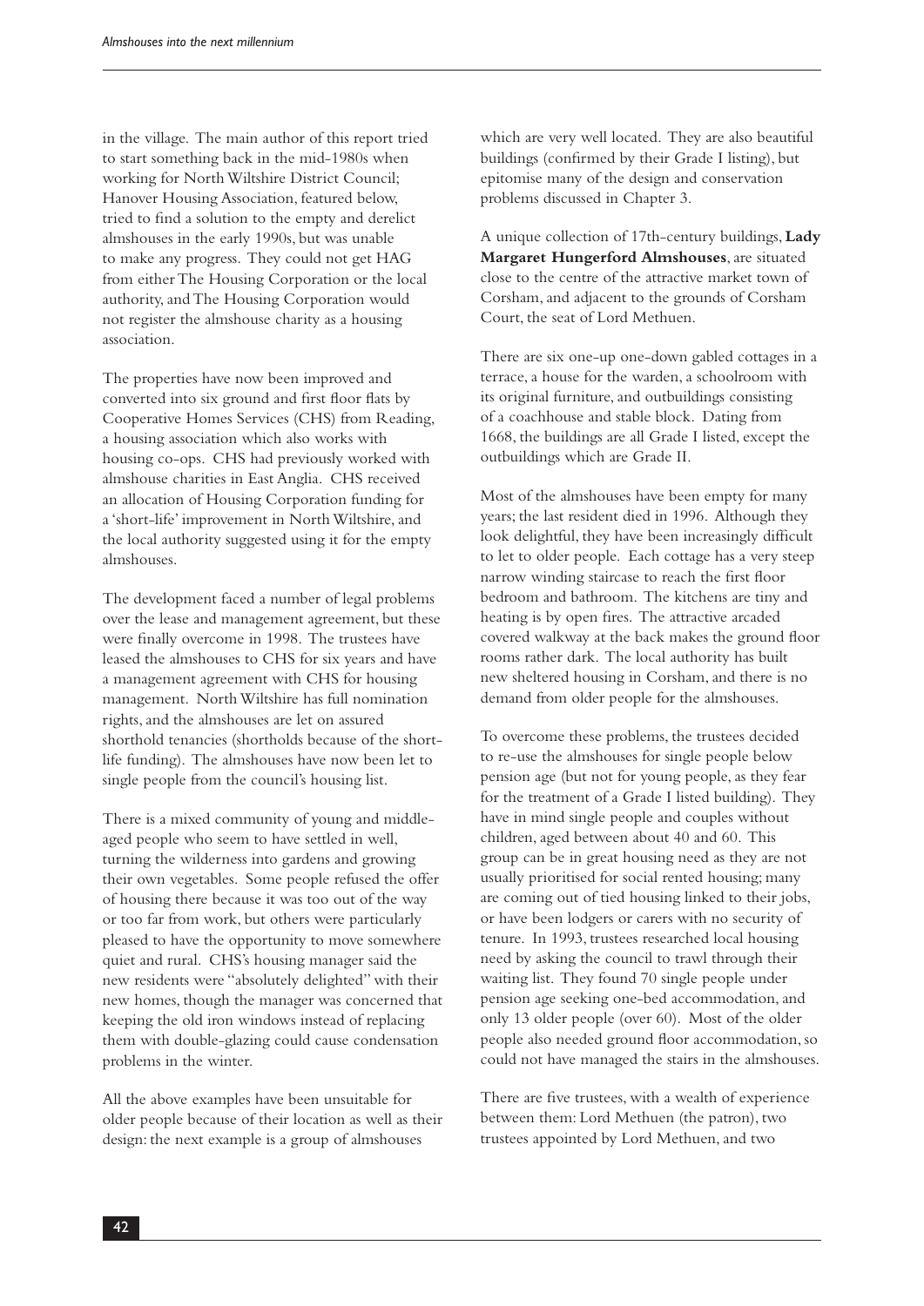in the village. The main author of this report tried to start something back in the mid-1980s when working for North Wiltshire District Council; Hanover Housing Association, featured below, tried to find a solution to the empty and derelict almshouses in the early 1990s, but was unable to make any progress. They could not get HAG from either The Housing Corporation or the local authority, and The Housing Corporation would not register the almshouse charity as a housing association.

The properties have now been improved and converted into six ground and first floor flats by Cooperative Homes Services (CHS) from Reading, a housing association which also works with housing co-ops. CHS had previously worked with almshouse charities in East Anglia. CHS received an allocation of Housing Corporation funding for a 'short-life' improvement in North Wiltshire, and the local authority suggested using it for the empty almshouses.

The development faced a number of legal problems over the lease and management agreement, but these were finally overcome in 1998. The trustees have leased the almshouses to CHS for six years and have a management agreement with CHS for housing management. North Wiltshire has full nomination rights, and the almshouses are let on assured shorthold tenancies (shortholds because of the short-life funding). The almshouses have now been let to single people from the council's housing list.

There is a mixed community of young and middle-aged people who seem to have settled in well, turning the wilderness into gardens and growing their own vegetables. Some people refused the offer of housing there because it was too out of the way or too far from work, but others were particularly pleased to have the opportunity to move somewhere quiet and rural. CHS's housing manager said the new residents were "absolutely delighted" with their new homes, though the manager was concerned that keeping the old iron windows instead of replacing them with double-glazing could cause condensation problems in the winter.

All the above examples have been unsuitable for older people because of their location as well as their design: the next example is a group of almshouses which are very well located. They are also beautiful buildings (confirmed by their Grade I listing), but epitomise many of the design and conservation problems discussed in Chapter 3.

A unique collection of 17th-century buildings, **Lady Margaret Hungerford Almshouses**, are situated close to the centre of the attractive market town of Corsham, and adjacent to the grounds of Corsham Court, the seat of Lord Methuen.

There are six one-up one-down gabled cottages in a terrace, a house for the warden, a schoolroom with its original furniture, and outbuildings consisting of a coachhouse and stable block. Dating from 1668, the buildings are all Grade I listed, except the outbuildings which are Grade II.

Most of the almshouses have been empty for many years; the last resident died in 1996. Although they look delightful, they have been increasingly difficult to let to older people. Each cottage has a very steep narrow winding staircase to reach the first floor bedroom and bathroom. The kitchens are tiny and heating is by open fires. The attractive arcaded covered walkway at the back makes the ground floor rooms rather dark. The local authority has built new sheltered housing in Corsham, and there is no demand from older people for the almshouses.

To overcome these problems, the trustees decided to re-use the almshouses for single people below pension age (but not for young people, as they fear for the treatment of a Grade I listed building). They have in mind single people and couples without children, aged between about 40 and 60. This group can be in great housing need as they are not usually prioritised for social rented housing; many are coming out of tied housing linked to their jobs, or have been lodgers or carers with no security of tenure. In 1993, trustees researched local housing need by asking the council to trawl through their waiting list. They found 70 single people under pension age seeking one-bed accommodation, and only 13 older people (over 60). Most of the older people also needed ground floor accommodation, so could not have managed the stairs in the almshouses.

There are five trustees, with a wealth of experience between them: Lord Methuen (the patron), two trustees appointed by Lord Methuen, and two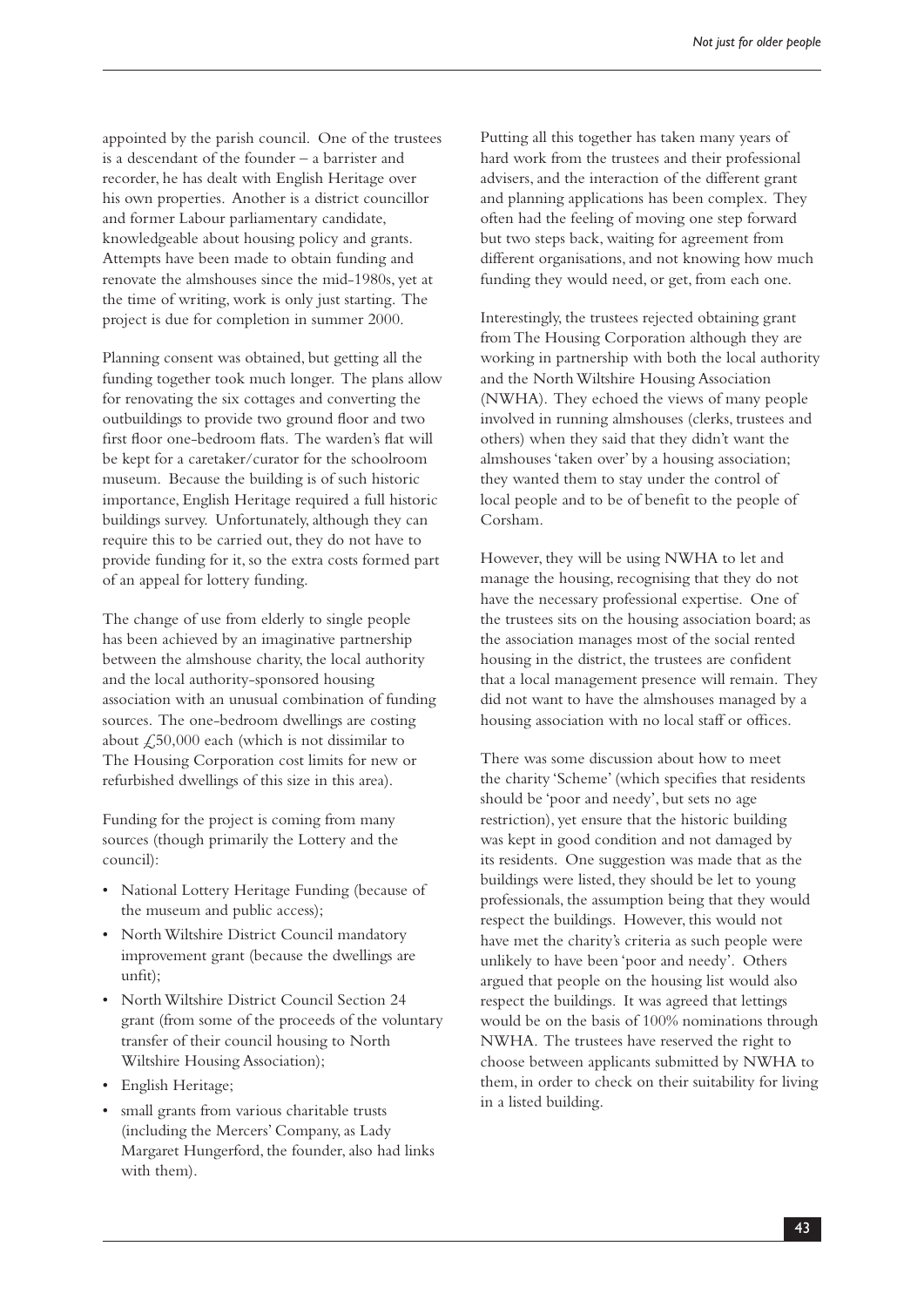appointed by the parish council. One of the trustees is a descendant of the founder – a barrister and recorder, he has dealt with English Heritage over his own properties. Another is a district councillor and former Labour parliamentary candidate, knowledgeable about housing policy and grants. Attempts have been made to obtain funding and renovate the almshouses since the mid-1980s, yet at the time of writing, work is only just starting. The project is due for completion in summer 2000.

Planning consent was obtained, but getting all the funding together took much longer. The plans allow for renovating the six cottages and converting the outbuildings to provide two ground floor and two first floor one-bedroom flats. The warden's flat will be kept for a caretaker/curator for the schoolroom museum. Because the building is of such historic importance, English Heritage required a full historic buildings survey. Unfortunately, although they can require this to be carried out, they do not have to provide funding for it, so the extra costs formed part of an appeal for lottery funding.

The change of use from elderly to single people has been achieved by an imaginative partnership between the almshouse charity, the local authority and the local authority-sponsored housing association with an unusual combination of funding sources. The one-bedroom dwellings are costing about £50,000 each (which is not dissimilar to The Housing Corporation cost limits for new or refurbished dwellings of this size in this area).

Funding for the project is coming from many sources (though primarily the Lottery and the council):

- National Lottery Heritage Funding (because of the museum and public access);
- North Wiltshire District Council mandatory improvement grant (because the dwellings are unfit);
- North Wiltshire District Council Section 24 grant (from some of the proceeds of the voluntary transfer of their council housing to North Wiltshire Housing Association);
- English Heritage;
- small grants from various charitable trusts (including the Mercers' Company, as Lady Margaret Hungerford, the founder, also had links with them).

Putting all this together has taken many years of hard work from the trustees and their professional advisers, and the interaction of the different grant and planning applications has been complex. They often had the feeling of moving one step forward but two steps back, waiting for agreement from different organisations, and not knowing how much funding they would need, or get, from each one.

Interestingly, the trustees rejected obtaining grant from The Housing Corporation although they are working in partnership with both the local authority and the North Wiltshire Housing Association (NWHA). They echoed the views of many people involved in running almshouses (clerks, trustees and others) when they said that they didn't want the almshouses 'taken over' by a housing association; they wanted them to stay under the control of local people and to be of benefit to the people of Corsham.

However, they will be using NWHA to let and manage the housing, recognising that they do not have the necessary professional expertise. One of the trustees sits on the housing association board; as the association manages most of the social rented housing in the district, the trustees are confident that a local management presence will remain. They did not want to have the almshouses managed by a housing association with no local staff or offices.

There was some discussion about how to meet the charity 'Scheme' (which specifies that residents should be 'poor and needy', but sets no age restriction), yet ensure that the historic building was kept in good condition and not damaged by its residents. One suggestion was made that as the buildings were listed, they should be let to young professionals, the assumption being that they would respect the buildings. However, this would not have met the charity's criteria as such people were unlikely to have been 'poor and needy'. Others argued that people on the housing list would also respect the buildings. It was agreed that lettings would be on the basis of 100% nominations through NWHA. The trustees have reserved the right to choose between applicants submitted by NWHA to them, in order to check on their suitability for living in a listed building.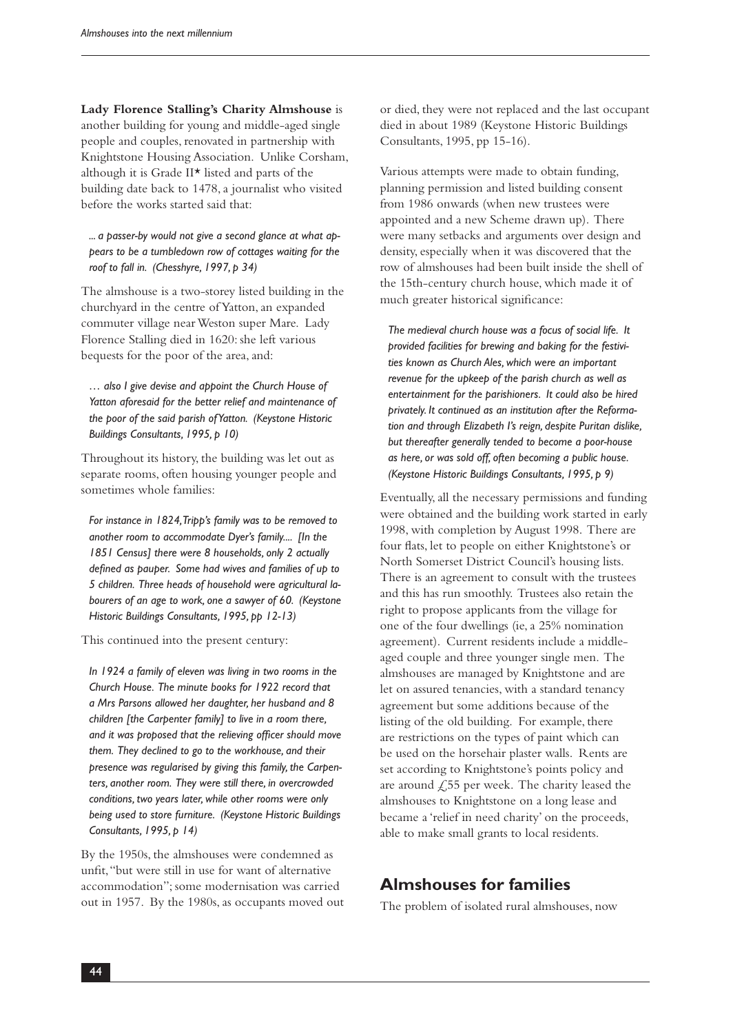**Lady Florence Stalling's Charity Almshouse** is another building for young and middle-aged single people and couples, renovated in partnership with Knightstone Housing Association. Unlike Corsham, although it is Grade II* listed and parts of the building date back to 1478, a journalist who visited before the works started said that:

*... a passer-by would not give a second glance at what appears to be a tumbledown row of cottages waiting for the roof to fall in. (Chesshyre, 1997, p 34)*

The almshouse is a two-storey listed building in the churchyard in the centre of Yatton, an expanded commuter village near Weston super Mare. Lady Florence Stalling died in 1620: she left various bequests for the poor of the area, and:

*… also I give devise and appoint the Church House of Yatton aforesaid for the better relief and maintenance of the poor of the said parish of Yatton. (Keystone Historic Buildings Consultants, 1995, p 10)*

Throughout its history, the building was let out as separate rooms, often housing younger people and sometimes whole families:

*For instance in 1824, Tripp's family was to be removed to another room to accommodate Dyer's family.... [In the 1851 Census] there were 8 households, only 2 actually defined as pauper. Some had wives and families of up to 5 children. Three heads of household were agricultural labourers of an age to work, one a sawyer of 60. (Keystone Historic Buildings Consultants, 1995, pp 12-13)*

This continued into the present century:

*In 1924 a family of eleven was living in two rooms in the Church House. The minute books for 1922 record that a Mrs Parsons allowed her daughter, her husband and 8 children [the Carpenter family] to live in a room there, and it was proposed that the relieving officer should move them. They declined to go to the workhouse, and their presence was regularised by giving this family, the Carpenters, another room. They were still there, in overcrowded conditions, two years later, while other rooms were only being used to store furniture. (Keystone Historic Buildings Consultants, 1995, p 14)*

By the 1950s, the almshouses were condemned as unfit, "but were still in use for want of alternative accommodation"; some modernisation was carried out in 1957. By the 1980s, as occupants moved out or died, they were not replaced and the last occupant died in about 1989 (Keystone Historic Buildings Consultants, 1995, pp 15-16).

Various attempts were made to obtain funding, planning permission and listed building consent from 1986 onwards (when new trustees were appointed and a new Scheme drawn up). There were many setbacks and arguments over design and density, especially when it was discovered that the row of almshouses had been built inside the shell of the 15th-century church house, which made it of much greater historical significance:

*The medieval church house was a focus of social life. It provided facilities for brewing and baking for the festivities known as Church Ales, which were an important revenue for the upkeep of the parish church as well as entertainment for the parishioners. It could also be hired privately. It continued as an institution after the Reformation and through Elizabeth I's reign, despite Puritan dislike, but thereafter generally tended to become a poor-house as here, or was sold off, often becoming a public house. (Keystone Historic Buildings Consultants, 1995, p 9)*

Eventually, all the necessary permissions and funding were obtained and the building work started in early 1998, with completion by August 1998. There are four flats, let to people on either Knightstone's or North Somerset District Council's housing lists. There is an agreement to consult with the trustees and this has run smoothly. Trustees also retain the right to propose applicants from the village for one of the four dwellings (ie, a 25% nomination agreement). Current residents include a middle-aged couple and three younger single men. The almshouses are managed by Knightstone and are let on assured tenancies, with a standard tenancy agreement but some additions because of the listing of the old building. For example, there are restrictions on the types of paint which can be used on the horsehair plaster walls. Rents are set according to Knightstone's points policy and are around £55 per week. The charity leased the almshouses to Knightstone on a long lease and became a 'relief in need charity' on the proceeds, able to make small grants to local residents.

## Almshouses for families

The problem of isolated rural almshouses, now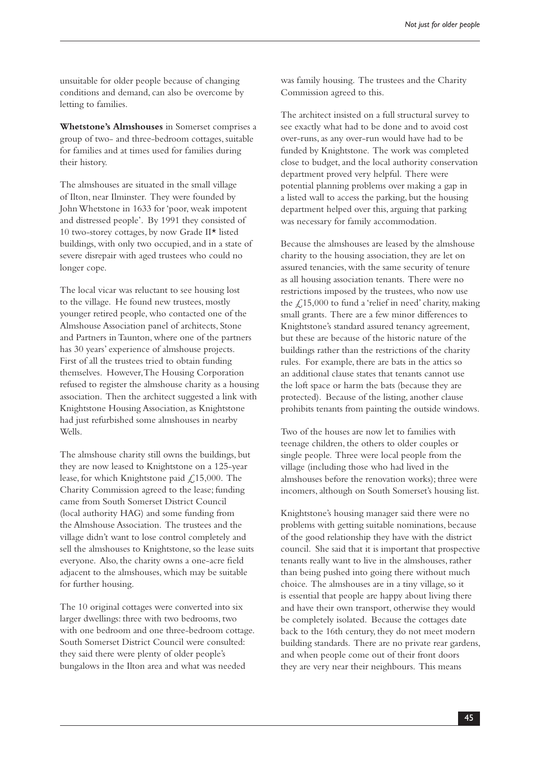unsuitable for older people because of changing conditions and demand, can also be overcome by letting to families.

**Whetstone's Almshouses** in Somerset comprises a group of two- and three-bedroom cottages, suitable for families and at times used for families during their history.

The almshouses are situated in the small village of Ilton, near Ilminster. They were founded by John Whetstone in 1633 for 'poor, weak impotent and distressed people'. By 1991 they consisted of 10 two-storey cottages, by now Grade II* listed buildings, with only two occupied, and in a state of severe disrepair with aged trustees who could no longer cope.

The local vicar was reluctant to see housing lost to the village. He found new trustees, mostly younger retired people, who contacted one of the Almshouse Association panel of architects, Stone and Partners in Taunton, where one of the partners has 30 years' experience of almshouse projects. First of all the trustees tried to obtain funding themselves. However, The Housing Corporation refused to register the almshouse charity as a housing association. Then the architect suggested a link with Knightstone Housing Association, as Knightstone had just refurbished some almshouses in nearby Wells.

The almshouse charity still owns the buildings, but they are now leased to Knightstone on a 125-year lease, for which Knightstone paid £15,000. The Charity Commission agreed to the lease; funding came from South Somerset District Council (local authority HAG) and some funding from the Almshouse Association. The trustees and the village didn't want to lose control completely and sell the almshouses to Knightstone, so the lease suits everyone. Also, the charity owns a one-acre field adjacent to the almshouses, which may be suitable for further housing.

The 10 original cottages were converted into six larger dwellings: three with two bedrooms, two with one bedroom and one three-bedroom cottage. South Somerset District Council were consulted: they said there were plenty of older people's bungalows in the Ilton area and what was needed was family housing. The trustees and the Charity Commission agreed to this.

The architect insisted on a full structural survey to see exactly what had to be done and to avoid cost over-runs, as any over-run would have had to be funded by Knightstone. The work was completed close to budget, and the local authority conservation department proved very helpful. There were potential planning problems over making a gap in a listed wall to access the parking, but the housing department helped over this, arguing that parking was necessary for family accommodation.

Because the almshouses are leased by the almshouse charity to the housing association, they are let on assured tenancies, with the same security of tenure as all housing association tenants. There were no restrictions imposed by the trustees, who now use the £15,000 to fund a 'relief in need' charity, making small grants. There are a few minor differences to Knightstone's standard assured tenancy agreement, but these are because of the historic nature of the buildings rather than the restrictions of the charity rules. For example, there are bats in the attics so an additional clause states that tenants cannot use the loft space or harm the bats (because they are protected). Because of the listing, another clause prohibits tenants from painting the outside windows.

Two of the houses are now let to families with teenage children, the others to older couples or single people. Three were local people from the village (including those who had lived in the almshouses before the renovation works); three were incomers, although on South Somerset's housing list.

Knightstone's housing manager said there were no problems with getting suitable nominations, because of the good relationship they have with the district council. She said that it is important that prospective tenants really want to live in the almshouses, rather than being pushed into going there without much choice. The almshouses are in a tiny village, so it is essential that people are happy about living there and have their own transport, otherwise they would be completely isolated. Because the cottages date back to the 16th century, they do not meet modern building standards. There are no private rear gardens, and when people come out of their front doors they are very near their neighbours. This means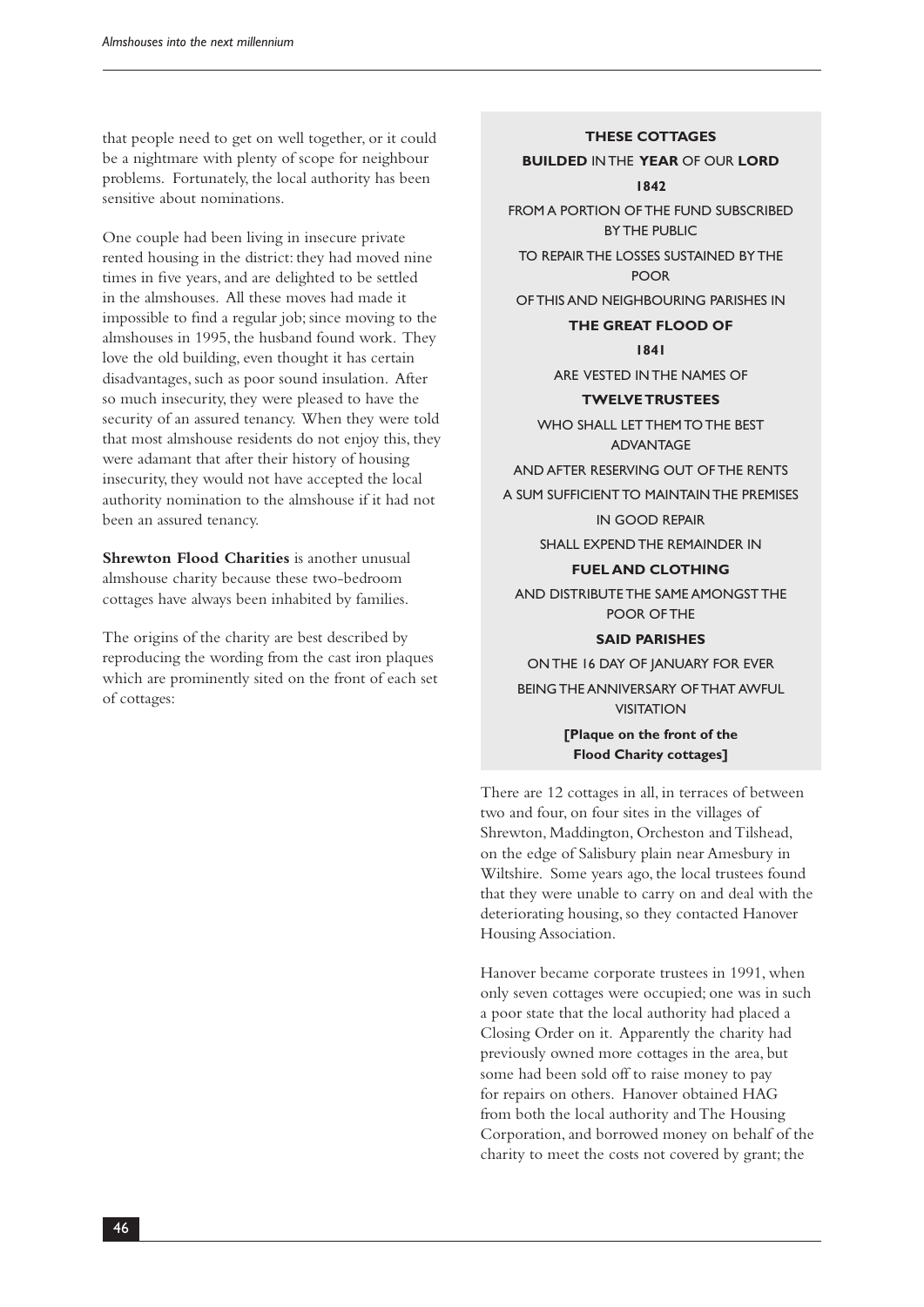that people need to get on well together, or it could be a nightmare with plenty of scope for neighbour problems. Fortunately, the local authority has been sensitive about nominations.

One couple had been living in insecure private rented housing in the district: they had moved nine times in five years, and are delighted to be settled in the almshouses. All these moves had made it impossible to find a regular job; since moving to the almshouses in 1995, the husband found work. They love the old building, even thought it has certain disadvantages, such as poor sound insulation. After so much insecurity, they were pleased to have the security of an assured tenancy. When they were told that most almshouse residents do not enjoy this, they were adamant that after their history of housing insecurity, they would not have accepted the local authority nomination to the almshouse if it had not been an assured tenancy.

**Shrewton Flood Charities** is another unusual almshouse charity because these two-bedroom cottages have always been inhabited by families.

The origins of the charity are best described by reproducing the wording from the cast iron plaques which are prominently sited on the front of each set of cottages:

> **THESE COTTAGES**
>
> **BUILDED** IN THE **YEAR** OF OUR **LORD**
>
> **1842**
>
> FROM A PORTION OF THE FUND SUBSCRIBED BY THE PUBLIC
>
> TO REPAIR THE LOSSES SUSTAINED BY THE POOR
>
> OF THIS AND NEIGHBOURING PARISHES IN
>
> **THE GREAT FLOOD OF**
>
> **1841**
>
> ARE VESTED IN THE NAMES OF
>
> **TWELVE TRUSTEES**
>
> WHO SHALL LET THEM TO THE BEST ADVANTAGE
>
> AND AFTER RESERVING OUT OF THE RENTS
>
> A SUM SUFFICIENT TO MAINTAIN THE PREMISES
>
> IN GOOD REPAIR
>
> SHALL EXPEND THE REMAINDER IN
>
> **FUEL AND CLOTHING**
>
> AND DISTRIBUTE THE SAME AMONGST THE POOR OF THE
>
> **SAID PARISHES**
>
> ON THE 16 DAY OF JANUARY FOR EVER
>
> BEING THE ANNIVERSARY OF THAT AWFUL VISITATION
>
> **[Plaque on the front of the Flood Charity cottages]**

There are 12 cottages in all, in terraces of between two and four, on four sites in the villages of Shrewton, Maddington, Orcheston and Tilshead, on the edge of Salisbury plain near Amesbury in Wiltshire. Some years ago, the local trustees found that they were unable to carry on and deal with the deteriorating housing, so they contacted Hanover Housing Association.

Hanover became corporate trustees in 1991, when only seven cottages were occupied; one was in such a poor state that the local authority had placed a Closing Order on it. Apparently the charity had previously owned more cottages in the area, but some had been sold off to raise money to pay for repairs on others. Hanover obtained HAG from both the local authority and The Housing Corporation, and borrowed money on behalf of the charity to meet the costs not covered by grant; the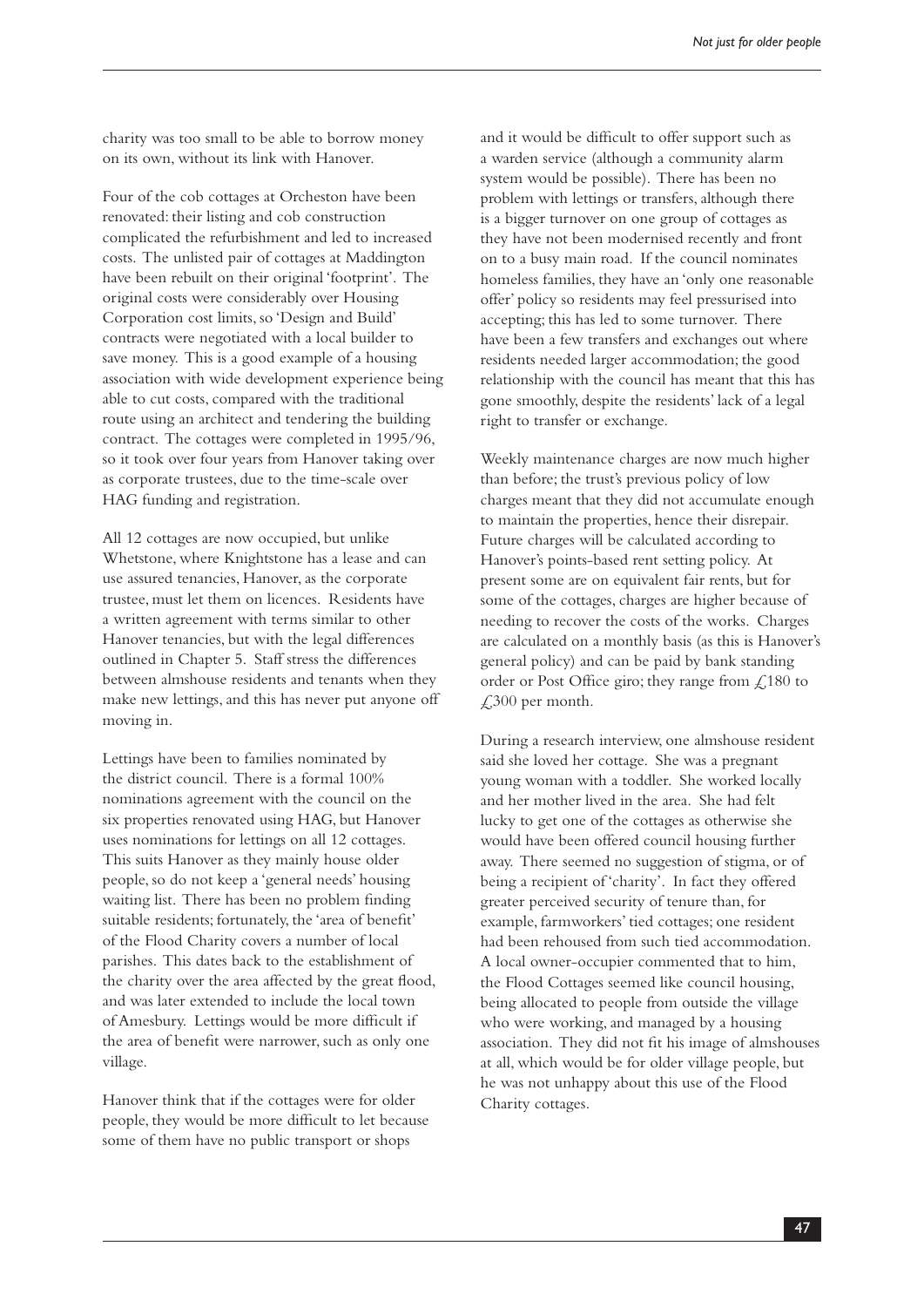charity was too small to be able to borrow money on its own, without its link with Hanover.

Four of the cob cottages at Orcheston have been renovated: their listing and cob construction complicated the refurbishment and led to increased costs. The unlisted pair of cottages at Maddington have been rebuilt on their original 'footprint'. The original costs were considerably over Housing Corporation cost limits, so 'Design and Build' contracts were negotiated with a local builder to save money. This is a good example of a housing association with wide development experience being able to cut costs, compared with the traditional route using an architect and tendering the building contract. The cottages were completed in 1995/96, so it took over four years from Hanover taking over as corporate trustees, due to the time-scale over HAG funding and registration.

All 12 cottages are now occupied, but unlike Whetstone, where Knightstone has a lease and can use assured tenancies, Hanover, as the corporate trustee, must let them on licences. Residents have a written agreement with terms similar to other Hanover tenancies, but with the legal differences outlined in Chapter 5. Staff stress the differences between almshouse residents and tenants when they make new lettings, and this has never put anyone off moving in.

Lettings have been to families nominated by the district council. There is a formal 100% nominations agreement with the council on the six properties renovated using HAG, but Hanover uses nominations for lettings on all 12 cottages. This suits Hanover as they mainly house older people, so do not keep a 'general needs' housing waiting list. There has been no problem finding suitable residents; fortunately, the 'area of benefit' of the Flood Charity covers a number of local parishes. This dates back to the establishment of the charity over the area affected by the great flood, and was later extended to include the local town of Amesbury. Lettings would be more difficult if the area of benefit were narrower, such as only one village.

Hanover think that if the cottages were for older people, they would be more difficult to let because some of them have no public transport or shops and it would be difficult to offer support such as a warden service (although a community alarm system would be possible). There has been no problem with lettings or transfers, although there is a bigger turnover on one group of cottages as they have not been modernised recently and front on to a busy main road. If the council nominates homeless families, they have an 'only one reasonable offer' policy so residents may feel pressurised into accepting; this has led to some turnover. There have been a few transfers and exchanges out where residents needed larger accommodation; the good relationship with the council has meant that this has gone smoothly, despite the residents' lack of a legal right to transfer or exchange.

Weekly maintenance charges are now much higher than before; the trust's previous policy of low charges meant that they did not accumulate enough to maintain the properties, hence their disrepair. Future charges will be calculated according to Hanover's points-based rent setting policy. At present some are on equivalent fair rents, but for some of the cottages, charges are higher because of needing to recover the costs of the works. Charges are calculated on a monthly basis (as this is Hanover's general policy) and can be paid by bank standing order or Post Office giro; they range from £180 to £300 per month.

During a research interview, one almshouse resident said she loved her cottage. She was a pregnant young woman with a toddler. She worked locally and her mother lived in the area. She had felt lucky to get one of the cottages as otherwise she would have been offered council housing further away. There seemed no suggestion of stigma, or of being a recipient of 'charity'. In fact they offered greater perceived security of tenure than, for example, farmworkers' tied cottages; one resident had been rehoused from such tied accommodation. A local owner-occupier commented that to him, the Flood Cottages seemed like council housing, being allocated to people from outside the village who were working, and managed by a housing association. They did not fit his image of almshouses at all, which would be for older village people, but he was not unhappy about this use of the Flood Charity cottages.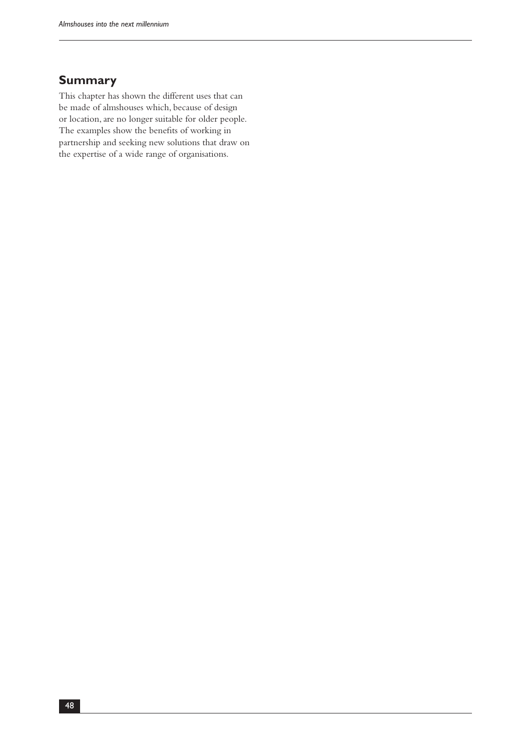## Summary

This chapter has shown the different uses that can be made of almshouses which, because of design or location, are no longer suitable for older people. The examples show the benefits of working in partnership and seeking new solutions that draw on the expertise of a wide range of organisations.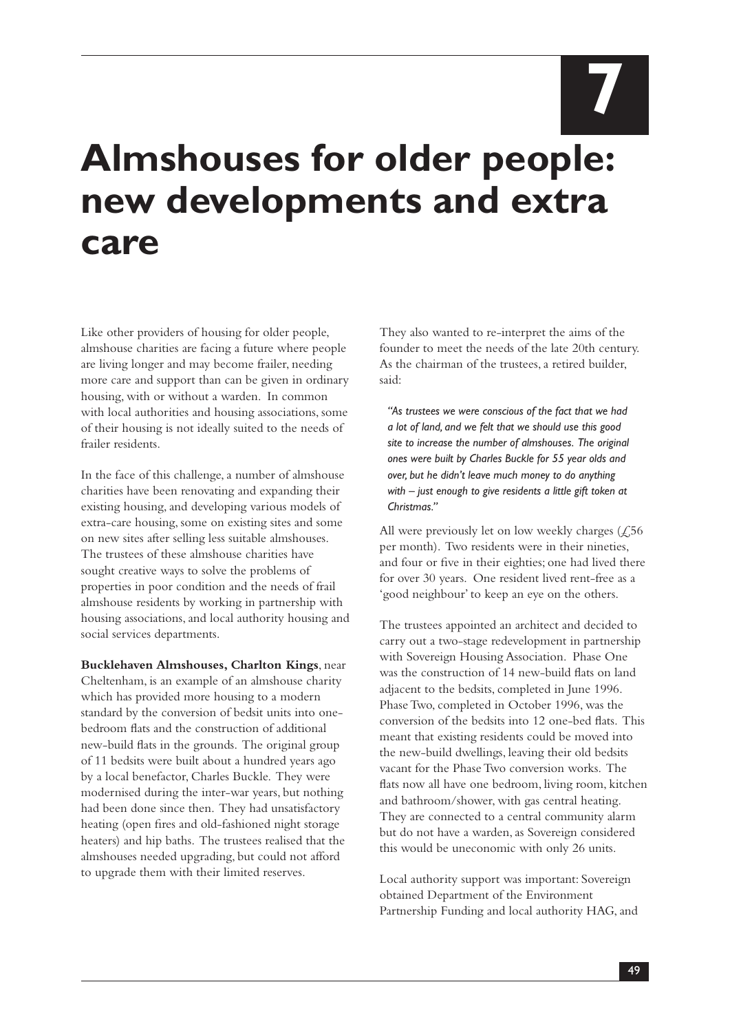# 7

# Almshouses for older people: new developments and extra care

Like other providers of housing for older people, almshouse charities are facing a future where people are living longer and may become frailer, needing more care and support than can be given in ordinary housing, with or without a warden. In common with local authorities and housing associations, some of their housing is not ideally suited to the needs of frailer residents.

In the face of this challenge, a number of almshouse charities have been renovating and expanding their existing housing, and developing various models of extra-care housing, some on existing sites and some on new sites after selling less suitable almshouses. The trustees of these almshouse charities have sought creative ways to solve the problems of properties in poor condition and the needs of frail almshouse residents by working in partnership with housing associations, and local authority housing and social services departments.

**Bucklehaven Almshouses, Charlton Kings**, near Cheltenham, is an example of an almshouse charity which has provided more housing to a modern standard by the conversion of bedsit units into one-bedroom flats and the construction of additional new-build flats in the grounds. The original group of 11 bedsits were built about a hundred years ago by a local benefactor, Charles Buckle. They were modernised during the inter-war years, but nothing had been done since then. They had unsatisfactory heating (open fires and old-fashioned night storage heaters) and hip baths. The trustees realised that the almshouses needed upgrading, but could not afford to upgrade them with their limited reserves.

They also wanted to re-interpret the aims of the founder to meet the needs of the late 20th century. As the chairman of the trustees, a retired builder, said:

> *"As trustees we were conscious of the fact that we had a lot of land, and we felt that we should use this good site to increase the number of almshouses. The original ones were built by Charles Buckle for 55 year olds and over, but he didn't leave much money to do anything with – just enough to give residents a little gift token at Christmas."*

All were previously let on low weekly charges (£56 per month). Two residents were in their nineties, and four or five in their eighties; one had lived there for over 30 years. One resident lived rent-free as a 'good neighbour' to keep an eye on the others.

The trustees appointed an architect and decided to carry out a two-stage redevelopment in partnership with Sovereign Housing Association. Phase One was the construction of 14 new-build flats on land adjacent to the bedsits, completed in June 1996. Phase Two, completed in October 1996, was the conversion of the bedsits into 12 one-bed flats. This meant that existing residents could be moved into the new-build dwellings, leaving their old bedsits vacant for the Phase Two conversion works. The flats now all have one bedroom, living room, kitchen and bathroom/shower, with gas central heating. They are connected to a central community alarm but do not have a warden, as Sovereign considered this would be uneconomic with only 26 units.

Local authority support was important: Sovereign obtained Department of the Environment Partnership Funding and local authority HAG, and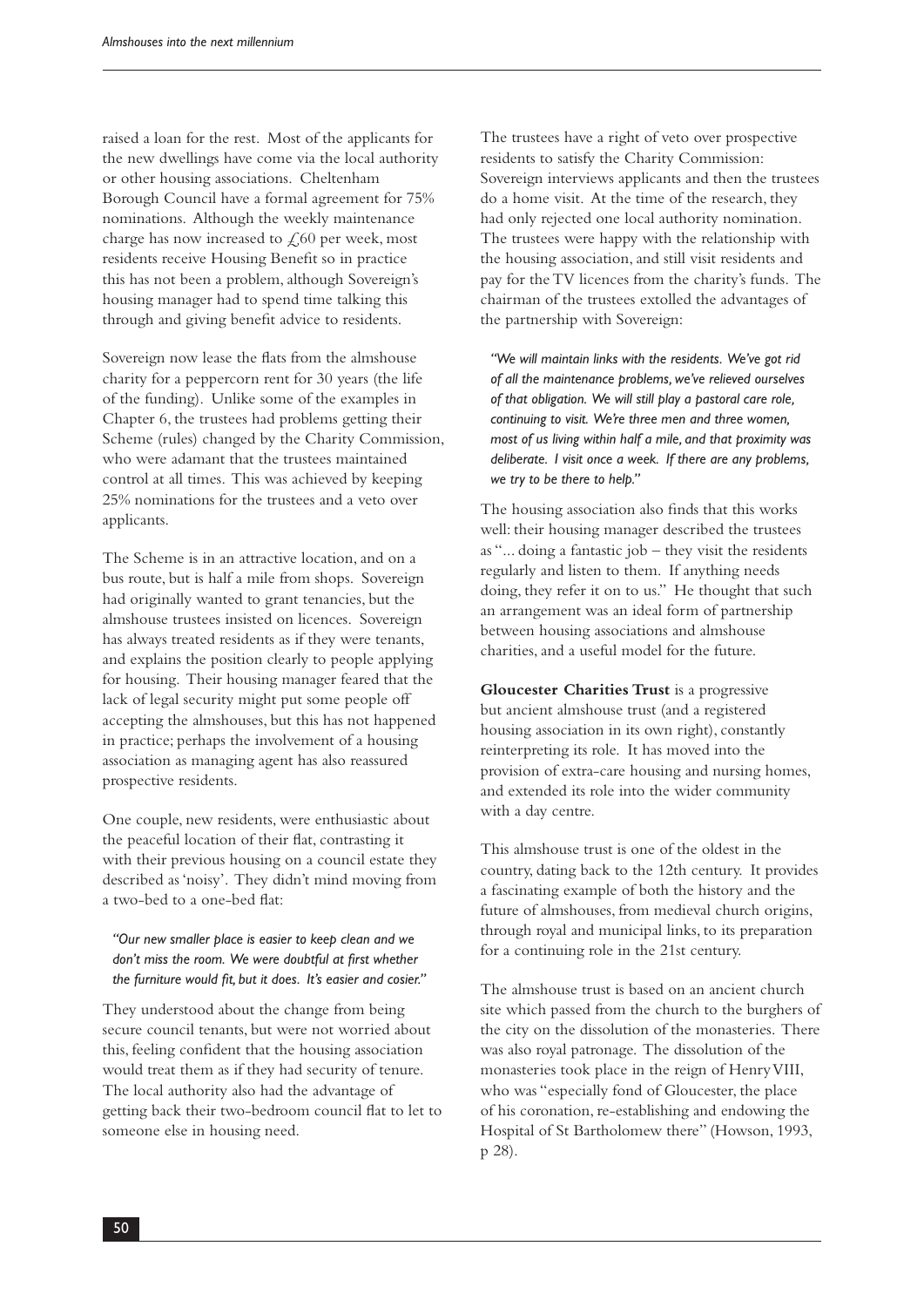raised a loan for the rest. Most of the applicants for the new dwellings have come via the local authority or other housing associations. Cheltenham Borough Council have a formal agreement for 75% nominations. Although the weekly maintenance charge has now increased to £60 per week, most residents receive Housing Benefit so in practice this has not been a problem, although Sovereign's housing manager had to spend time talking this through and giving benefit advice to residents.

Sovereign now lease the flats from the almshouse charity for a peppercorn rent for 30 years (the life of the funding). Unlike some of the examples in Chapter 6, the trustees had problems getting their Scheme (rules) changed by the Charity Commission, who were adamant that the trustees maintained control at all times. This was achieved by keeping 25% nominations for the trustees and a veto over applicants.

The Scheme is in an attractive location, and on a bus route, but is half a mile from shops. Sovereign had originally wanted to grant tenancies, but the almshouse trustees insisted on licences. Sovereign has always treated residents as if they were tenants, and explains the position clearly to people applying for housing. Their housing manager feared that the lack of legal security might put some people off accepting the almshouses, but this has not happened in practice; perhaps the involvement of a housing association as managing agent has also reassured prospective residents.

One couple, new residents, were enthusiastic about the peaceful location of their flat, contrasting it with their previous housing on a council estate they described as 'noisy'. They didn't mind moving from a two-bed to a one-bed flat:

> *"Our new smaller place is easier to keep clean and we don't miss the room. We were doubtful at first whether the furniture would fit, but it does. It's easier and cosier."*

They understood about the change from being secure council tenants, but were not worried about this, feeling confident that the housing association would treat them as if they had security of tenure. The local authority also had the advantage of getting back their two-bedroom council flat to let to someone else in housing need.

The trustees have a right of veto over prospective residents to satisfy the Charity Commission: Sovereign interviews applicants and then the trustees do a home visit. At the time of the research, they had only rejected one local authority nomination. The trustees were happy with the relationship with the housing association, and still visit residents and pay for the TV licences from the charity's funds. The chairman of the trustees extolled the advantages of the partnership with Sovereign:

> *"We will maintain links with the residents. We've got rid of all the maintenance problems, we've relieved ourselves of that obligation. We will still play a pastoral care role, continuing to visit. We're three men and three women, most of us living within half a mile, and that proximity was deliberate. I visit once a week. If there are any problems, we try to be there to help."*

The housing association also finds that this works well: their housing manager described the trustees as "... doing a fantastic job – they visit the residents regularly and listen to them. If anything needs doing, they refer it on to us." He thought that such an arrangement was an ideal form of partnership between housing associations and almshouse charities, and a useful model for the future.

**Gloucester Charities Trust** is a progressive but ancient almshouse trust (and a registered housing association in its own right), constantly reinterpreting its role. It has moved into the provision of extra-care housing and nursing homes, and extended its role into the wider community with a day centre.

This almshouse trust is one of the oldest in the country, dating back to the 12th century. It provides a fascinating example of both the history and the future of almshouses, from medieval church origins, through royal and municipal links, to its preparation for a continuing role in the 21st century.

The almshouse trust is based on an ancient church site which passed from the church to the burghers of the city on the dissolution of the monasteries. There was also royal patronage. The dissolution of the monasteries took place in the reign of Henry VIII, who was "especially fond of Gloucester, the place of his coronation, re-establishing and endowing the Hospital of St Bartholomew there" (Howson, 1993, p 28).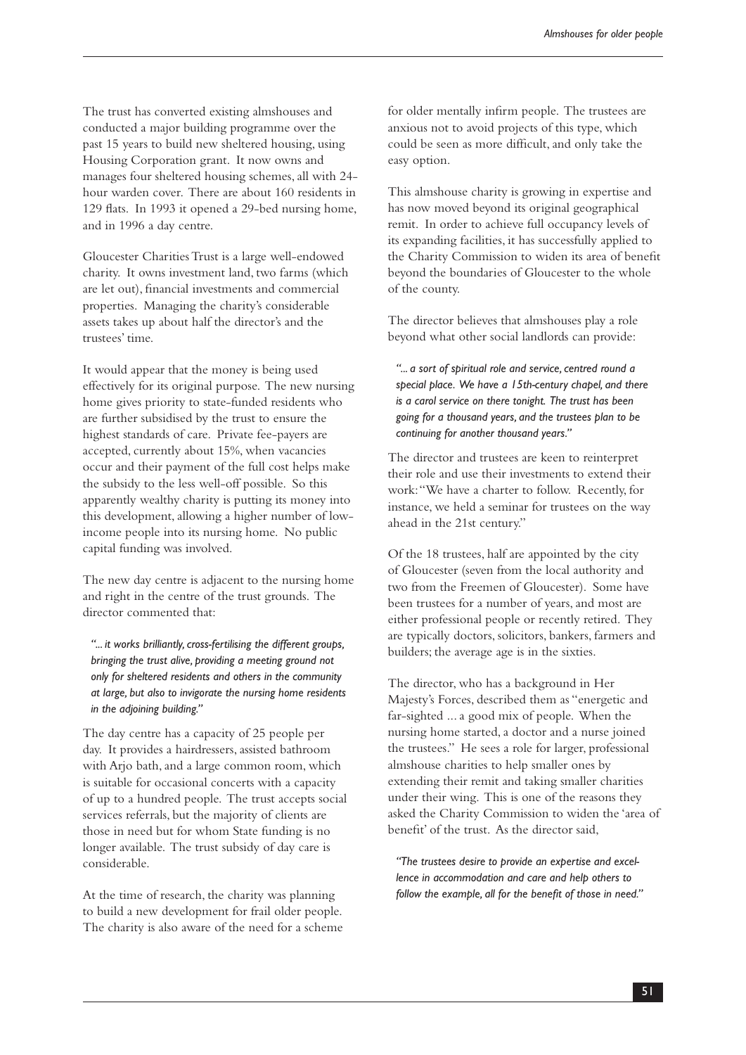The trust has converted existing almshouses and conducted a major building programme over the past 15 years to build new sheltered housing, using Housing Corporation grant. It now owns and manages four sheltered housing schemes, all with 24-hour warden cover. There are about 160 residents in 129 flats. In 1993 it opened a 29-bed nursing home, and in 1996 a day centre.

Gloucester Charities Trust is a large well-endowed charity. It owns investment land, two farms (which are let out), financial investments and commercial properties. Managing the charity's considerable assets takes up about half the director's and the trustees' time.

It would appear that the money is being used effectively for its original purpose. The new nursing home gives priority to state-funded residents who are further subsidised by the trust to ensure the highest standards of care. Private fee-payers are accepted, currently about 15%, when vacancies occur and their payment of the full cost helps make the subsidy to the less well-off possible. So this apparently wealthy charity is putting its money into this development, allowing a higher number of low-income people into its nursing home. No public capital funding was involved.

The new day centre is adjacent to the nursing home and right in the centre of the trust grounds. The director commented that:

> *"... it works brilliantly, cross-fertilising the different groups, bringing the trust alive, providing a meeting ground not only for sheltered residents and others in the community at large, but also to invigorate the nursing home residents in the adjoining building."*

The day centre has a capacity of 25 people per day. It provides a hairdressers, assisted bathroom with Arjo bath, and a large common room, which is suitable for occasional concerts with a capacity of up to a hundred people. The trust accepts social services referrals, but the majority of clients are those in need but for whom State funding is no longer available. The trust subsidy of day care is considerable.

At the time of research, the charity was planning to build a new development for frail older people. The charity is also aware of the need for a scheme for older mentally infirm people. The trustees are anxious not to avoid projects of this type, which could be seen as more difficult, and only take the easy option.

This almshouse charity is growing in expertise and has now moved beyond its original geographical remit. In order to achieve full occupancy levels of its expanding facilities, it has successfully applied to the Charity Commission to widen its area of benefit beyond the boundaries of Gloucester to the whole of the county.

The director believes that almshouses play a role beyond what other social landlords can provide:

> *"... a sort of spiritual role and service, centred round a special place. We have a 15th-century chapel, and there is a carol service on there tonight. The trust has been going for a thousand years, and the trustees plan to be continuing for another thousand years."*

The director and trustees are keen to reinterpret their role and use their investments to extend their work: "We have a charter to follow. Recently, for instance, we held a seminar for trustees on the way ahead in the 21st century."

Of the 18 trustees, half are appointed by the city of Gloucester (seven from the local authority and two from the Freemen of Gloucester). Some have been trustees for a number of years, and most are either professional people or recently retired. They are typically doctors, solicitors, bankers, farmers and builders; the average age is in the sixties.

The director, who has a background in Her Majesty's Forces, described them as "energetic and far-sighted ... a good mix of people. When the nursing home started, a doctor and a nurse joined the trustees." He sees a role for larger, professional almshouse charities to help smaller ones by extending their remit and taking smaller charities under their wing. This is one of the reasons they asked the Charity Commission to widen the 'area of benefit' of the trust. As the director said,

> *"The trustees desire to provide an expertise and excellence in accommodation and care and help others to follow the example, all for the benefit of those in need."*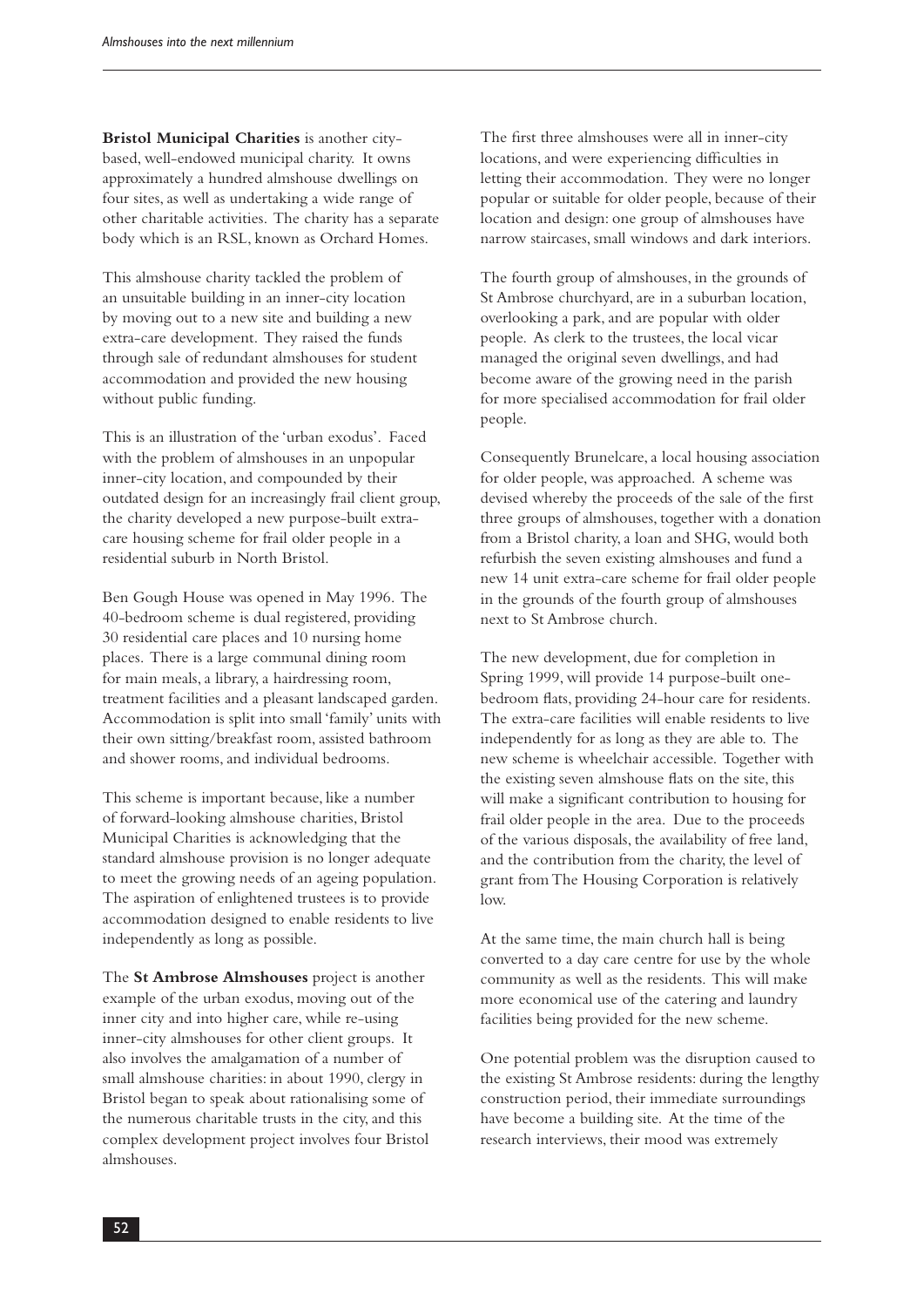**Bristol Municipal Charities** is another city-based, well-endowed municipal charity. It owns approximately a hundred almshouse dwellings on four sites, as well as undertaking a wide range of other charitable activities. The charity has a separate body which is an RSL, known as Orchard Homes.

This almshouse charity tackled the problem of an unsuitable building in an inner-city location by moving out to a new site and building a new extra-care development. They raised the funds through sale of redundant almshouses for student accommodation and provided the new housing without public funding.

This is an illustration of the 'urban exodus'. Faced with the problem of almshouses in an unpopular inner-city location, and compounded by their outdated design for an increasingly frail client group, the charity developed a new purpose-built extra-care housing scheme for frail older people in a residential suburb in North Bristol.

Ben Gough House was opened in May 1996. The 40-bedroom scheme is dual registered, providing 30 residential care places and 10 nursing home places. There is a large communal dining room for main meals, a library, a hairdressing room, treatment facilities and a pleasant landscaped garden. Accommodation is split into small 'family' units with their own sitting/breakfast room, assisted bathroom and shower rooms, and individual bedrooms.

This scheme is important because, like a number of forward-looking almshouse charities, Bristol Municipal Charities is acknowledging that the standard almshouse provision is no longer adequate to meet the growing needs of an ageing population. The aspiration of enlightened trustees is to provide accommodation designed to enable residents to live independently as long as possible.

The **St Ambrose Almshouses** project is another example of the urban exodus, moving out of the inner city and into higher care, while re-using inner-city almshouses for other client groups. It also involves the amalgamation of a number of small almshouse charities: in about 1990, clergy in Bristol began to speak about rationalising some of the numerous charitable trusts in the city, and this complex development project involves four Bristol almshouses.

The first three almshouses were all in inner-city locations, and were experiencing difficulties in letting their accommodation. They were no longer popular or suitable for older people, because of their location and design: one group of almshouses have narrow staircases, small windows and dark interiors.

The fourth group of almshouses, in the grounds of St Ambrose churchyard, are in a suburban location, overlooking a park, and are popular with older people. As clerk to the trustees, the local vicar managed the original seven dwellings, and had become aware of the growing need in the parish for more specialised accommodation for frail older people.

Consequently Brunelcare, a local housing association for older people, was approached. A scheme was devised whereby the proceeds of the sale of the first three groups of almshouses, together with a donation from a Bristol charity, a loan and SHG, would both refurbish the seven existing almshouses and fund a new 14 unit extra-care scheme for frail older people in the grounds of the fourth group of almshouses next to St Ambrose church.

The new development, due for completion in Spring 1999, will provide 14 purpose-built one-bedroom flats, providing 24-hour care for residents. The extra-care facilities will enable residents to live independently for as long as they are able to. The new scheme is wheelchair accessible. Together with the existing seven almshouse flats on the site, this will make a significant contribution to housing for frail older people in the area. Due to the proceeds of the various disposals, the availability of free land, and the contribution from the charity, the level of grant from The Housing Corporation is relatively low.

At the same time, the main church hall is being converted to a day care centre for use by the whole community as well as the residents. This will make more economical use of the catering and laundry facilities being provided for the new scheme.

One potential problem was the disruption caused to the existing St Ambrose residents: during the lengthy construction period, their immediate surroundings have become a building site. At the time of the research interviews, their mood was extremely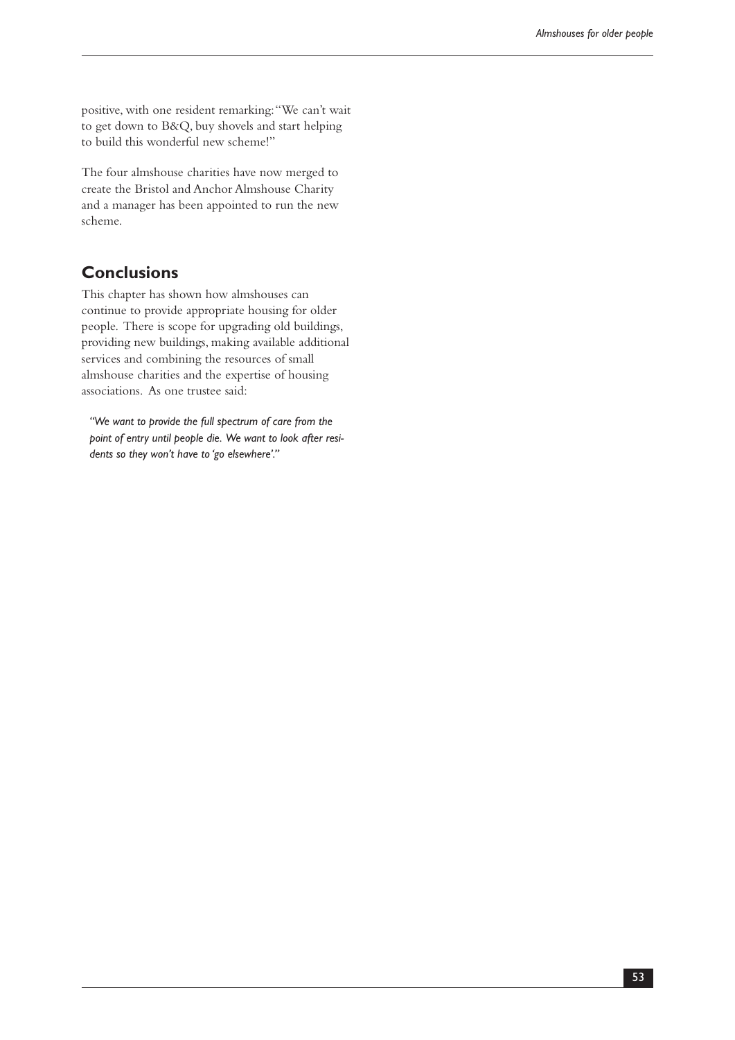positive, with one resident remarking: "We can't wait to get down to B&Q, buy shovels and start helping to build this wonderful new scheme!"

The four almshouse charities have now merged to create the Bristol and Anchor Almshouse Charity and a manager has been appointed to run the new scheme.

## Conclusions

This chapter has shown how almshouses can continue to provide appropriate housing for older people. There is scope for upgrading old buildings, providing new buildings, making available additional services and combining the resources of small almshouse charities and the expertise of housing associations. As one trustee said:

> *"We want to provide the full spectrum of care from the point of entry until people die. We want to look after residents so they won't have to 'go elsewhere'."*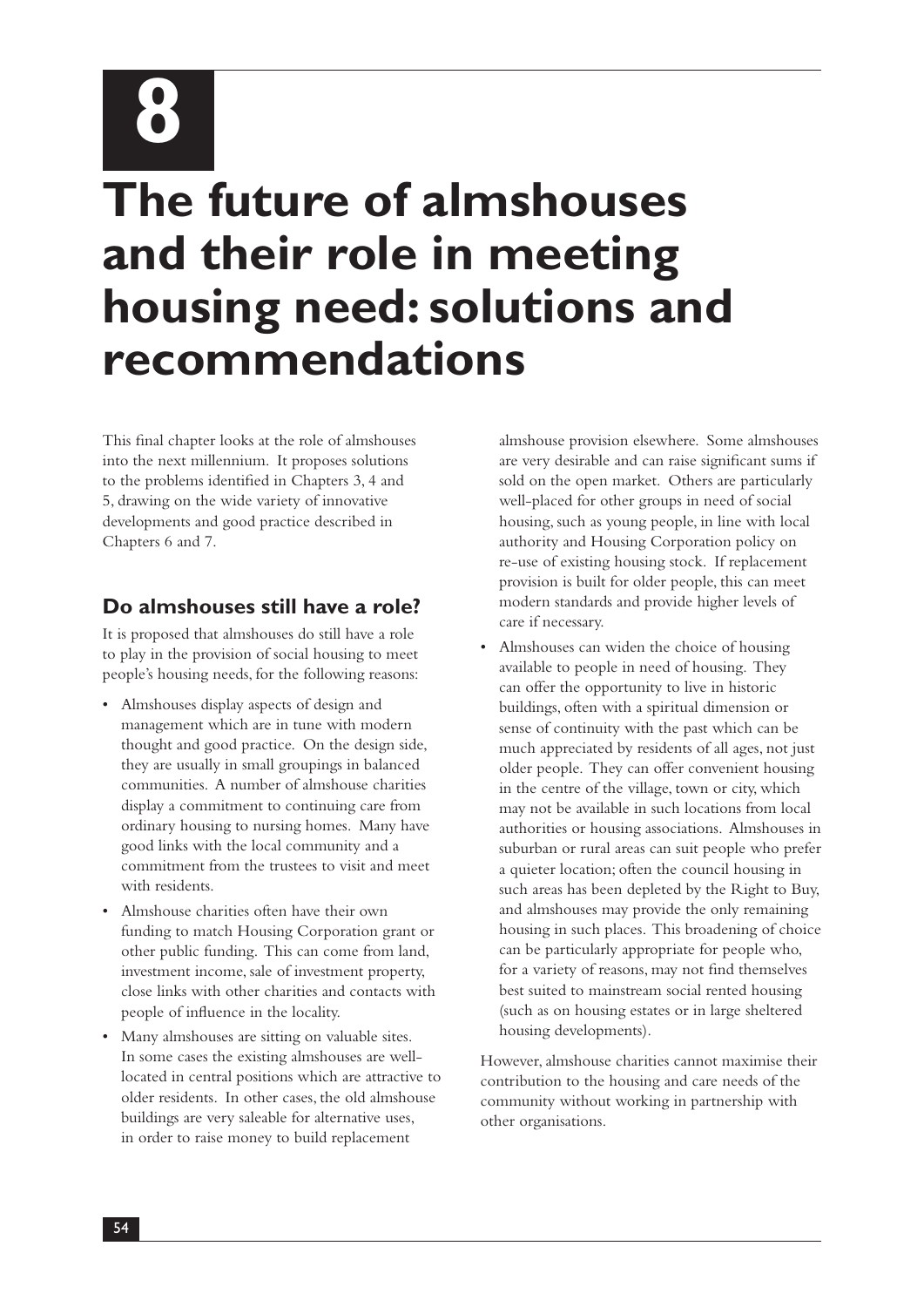# 8

# The future of almshouses and their role in meeting housing need: solutions and recommendations

This final chapter looks at the role of almshouses into the next millennium. It proposes solutions to the problems identified in Chapters 3, 4 and 5, drawing on the wide variety of innovative developments and good practice described in Chapters 6 and 7.

## Do almshouses still have a role?

It is proposed that almshouses do still have a role to play in the provision of social housing to meet people's housing needs, for the following reasons:

- Almshouses display aspects of design and management which are in tune with modern thought and good practice. On the design side, they are usually in small groupings in balanced communities. A number of almshouse charities display a commitment to continuing care from ordinary housing to nursing homes. Many have good links with the local community and a commitment from the trustees to visit and meet with residents.
- Almshouse charities often have their own funding to match Housing Corporation grant or other public funding. This can come from land, investment income, sale of investment property, close links with other charities and contacts with people of influence in the locality.
- Many almshouses are sitting on valuable sites. In some cases the existing almshouses are well-located in central positions which are attractive to older residents. In other cases, the old almshouse buildings are very saleable for alternative uses, in order to raise money to build replacement almshouse provision elsewhere. Some almshouses are very desirable and can raise significant sums if sold on the open market. Others are particularly well-placed for other groups in need of social housing, such as young people, in line with local authority and Housing Corporation policy on re-use of existing housing stock. If replacement provision is built for older people, this can meet modern standards and provide higher levels of care if necessary.
- Almshouses can widen the choice of housing available to people in need of housing. They can offer the opportunity to live in historic buildings, often with a spiritual dimension or sense of continuity with the past which can be much appreciated by residents of all ages, not just older people. They can offer convenient housing in the centre of the village, town or city, which may not be available in such locations from local authorities or housing associations. Almshouses in suburban or rural areas can suit people who prefer a quieter location; often the council housing in such areas has been depleted by the Right to Buy, and almshouses may provide the only remaining housing in such places. This broadening of choice can be particularly appropriate for people who, for a variety of reasons, may not find themselves best suited to mainstream social rented housing (such as on housing estates or in large sheltered housing developments).

However, almshouse charities cannot maximise their contribution to the housing and care needs of the community without working in partnership with other organisations.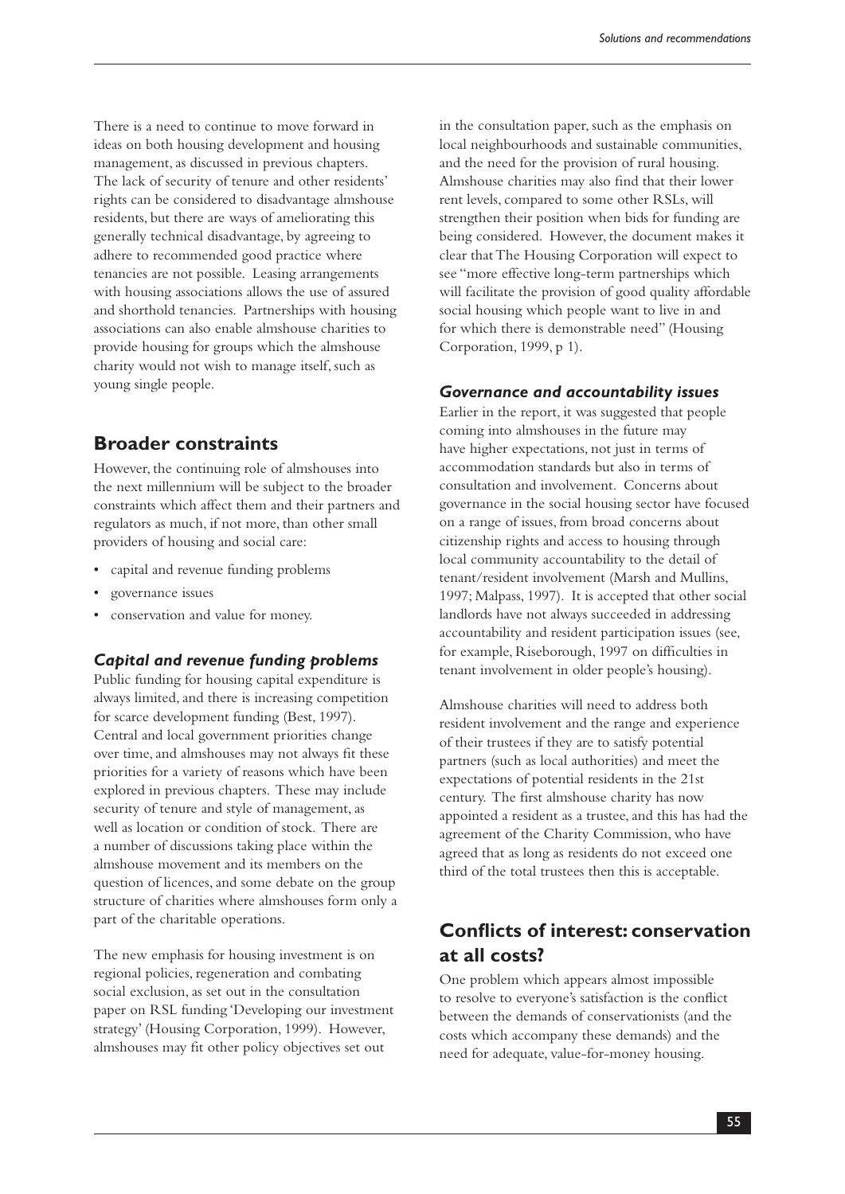There is a need to continue to move forward in ideas on both housing development and housing management, as discussed in previous chapters. The lack of security of tenure and other residents' rights can be considered to disadvantage almshouse residents, but there are ways of ameliorating this generally technical disadvantage, by agreeing to adhere to recommended good practice where tenancies are not possible. Leasing arrangements with housing associations allows the use of assured and shorthold tenancies. Partnerships with housing associations can also enable almshouse charities to provide housing for groups which the almshouse charity would not wish to manage itself, such as young single people.

## Broader constraints

However, the continuing role of almshouses into the next millennium will be subject to the broader constraints which affect them and their partners and regulators as much, if not more, than other small providers of housing and social care:

- capital and revenue funding problems
- governance issues
- conservation and value for money.

### *Capital and revenue funding problems*

Public funding for housing capital expenditure is always limited, and there is increasing competition for scarce development funding (Best, 1997). Central and local government priorities change over time, and almshouses may not always fit these priorities for a variety of reasons which have been explored in previous chapters. These may include security of tenure and style of management, as well as location or condition of stock. There are a number of discussions taking place within the almshouse movement and its members on the question of licences, and some debate on the group structure of charities where almshouses form only a part of the charitable operations.

The new emphasis for housing investment is on regional policies, regeneration and combating social exclusion, as set out in the consultation paper on RSL funding 'Developing our investment strategy' (Housing Corporation, 1999). However, almshouses may fit other policy objectives set out in the consultation paper, such as the emphasis on local neighbourhoods and sustainable communities, and the need for the provision of rural housing. Almshouse charities may also find that their lower rent levels, compared to some other RSLs, will strengthen their position when bids for funding are being considered. However, the document makes it clear that The Housing Corporation will expect to see "more effective long-term partnerships which will facilitate the provision of good quality affordable social housing which people want to live in and for which there is demonstrable need" (Housing Corporation, 1999, p 1).

### *Governance and accountability issues*

Earlier in the report, it was suggested that people coming into almshouses in the future may have higher expectations, not just in terms of accommodation standards but also in terms of consultation and involvement. Concerns about governance in the social housing sector have focused on a range of issues, from broad concerns about citizenship rights and access to housing through local community accountability to the detail of tenant/resident involvement (Marsh and Mullins, 1997; Malpass, 1997). It is accepted that other social landlords have not always succeeded in addressing accountability and resident participation issues (see, for example, Riseborough, 1997 on difficulties in tenant involvement in older people's housing).

Almshouse charities will need to address both resident involvement and the range and experience of their trustees if they are to satisfy potential partners (such as local authorities) and meet the expectations of potential residents in the 21st century. The first almshouse charity has now appointed a resident as a trustee, and this has had the agreement of the Charity Commission, who have agreed that as long as residents do not exceed one third of the total trustees then this is acceptable.

## Conflicts of interest: conservation at all costs?

One problem which appears almost impossible to resolve to everyone's satisfaction is the conflict between the demands of conservationists (and the costs which accompany these demands) and the need for adequate, value-for-money housing.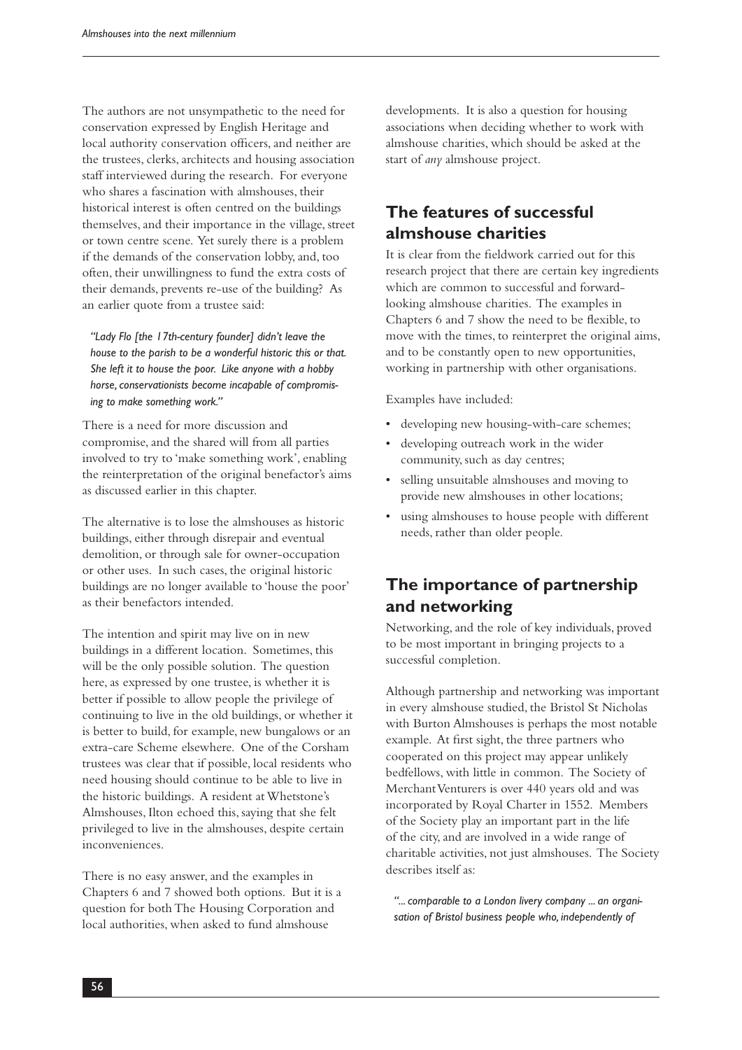The authors are not unsympathetic to the need for conservation expressed by English Heritage and local authority conservation officers, and neither are the trustees, clerks, architects and housing association staff interviewed during the research. For everyone who shares a fascination with almshouses, their historical interest is often centred on the buildings themselves, and their importance in the village, street or town centre scene. Yet surely there is a problem if the demands of the conservation lobby, and, too often, their unwillingness to fund the extra costs of their demands, prevents re-use of the building? As an earlier quote from a trustee said:

*"Lady Flo [the 17th-century founder] didn't leave the house to the parish to be a wonderful historic this or that. She left it to house the poor. Like anyone with a hobby horse, conservationists become incapable of compromising to make something work."*

There is a need for more discussion and compromise, and the shared will from all parties involved to try to 'make something work', enabling the reinterpretation of the original benefactor's aims as discussed earlier in this chapter.

The alternative is to lose the almshouses as historic buildings, either through disrepair and eventual demolition, or through sale for owner-occupation or other uses. In such cases, the original historic buildings are no longer available to 'house the poor' as their benefactors intended.

The intention and spirit may live on in new buildings in a different location. Sometimes, this will be the only possible solution. The question here, as expressed by one trustee, is whether it is better if possible to allow people the privilege of continuing to live in the old buildings, or whether it is better to build, for example, new bungalows or an extra-care Scheme elsewhere. One of the Corsham trustees was clear that if possible, local residents who need housing should continue to be able to live in the historic buildings. A resident at Whetstone's Almshouses, Ilton echoed this, saying that she felt privileged to live in the almshouses, despite certain inconveniences.

There is no easy answer, and the examples in Chapters 6 and 7 showed both options. But it is a question for both The Housing Corporation and local authorities, when asked to fund almshouse developments. It is also a question for housing associations when deciding whether to work with almshouse charities, which should be asked at the start of *any* almshouse project.

## The features of successful almshouse charities

It is clear from the fieldwork carried out for this research project that there are certain key ingredients which are common to successful and forward-looking almshouse charities. The examples in Chapters 6 and 7 show the need to be flexible, to move with the times, to reinterpret the original aims, and to be constantly open to new opportunities, working in partnership with other organisations.

Examples have included:

- developing new housing-with-care schemes;
- developing outreach work in the wider community, such as day centres;
- selling unsuitable almshouses and moving to provide new almshouses in other locations;
- using almshouses to house people with different needs, rather than older people.

## The importance of partnership and networking

Networking, and the role of key individuals, proved to be most important in bringing projects to a successful completion.

Although partnership and networking was important in every almshouse studied, the Bristol St Nicholas with Burton Almshouses is perhaps the most notable example. At first sight, the three partners who cooperated on this project may appear unlikely bedfellows, with little in common. The Society of Merchant Venturers is over 440 years old and was incorporated by Royal Charter in 1552. Members of the Society play an important part in the life of the city, and are involved in a wide range of charitable activities, not just almshouses. The Society describes itself as:

*"... comparable to a London livery company ... an organisation of Bristol business people who, independently of*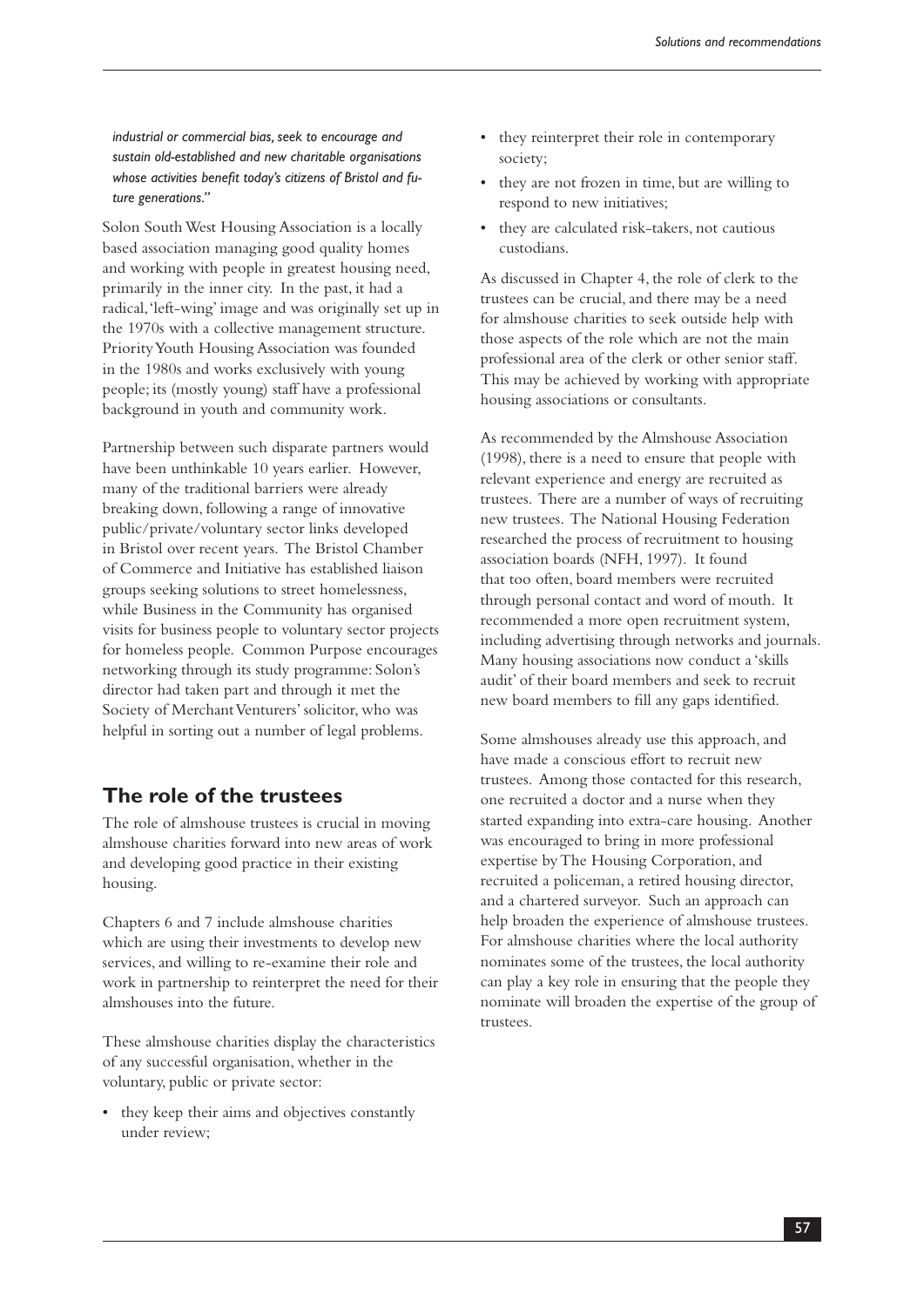*industrial or commercial bias, seek to encourage and sustain old-established and new charitable organisations whose activities benefit today's citizens of Bristol and future generations."*

Solon South West Housing Association is a locally based association managing good quality homes and working with people in greatest housing need, primarily in the inner city. In the past, it had a radical, 'left-wing' image and was originally set up in the 1970s with a collective management structure. Priority Youth Housing Association was founded in the 1980s and works exclusively with young people; its (mostly young) staff have a professional background in youth and community work.

Partnership between such disparate partners would have been unthinkable 10 years earlier. However, many of the traditional barriers were already breaking down, following a range of innovative public/private/voluntary sector links developed in Bristol over recent years. The Bristol Chamber of Commerce and Initiative has established liaison groups seeking solutions to street homelessness, while Business in the Community has organised visits for business people to voluntary sector projects for homeless people. Common Purpose encourages networking through its study programme: Solon's director had taken part and through it met the Society of Merchant Venturers' solicitor, who was helpful in sorting out a number of legal problems.

## The role of the trustees

The role of almshouse trustees is crucial in moving almshouse charities forward into new areas of work and developing good practice in their existing housing.

Chapters 6 and 7 include almshouse charities which are using their investments to develop new services, and willing to re-examine their role and work in partnership to reinterpret the need for their almshouses into the future.

These almshouse charities display the characteristics of any successful organisation, whether in the voluntary, public or private sector:

- they keep their aims and objectives constantly under review;
- they reinterpret their role in contemporary society;
- they are not frozen in time, but are willing to respond to new initiatives;
- they are calculated risk-takers, not cautious custodians.

As discussed in Chapter 4, the role of clerk to the trustees can be crucial, and there may be a need for almshouse charities to seek outside help with those aspects of the role which are not the main professional area of the clerk or other senior staff. This may be achieved by working with appropriate housing associations or consultants.

As recommended by the Almshouse Association (1998), there is a need to ensure that people with relevant experience and energy are recruited as trustees. There are a number of ways of recruiting new trustees. The National Housing Federation researched the process of recruitment to housing association boards (NFH, 1997). It found that too often, board members were recruited through personal contact and word of mouth. It recommended a more open recruitment system, including advertising through networks and journals. Many housing associations now conduct a 'skills audit' of their board members and seek to recruit new board members to fill any gaps identified.

Some almshouses already use this approach, and have made a conscious effort to recruit new trustees. Among those contacted for this research, one recruited a doctor and a nurse when they started expanding into extra-care housing. Another was encouraged to bring in more professional expertise by The Housing Corporation, and recruited a policeman, a retired housing director, and a chartered surveyor. Such an approach can help broaden the experience of almshouse trustees. For almshouse charities where the local authority nominates some of the trustees, the local authority can play a key role in ensuring that the people they nominate will broaden the expertise of the group of trustees.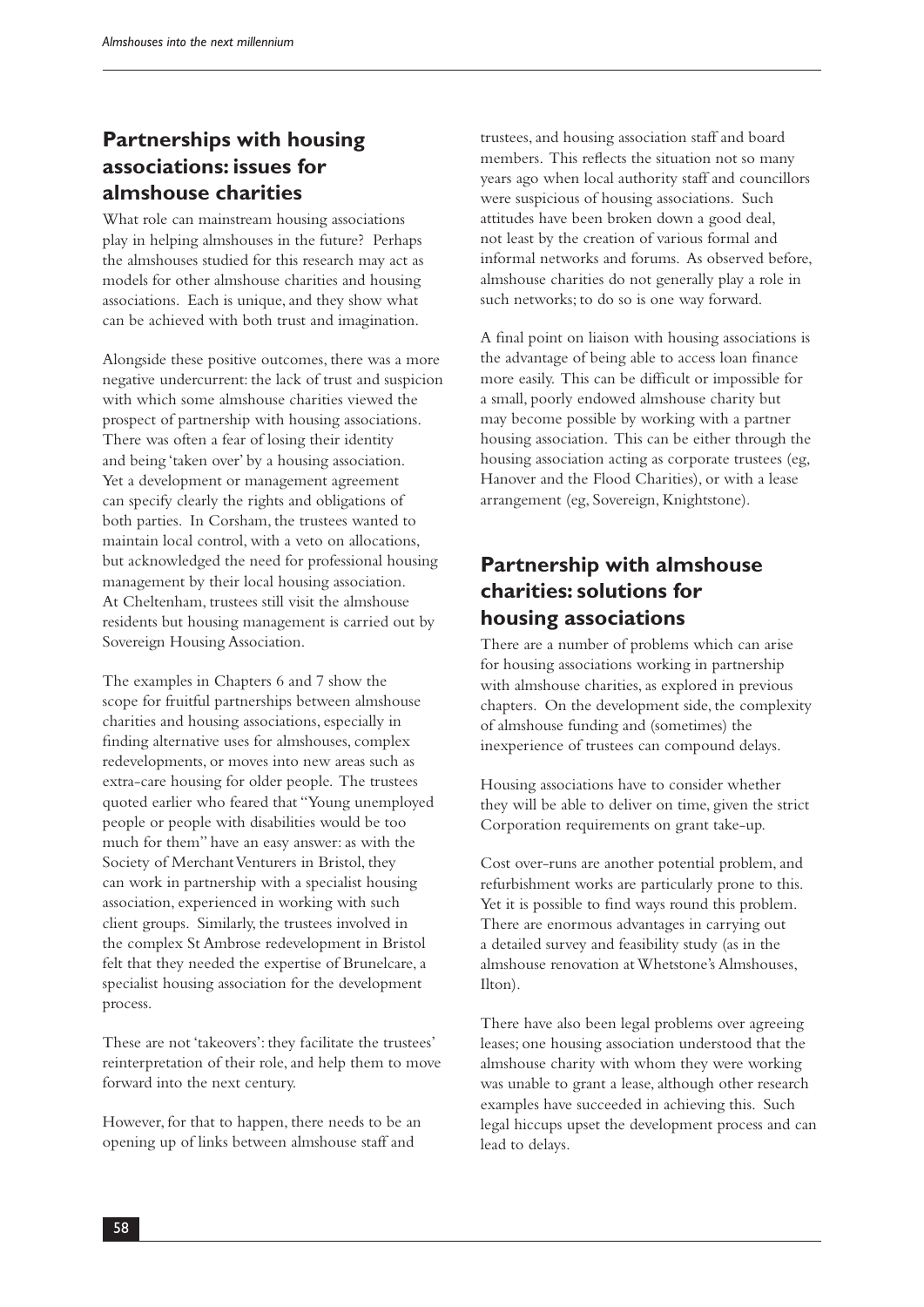## Partnerships with housing associations: issues for almshouse charities

What role can mainstream housing associations play in helping almshouses in the future? Perhaps the almshouses studied for this research may act as models for other almshouse charities and housing associations. Each is unique, and they show what can be achieved with both trust and imagination.

Alongside these positive outcomes, there was a more negative undercurrent: the lack of trust and suspicion with which some almshouse charities viewed the prospect of partnership with housing associations. There was often a fear of losing their identity and being 'taken over' by a housing association. Yet a development or management agreement can specify clearly the rights and obligations of both parties. In Corsham, the trustees wanted to maintain local control, with a veto on allocations, but acknowledged the need for professional housing management by their local housing association. At Cheltenham, trustees still visit the almshouse residents but housing management is carried out by Sovereign Housing Association.

The examples in Chapters 6 and 7 show the scope for fruitful partnerships between almshouse charities and housing associations, especially in finding alternative uses for almshouses, complex redevelopments, or moves into new areas such as extra-care housing for older people. The trustees quoted earlier who feared that "Young unemployed people or people with disabilities would be too much for them" have an easy answer: as with the Society of Merchant Venturers in Bristol, they can work in partnership with a specialist housing association, experienced in working with such client groups. Similarly, the trustees involved in the complex St Ambrose redevelopment in Bristol felt that they needed the expertise of Brunelcare, a specialist housing association for the development process.

These are not 'takeovers': they facilitate the trustees' reinterpretation of their role, and help them to move forward into the next century.

However, for that to happen, there needs to be an opening up of links between almshouse staff and trustees, and housing association staff and board members. This reflects the situation not so many years ago when local authority staff and councillors were suspicious of housing associations. Such attitudes have been broken down a good deal, not least by the creation of various formal and informal networks and forums. As observed before, almshouse charities do not generally play a role in such networks; to do so is one way forward.

A final point on liaison with housing associations is the advantage of being able to access loan finance more easily. This can be difficult or impossible for a small, poorly endowed almshouse charity but may become possible by working with a partner housing association. This can be either through the housing association acting as corporate trustees (eg, Hanover and the Flood Charities), or with a lease arrangement (eg, Sovereign, Knightstone).

## Partnership with almshouse charities: solutions for housing associations

There are a number of problems which can arise for housing associations working in partnership with almshouse charities, as explored in previous chapters. On the development side, the complexity of almshouse funding and (sometimes) the inexperience of trustees can compound delays.

Housing associations have to consider whether they will be able to deliver on time, given the strict Corporation requirements on grant take-up.

Cost over-runs are another potential problem, and refurbishment works are particularly prone to this. Yet it is possible to find ways round this problem. There are enormous advantages in carrying out a detailed survey and feasibility study (as in the almshouse renovation at Whetstone's Almshouses, Ilton).

There have also been legal problems over agreeing leases; one housing association understood that the almshouse charity with whom they were working was unable to grant a lease, although other research examples have succeeded in achieving this. Such legal hiccups upset the development process and can lead to delays.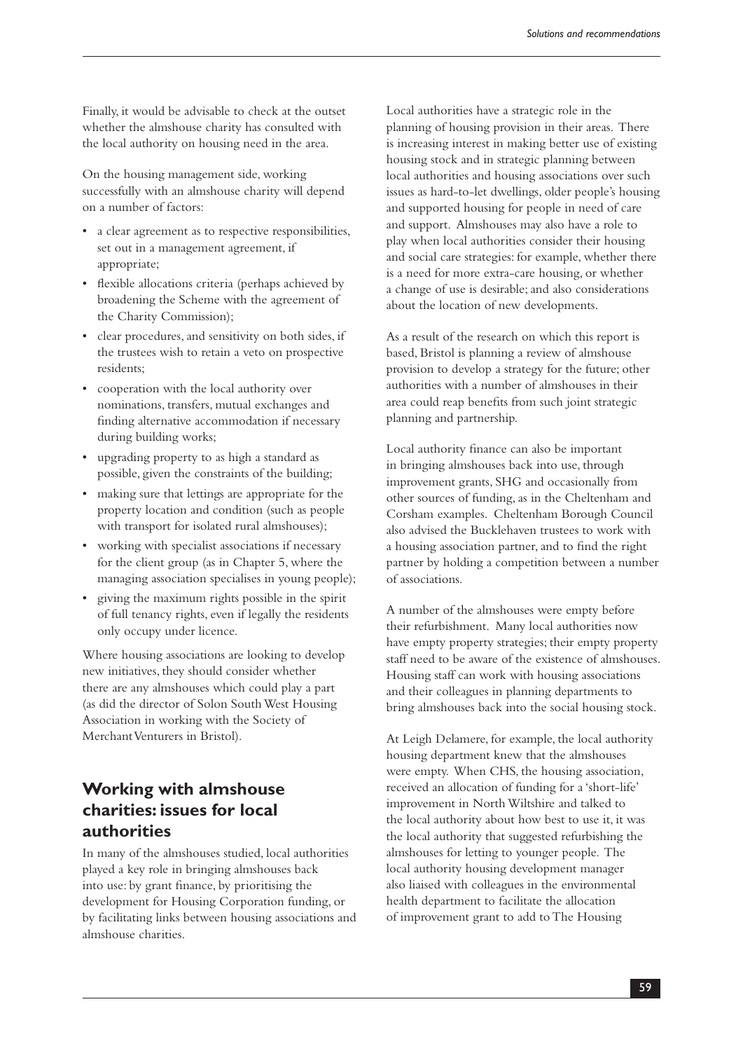Finally, it would be advisable to check at the outset whether the almshouse charity has consulted with the local authority on housing need in the area.

On the housing management side, working successfully with an almshouse charity will depend on a number of factors:

- a clear agreement as to respective responsibilities, set out in a management agreement, if appropriate;
- flexible allocations criteria (perhaps achieved by broadening the Scheme with the agreement of the Charity Commission);
- clear procedures, and sensitivity on both sides, if the trustees wish to retain a veto on prospective residents;
- cooperation with the local authority over nominations, transfers, mutual exchanges and finding alternative accommodation if necessary during building works;
- upgrading property to as high a standard as possible, given the constraints of the building;
- making sure that lettings are appropriate for the property location and condition (such as people with transport for isolated rural almshouses);
- working with specialist associations if necessary for the client group (as in Chapter 5, where the managing association specialises in young people);
- giving the maximum rights possible in the spirit of full tenancy rights, even if legally the residents only occupy under licence.

Where housing associations are looking to develop new initiatives, they should consider whether there are any almshouses which could play a part (as did the director of Solon South West Housing Association in working with the Society of Merchant Venturers in Bristol).

## Working with almshouse charities: issues for local authorities

In many of the almshouses studied, local authorities played a key role in bringing almshouses back into use: by grant finance, by prioritising the development for Housing Corporation funding, or by facilitating links between housing associations and almshouse charities.

Local authorities have a strategic role in the planning of housing provision in their areas. There is increasing interest in making better use of existing housing stock and in strategic planning between local authorities and housing associations over such issues as hard-to-let dwellings, older people's housing and supported housing for people in need of care and support. Almshouses may also have a role to play when local authorities consider their housing and social care strategies: for example, whether there is a need for more extra-care housing, or whether a change of use is desirable; and also considerations about the location of new developments.

As a result of the research on which this report is based, Bristol is planning a review of almshouse provision to develop a strategy for the future; other authorities with a number of almshouses in their area could reap benefits from such joint strategic planning and partnership.

Local authority finance can also be important in bringing almshouses back into use, through improvement grants, SHG and occasionally from other sources of funding, as in the Cheltenham and Corsham examples. Cheltenham Borough Council also advised the Bucklehaven trustees to work with a housing association partner, and to find the right partner by holding a competition between a number of associations.

A number of the almshouses were empty before their refurbishment. Many local authorities now have empty property strategies; their empty property staff need to be aware of the existence of almshouses. Housing staff can work with housing associations and their colleagues in planning departments to bring almshouses back into the social housing stock.

At Leigh Delamere, for example, the local authority housing department knew that the almshouses were empty. When CHS, the housing association, received an allocation of funding for a 'short-life' improvement in North Wiltshire and talked to the local authority about how best to use it, it was the local authority that suggested refurbishing the almshouses for letting to younger people. The local authority housing development manager also liaised with colleagues in the environmental health department to facilitate the allocation of improvement grant to add to The Housing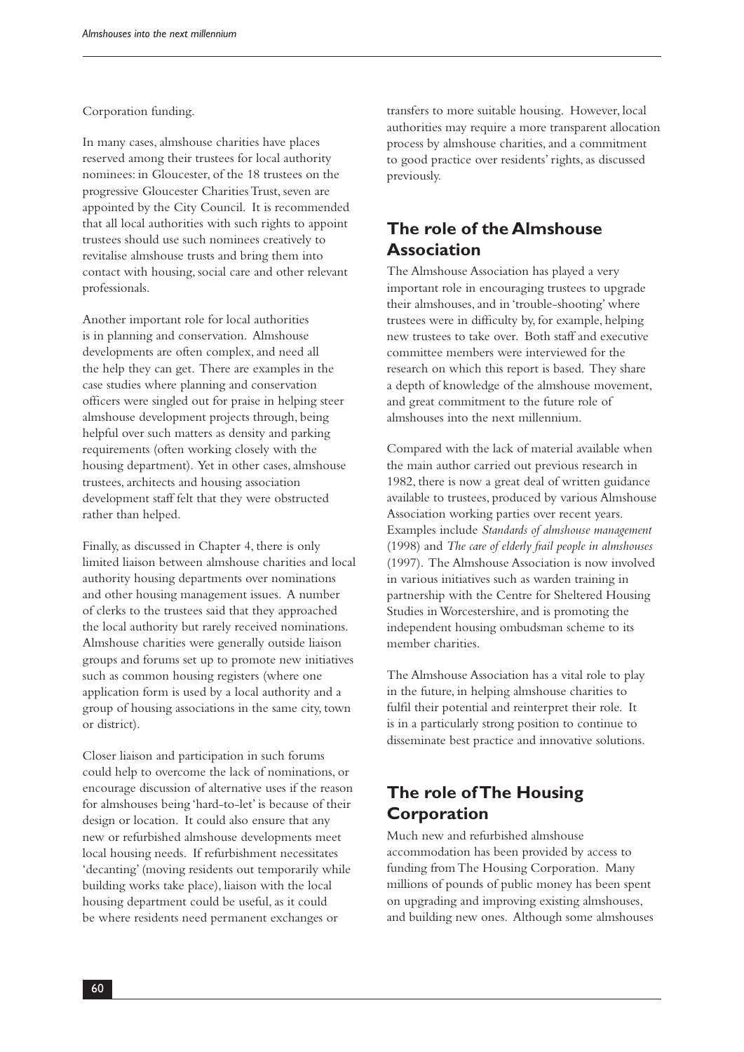Corporation funding.

In many cases, almshouse charities have places reserved among their trustees for local authority nominees: in Gloucester, of the 18 trustees on the progressive Gloucester Charities Trust, seven are appointed by the City Council. It is recommended that all local authorities with such rights to appoint trustees should use such nominees creatively to revitalise almshouse trusts and bring them into contact with housing, social care and other relevant professionals.

Another important role for local authorities is in planning and conservation. Almshouse developments are often complex, and need all the help they can get. There are examples in the case studies where planning and conservation officers were singled out for praise in helping steer almshouse development projects through, being helpful over such matters as density and parking requirements (often working closely with the housing department). Yet in other cases, almshouse trustees, architects and housing association development staff felt that they were obstructed rather than helped.

Finally, as discussed in Chapter 4, there is only limited liaison between almshouse charities and local authority housing departments over nominations and other housing management issues. A number of clerks to the trustees said that they approached the local authority but rarely received nominations. Almshouse charities were generally outside liaison groups and forums set up to promote new initiatives such as common housing registers (where one application form is used by a local authority and a group of housing associations in the same city, town or district).

Closer liaison and participation in such forums could help to overcome the lack of nominations, or encourage discussion of alternative uses if the reason for almshouses being 'hard-to-let' is because of their design or location. It could also ensure that any new or refurbished almshouse developments meet local housing needs. If refurbishment necessitates 'decanting' (moving residents out temporarily while building works take place), liaison with the local housing department could be useful, as it could be where residents need permanent exchanges or transfers to more suitable housing. However, local authorities may require a more transparent allocation process by almshouse charities, and a commitment to good practice over residents' rights, as discussed previously.

## The role of the Almshouse Association

The Almshouse Association has played a very important role in encouraging trustees to upgrade their almshouses, and in 'trouble-shooting' where trustees were in difficulty by, for example, helping new trustees to take over. Both staff and executive committee members were interviewed for the research on which this report is based. They share a depth of knowledge of the almshouse movement, and great commitment to the future role of almshouses into the next millennium.

Compared with the lack of material available when the main author carried out previous research in 1982, there is now a great deal of written guidance available to trustees, produced by various Almshouse Association working parties over recent years. Examples include *Standards of almshouse management* (1998) and *The care of elderly frail people in almshouses* (1997). The Almshouse Association is now involved in various initiatives such as warden training in partnership with the Centre for Sheltered Housing Studies in Worcestershire, and is promoting the independent housing ombudsman scheme to its member charities.

The Almshouse Association has a vital role to play in the future, in helping almshouse charities to fulfil their potential and reinterpret their role. It is in a particularly strong position to continue to disseminate best practice and innovative solutions.

## The role of The Housing Corporation

Much new and refurbished almshouse accommodation has been provided by access to funding from The Housing Corporation. Many millions of pounds of public money has been spent on upgrading and improving existing almshouses, and building new ones. Although some almshouses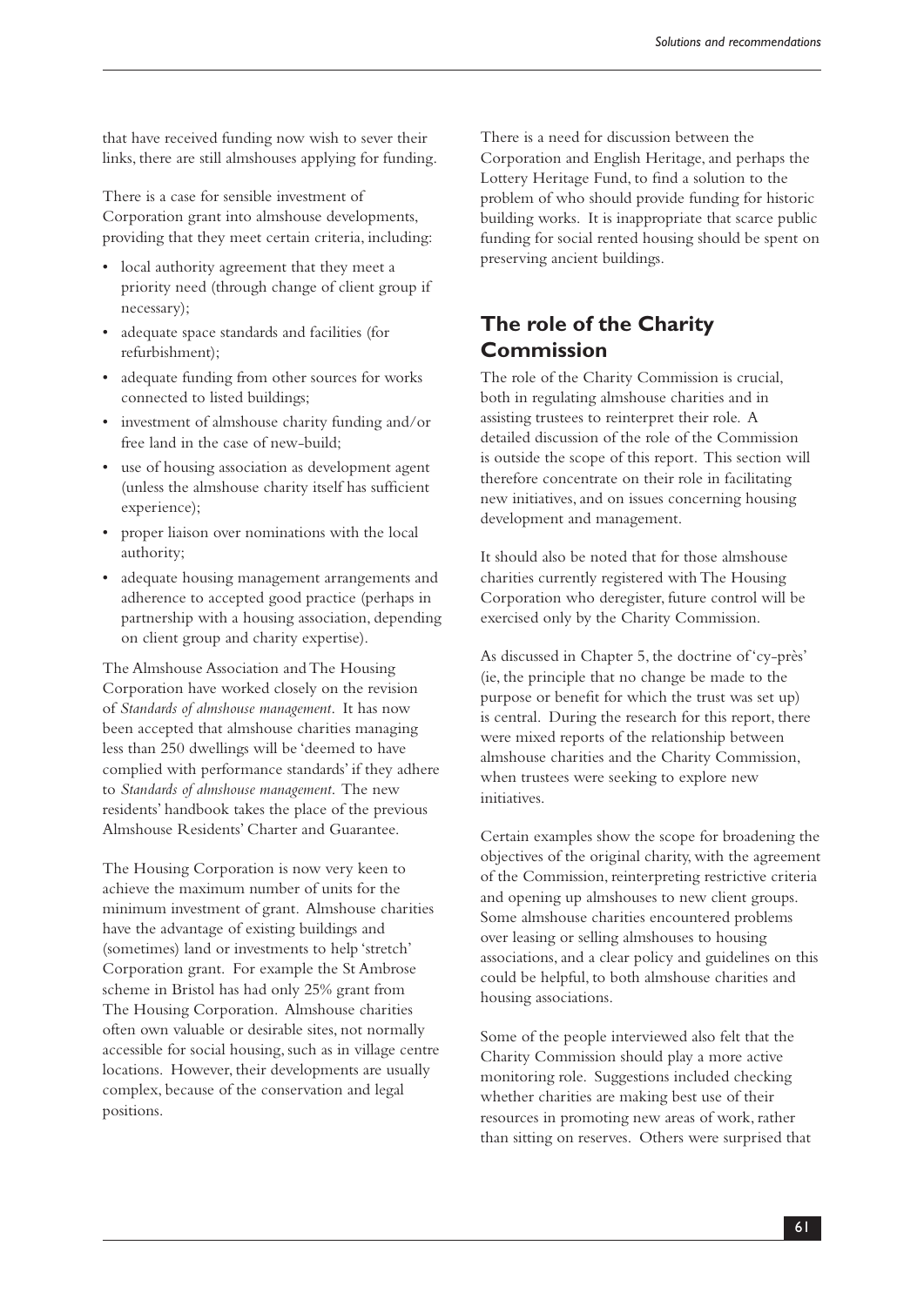that have received funding now wish to sever their links, there are still almshouses applying for funding.

There is a case for sensible investment of Corporation grant into almshouse developments, providing that they meet certain criteria, including:

- local authority agreement that they meet a priority need (through change of client group if necessary);
- adequate space standards and facilities (for refurbishment);
- adequate funding from other sources for works connected to listed buildings;
- investment of almshouse charity funding and/or free land in the case of new-build;
- use of housing association as development agent (unless the almshouse charity itself has sufficient experience);
- proper liaison over nominations with the local authority;
- adequate housing management arrangements and adherence to accepted good practice (perhaps in partnership with a housing association, depending on client group and charity expertise).

The Almshouse Association and The Housing Corporation have worked closely on the revision of *Standards of almshouse management*. It has now been accepted that almshouse charities managing less than 250 dwellings will be 'deemed to have complied with performance standards' if they adhere to *Standards of almshouse management*. The new residents' handbook takes the place of the previous Almshouse Residents' Charter and Guarantee.

The Housing Corporation is now very keen to achieve the maximum number of units for the minimum investment of grant. Almshouse charities have the advantage of existing buildings and (sometimes) land or investments to help 'stretch' Corporation grant. For example the St Ambrose scheme in Bristol has had only 25% grant from The Housing Corporation. Almshouse charities often own valuable or desirable sites, not normally accessible for social housing, such as in village centre locations. However, their developments are usually complex, because of the conservation and legal positions.

There is a need for discussion between the Corporation and English Heritage, and perhaps the Lottery Heritage Fund, to find a solution to the problem of who should provide funding for historic building works. It is inappropriate that scarce public funding for social rented housing should be spent on preserving ancient buildings.

## The role of the Charity Commission

The role of the Charity Commission is crucial, both in regulating almshouse charities and in assisting trustees to reinterpret their role. A detailed discussion of the role of the Commission is outside the scope of this report. This section will therefore concentrate on their role in facilitating new initiatives, and on issues concerning housing development and management.

It should also be noted that for those almshouse charities currently registered with The Housing Corporation who deregister, future control will be exercised only by the Charity Commission.

As discussed in Chapter 5, the doctrine of 'cy-près' (ie, the principle that no change be made to the purpose or benefit for which the trust was set up) is central. During the research for this report, there were mixed reports of the relationship between almshouse charities and the Charity Commission, when trustees were seeking to explore new initiatives.

Certain examples show the scope for broadening the objectives of the original charity, with the agreement of the Commission, reinterpreting restrictive criteria and opening up almshouses to new client groups. Some almshouse charities encountered problems over leasing or selling almshouses to housing associations, and a clear policy and guidelines on this could be helpful, to both almshouse charities and housing associations.

Some of the people interviewed also felt that the Charity Commission should play a more active monitoring role. Suggestions included checking whether charities are making best use of their resources in promoting new areas of work, rather than sitting on reserves. Others were surprised that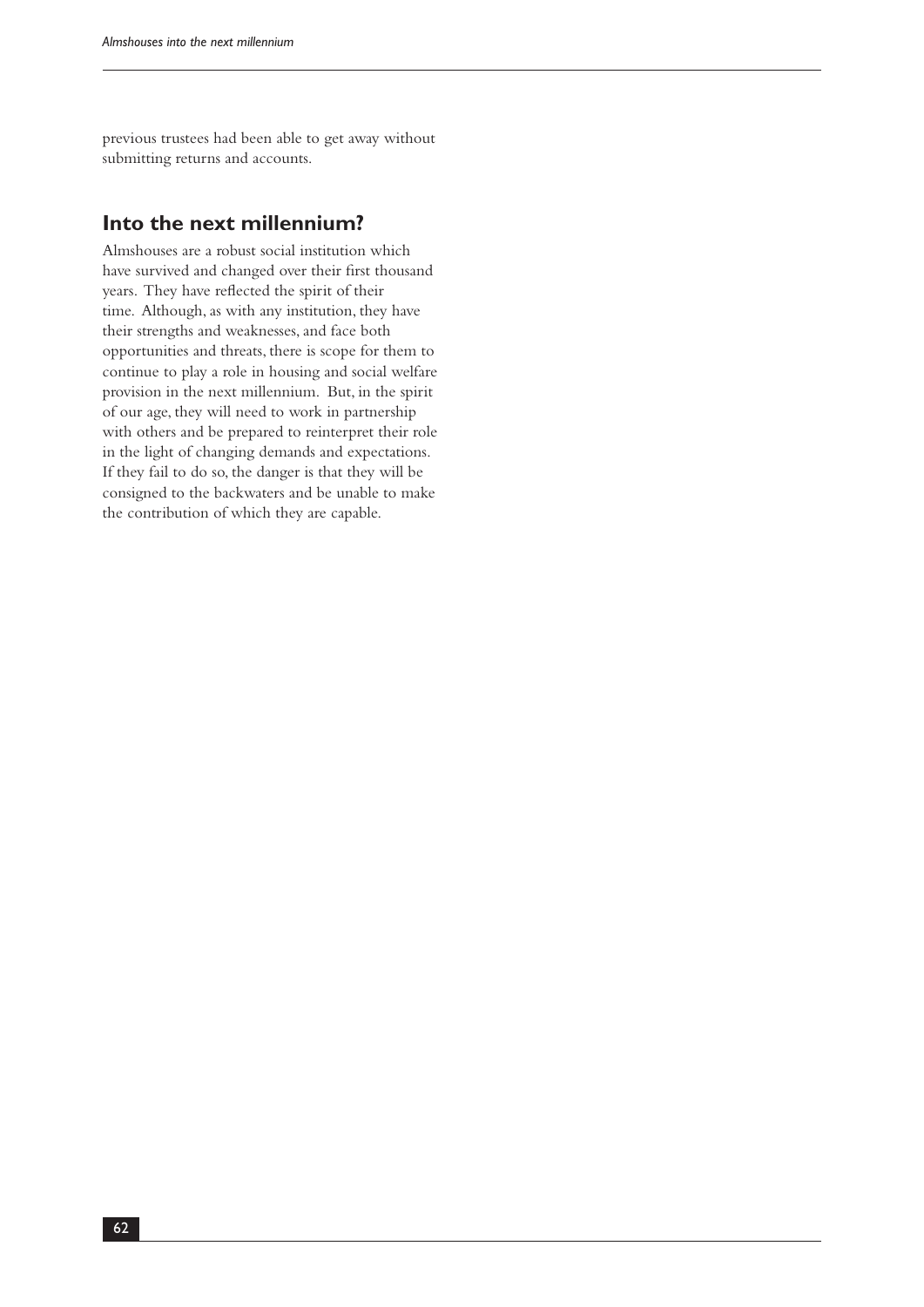previous trustees had been able to get away without submitting returns and accounts.

## Into the next millennium?

Almshouses are a robust social institution which have survived and changed over their first thousand years. They have reflected the spirit of their time. Although, as with any institution, they have their strengths and weaknesses, and face both opportunities and threats, there is scope for them to continue to play a role in housing and social welfare provision in the next millennium. But, in the spirit of our age, they will need to work in partnership with others and be prepared to reinterpret their role in the light of changing demands and expectations. If they fail to do so, the danger is that they will be consigned to the backwaters and be unable to make the contribution of which they are capable.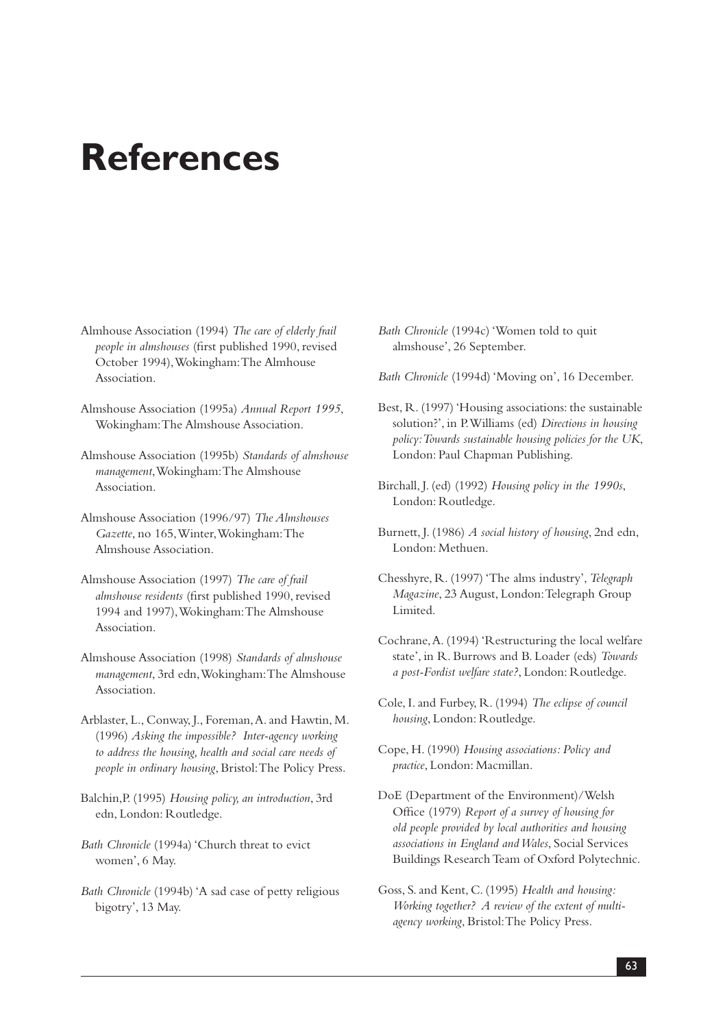# References

Almhouse Association (1994) *The care of elderly frail people in almshouses* (first published 1990, revised October 1994), Wokingham: The Almhouse Association.

Almshouse Association (1995a) *Annual Report 1995*, Wokingham: The Almshouse Association.

Almshouse Association (1995b) *Standards of almshouse management*, Wokingham: The Almshouse Association.

Almshouse Association (1996/97) *The Almshouses Gazette*, no 165, Winter, Wokingham: The Almshouse Association.

Almshouse Association (1997) *The care of frail almshouse residents* (first published 1990, revised 1994 and 1997), Wokingham: The Almshouse Association.

Almshouse Association (1998) *Standards of almshouse management*, 3rd edn, Wokingham: The Almshouse Association.

Arblaster, L., Conway, J., Foreman, A. and Hawtin, M. (1996) *Asking the impossible? Inter-agency working to address the housing, health and social care needs of people in ordinary housing*, Bristol: The Policy Press.

Balchin, P. (1995) *Housing policy, an introduction*, 3rd edn, London: Routledge.

*Bath Chronicle* (1994a) 'Church threat to evict women', 6 May.

*Bath Chronicle* (1994b) 'A sad case of petty religious bigotry', 13 May.

*Bath Chronicle* (1994c) 'Women told to quit almshouse', 26 September.

*Bath Chronicle* (1994d) 'Moving on', 16 December.

Best, R. (1997) 'Housing associations: the sustainable solution?', in P. Williams (ed) *Directions in housing policy: Towards sustainable housing policies for the UK*, London: Paul Chapman Publishing.

Birchall, J. (ed) (1992) *Housing policy in the 1990s*, London: Routledge.

Burnett, J. (1986) *A social history of housing*, 2nd edn, London: Methuen.

Chesshyre, R. (1997) 'The alms industry', *Telegraph Magazine*, 23 August, London: Telegraph Group Limited.

Cochrane, A. (1994) 'Restructuring the local welfare state', in R. Burrows and B. Loader (eds) *Towards a post-Fordist welfare state?*, London: Routledge.

Cole, I. and Furbey, R. (1994) *The eclipse of council housing*, London: Routledge.

Cope, H. (1990) *Housing associations: Policy and practice*, London: Macmillan.

DoE (Department of the Environment)/Welsh Office (1979) *Report of a survey of housing for old people provided by local authorities and housing associations in England and Wales*, Social Services Buildings Research Team of Oxford Polytechnic.

Goss, S. and Kent, C. (1995) *Health and housing: Working together? A review of the extent of multi-agency working*, Bristol: The Policy Press.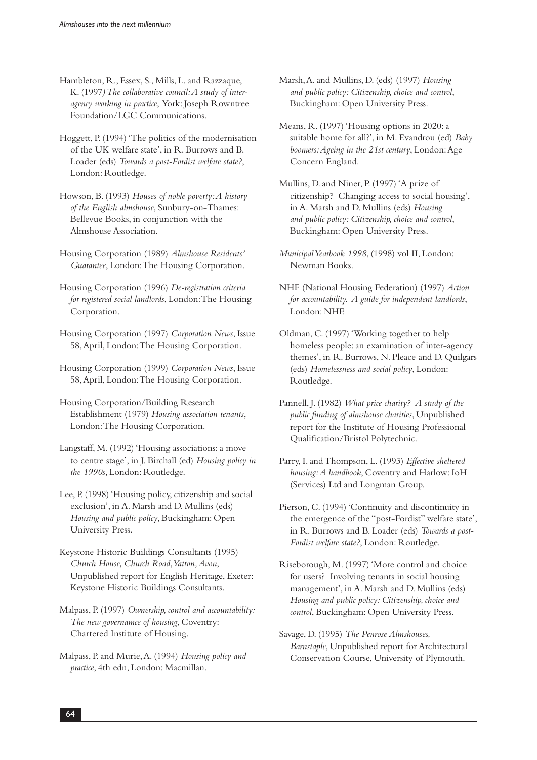Hambleton, R., Essex, S., Mills, L. and Razzaque, K. (1997*) The collaborative council: A study of inter-agency working in practice*, York: Joseph Rowntree Foundation/LGC Communications.

Hoggett, P. (1994) 'The politics of the modernisation of the UK welfare state', in R. Burrows and B. Loader (eds) *Towards a post-Fordist welfare state?*, London: Routledge.

Howson, B. (1993) *Houses of noble poverty: A history of the English almshouse*, Sunbury-on-Thames: Bellevue Books, in conjunction with the Almshouse Association.

Housing Corporation (1989) *Almshouse Residents' Guarantee*, London: The Housing Corporation.

Housing Corporation (1996) *De-registration criteria for registered social landlords*, London: The Housing Corporation.

Housing Corporation (1997) *Corporation News*, Issue 58, April, London: The Housing Corporation.

Housing Corporation (1999) *Corporation News*, Issue 58, April, London: The Housing Corporation.

Housing Corporation/Building Research Establishment (1979) *Housing association tenants*, London: The Housing Corporation.

Langstaff, M. (1992) 'Housing associations: a move to centre stage', in J. Birchall (ed) *Housing policy in the 1990s*, London: Routledge.

Lee, P. (1998) 'Housing policy, citizenship and social exclusion', in A. Marsh and D. Mullins (eds) *Housing and public policy*, Buckingham: Open University Press.

Keystone Historic Buildings Consultants (1995) *Church House, Church Road, Yatton, Avon*, Unpublished report for English Heritage, Exeter: Keystone Historic Buildings Consultants.

Malpass, P. (1997) *Ownership, control and accountability: The new governamce of housing*, Coventry: Chartered Institute of Housing.

Malpass, P. and Murie, A. (1994) *Housing policy and practice*, 4th edn, London: Macmillan.

Marsh, A. and Mullins, D. (eds) (1997) *Housing and public policy: Citizenship, choice and control*, Buckingham: Open University Press.

Means, R. (1997) 'Housing options in 2020: a suitable home for all?', in M. Evandrou (ed) *Baby boomers: Ageing in the 21st century*, London: Age Concern England.

Mullins, D. and Niner, P. (1997) 'A prize of citizenship? Changing access to social housing', in A. Marsh and D. Mullins (eds) *Housing and public policy: Citizenship, choice and control*, Buckingham: Open University Press.

*Municipal Yearbook 1998*, (1998) vol II, London: Newman Books.

NHF (National Housing Federation) (1997) *Action for accountability. A guide for independent landlords*, London: NHF.

Oldman, C. (1997) 'Working together to help homeless people: an examination of inter-agency themes', in R. Burrows, N. Pleace and D. Quilgars (eds) *Homelessness and social policy*, London: Routledge.

Pannell, J. (1982) *What price charity? A study of the public funding of almshouse charities*, Unpublished report for the Institute of Housing Professional Qualification/Bristol Polytechnic.

Parry, I. and Thompson, L. (1993) *Effective sheltered housing: A handbook*, Coventry and Harlow: IoH (Services) Ltd and Longman Group.

Pierson, C. (1994) 'Continuity and discontinuity in the emergence of the "post-Fordist" welfare state', in R. Burrows and B. Loader (eds) *Towards a post-Fordist welfare state?*, London: Routledge.

Riseborough, M. (1997) 'More control and choice for users? Involving tenants in social housing management', in A. Marsh and D. Mullins (eds) *Housing and public policy: Citizenship, choice and control*, Buckingham: Open University Press.

Savage, D. (1995) *The Penrose Almshouses, Barnstaple*, Unpublished report for Architectural Conservation Course, University of Plymouth.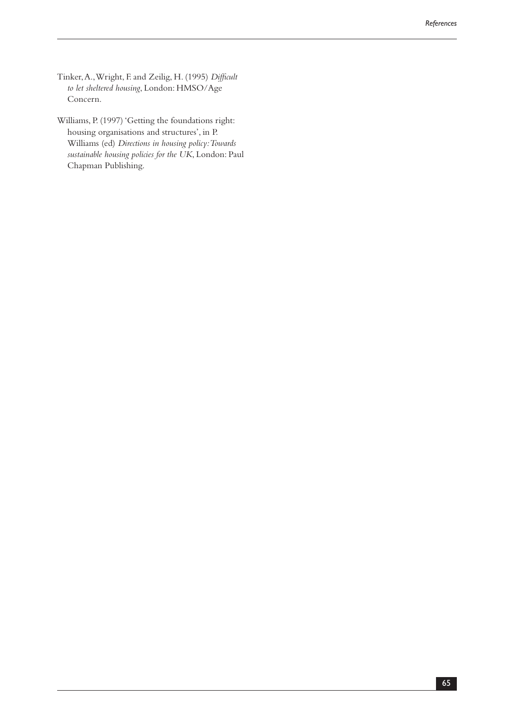Tinker, A., Wright, F. and Zeilig, H. (1995) *Difficult to let sheltered housing*, London: HMSO/Age Concern.

Williams, P. (1997) 'Getting the foundations right: housing organisations and structures', in P. Williams (ed) *Directions in housing policy: Towards sustainable housing policies for the UK*, London: Paul Chapman Publishing.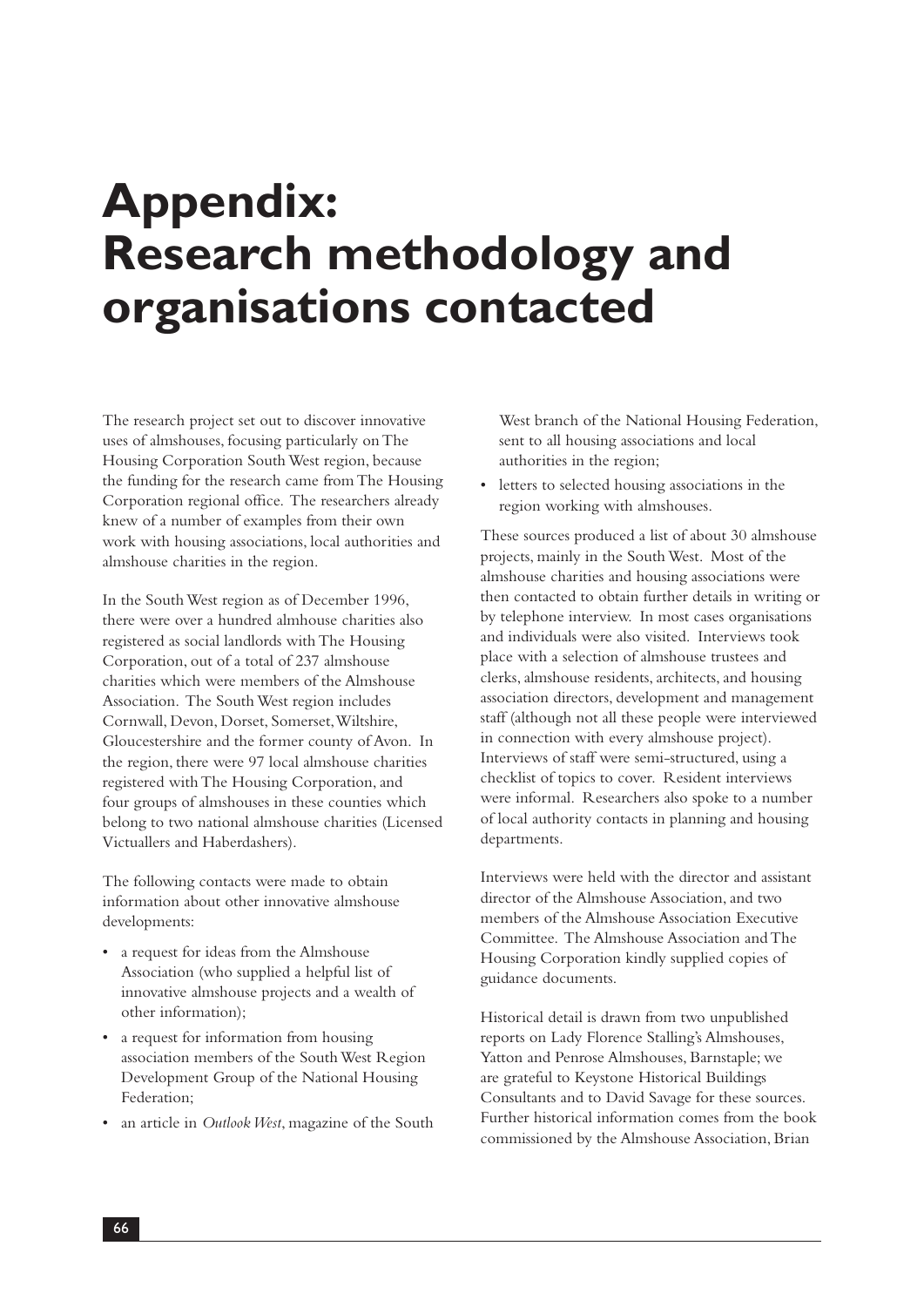# Appendix: Research methodology and organisations contacted

The research project set out to discover innovative uses of almshouses, focusing particularly on The Housing Corporation South West region, because the funding for the research came from The Housing Corporation regional office. The researchers already knew of a number of examples from their own work with housing associations, local authorities and almshouse charities in the region.

In the South West region as of December 1996, there were over a hundred almhouse charities also registered as social landlords with The Housing Corporation, out of a total of 237 almshouse charities which were members of the Almshouse Association. The South West region includes Cornwall, Devon, Dorset, Somerset, Wiltshire, Gloucestershire and the former county of Avon. In the region, there were 97 local almshouse charities registered with The Housing Corporation, and four groups of almshouses in these counties which belong to two national almshouse charities (Licensed Victuallers and Haberdashers).

The following contacts were made to obtain information about other innovative almshouse developments:

- a request for ideas from the Almshouse Association (who supplied a helpful list of innovative almshouse projects and a wealth of other information);
- a request for information from housing association members of the South West Region Development Group of the National Housing Federation;
- an article in *Outlook West*, magazine of the South West branch of the National Housing Federation, sent to all housing associations and local authorities in the region;
- letters to selected housing associations in the region working with almshouses.

These sources produced a list of about 30 almshouse projects, mainly in the South West. Most of the almshouse charities and housing associations were then contacted to obtain further details in writing or by telephone interview. In most cases organisations and individuals were also visited. Interviews took place with a selection of almshouse trustees and clerks, almshouse residents, architects, and housing association directors, development and management staff (although not all these people were interviewed in connection with every almshouse project). Interviews of staff were semi-structured, using a checklist of topics to cover. Resident interviews were informal. Researchers also spoke to a number of local authority contacts in planning and housing departments.

Interviews were held with the director and assistant director of the Almshouse Association, and two members of the Almshouse Association Executive Committee. The Almshouse Association and The Housing Corporation kindly supplied copies of guidance documents.

Historical detail is drawn from two unpublished reports on Lady Florence Stalling's Almshouses, Yatton and Penrose Almshouses, Barnstaple; we are grateful to Keystone Historical Buildings Consultants and to David Savage for these sources. Further historical information comes from the book commissioned by the Almshouse Association, Brian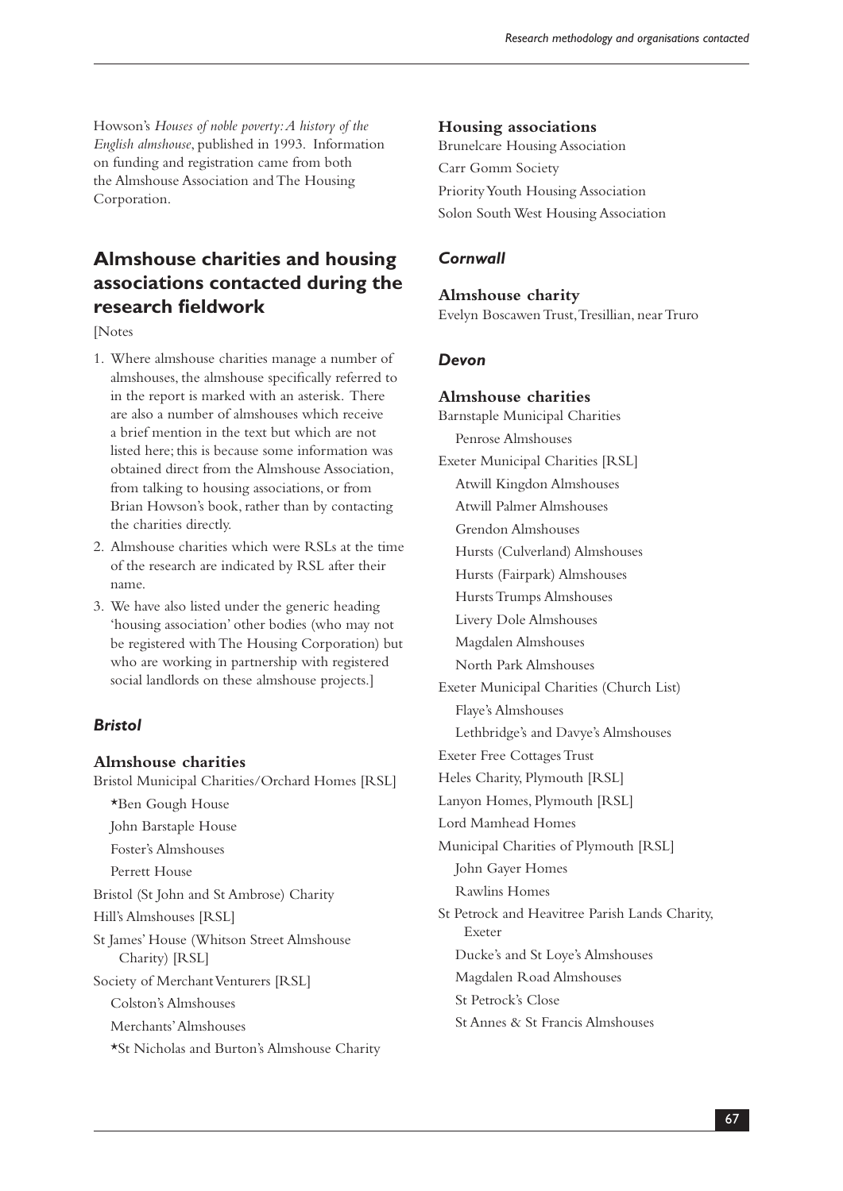Howson's *Houses of noble poverty: A history of the English almshouse*, published in 1993. Information on funding and registration came from both the Almshouse Association and The Housing Corporation.

## Almshouse charities and housing associations contacted during the research fieldwork

[Notes

1. Where almshouse charities manage a number of almshouses, the almshouse specifically referred to in the report is marked with an asterisk. There are also a number of almshouses which receive a brief mention in the text but which are not listed here; this is because some information was obtained direct from the Almshouse Association, from talking to housing associations, or from Brian Howson's book, rather than by contacting the charities directly.
2. Almshouse charities which were RSLs at the time of the research are indicated by RSL after their name.
3. We have also listed under the generic heading 'housing association' other bodies (who may not be registered with The Housing Corporation) but who are working in partnership with registered social landlords on these almshouse projects.]

### *Bristol*

#### Almshouse charities

Bristol Municipal Charities/Orchard Homes [RSL]
- *Ben Gough House
- John Barstaple House
- Foster's Almshouses
- Perrett House

Bristol (St John and St Ambrose) Charity

Hill's Almshouses [RSL]

St James' House (Whitson Street Almshouse Charity) [RSL]

Society of Merchant Venturers [RSL]
- Colston's Almshouses
- Merchants' Almshouses
- *St Nicholas and Burton's Almshouse Charity

#### Housing associations

Brunelcare Housing Association

Carr Gomm Society

Priority Youth Housing Association

Solon South West Housing Association

### *Cornwall*

#### Almshouse charity

Evelyn Boscawen Trust, Tresillian, near Truro

### *Devon*

#### Almshouse charities

Barnstaple Municipal Charities
- Penrose Almshouses

Exeter Municipal Charities [RSL]
- Atwill Kingdon Almshouses
- Atwill Palmer Almshouses
- Grendon Almshouses
- Hursts (Culverland) Almshouses
- Hursts (Fairpark) Almshouses
- Hursts Trumps Almshouses
- Livery Dole Almshouses
- Magdalen Almshouses
- North Park Almshouses

Exeter Municipal Charities (Church List)
- Flaye's Almshouses
- Lethbridge's and Davye's Almshouses

Exeter Free Cottages Trust

Heles Charity, Plymouth [RSL]

Lanyon Homes, Plymouth [RSL]

Lord Mamhead Homes

Municipal Charities of Plymouth [RSL]
- John Gayer Homes
- Rawlins Homes

St Petrock and Heavitree Parish Lands Charity, Exeter
- Ducke's and St Loye's Almshouses
- Magdalen Road Almshouses
- St Petrock's Close
- St Annes & St Francis Almshouses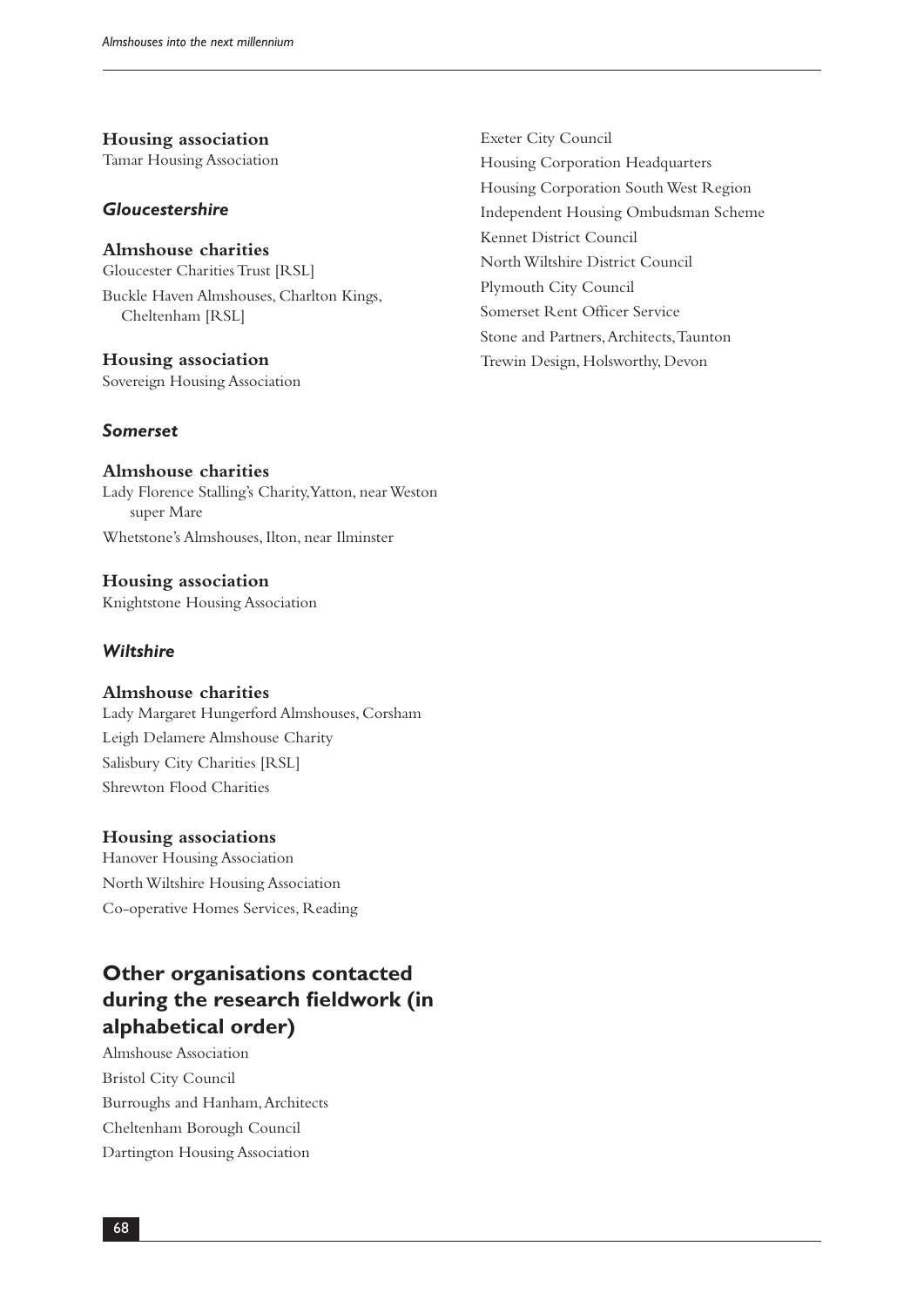**Housing association**

Tamar Housing Association

### *Gloucestershire*

**Almshouse charities**

Gloucester Charities Trust [RSL]

Buckle Haven Almshouses, Charlton Kings, Cheltenham [RSL]

**Housing association**

Sovereign Housing Association

### *Somerset*

**Almshouse charities**

Lady Florence Stalling's Charity, Yatton, near Weston super Mare

Whetstone's Almshouses, Ilton, near Ilminster

**Housing association**

Knightstone Housing Association

### *Wiltshire*

**Almshouse charities**

Lady Margaret Hungerford Almshouses, Corsham

Leigh Delamere Almshouse Charity

Salisbury City Charities [RSL]

Shrewton Flood Charities

**Housing associations**

Hanover Housing Association

North Wiltshire Housing Association

Co-operative Homes Services, Reading

## Other organisations contacted during the research fieldwork (in alphabetical order)

Almshouse Association

Bristol City Council

Burroughs and Hanham, Architects

Cheltenham Borough Council

Dartington Housing Association

Exeter City Council

Housing Corporation Headquarters

Housing Corporation South West Region

Independent Housing Ombudsman Scheme

Kennet District Council

North Wiltshire District Council

Plymouth City Council

Somerset Rent Officer Service

Stone and Partners, Architects, Taunton

Trewin Design, Holsworthy, Devon